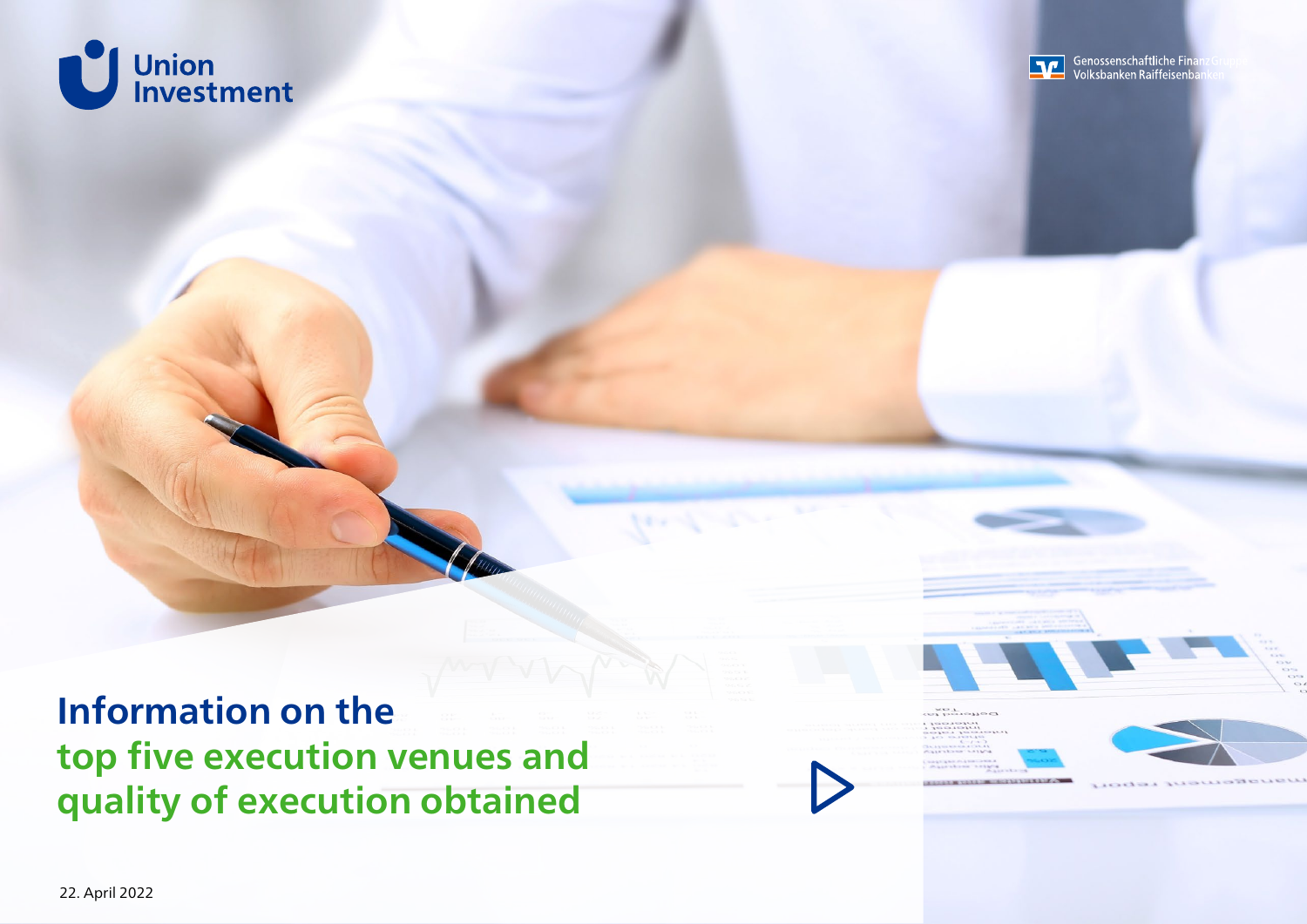Union Investment

Genossenschaftliche FinanzGruppe Volksbanken Raiffeisenbanken

# Information on the top five execution venues and quality of execution obtained

22. April 2022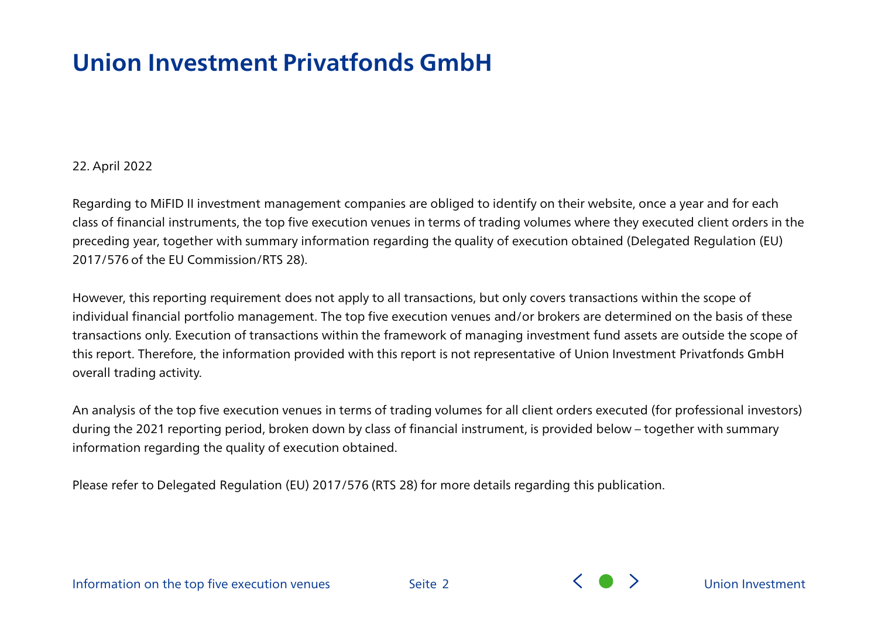# Union Investment Privatfonds GmbH

22. April 2022

Regarding to MiFID II investment management companies are obliged to identify on their website, once a year and for each class of financial instruments, the top five execution venues in terms of trading volumes where they executed client orders in the preceding year, together with summary information regarding the quality of execution obtained (Delegated Regulation (EU) 2017/576 of the EU Commission/RTS 28).

However, this reporting requirement does not apply to all transactions, but only covers transactions within the scope of individual financial portfolio management. The top five execution venues and/or brokers are determined on the basis of these transactions only. Execution of transactions within the framework of managing investment fund assets are outside the scope of this report. Therefore, the information provided with this report is not representative of Union Investment Privatfonds GmbH overall trading activity.

An analysis of the top five execution venues in terms of trading volumes for all client orders executed (for professional investors) during the 2021 reporting period, broken down by class of financial instrument, is provided below – together with summary information regarding the quality of execution obtained.

Please refer to Delegated Regulation (EU) 2017/576 (RTS 28) for more details regarding this publication.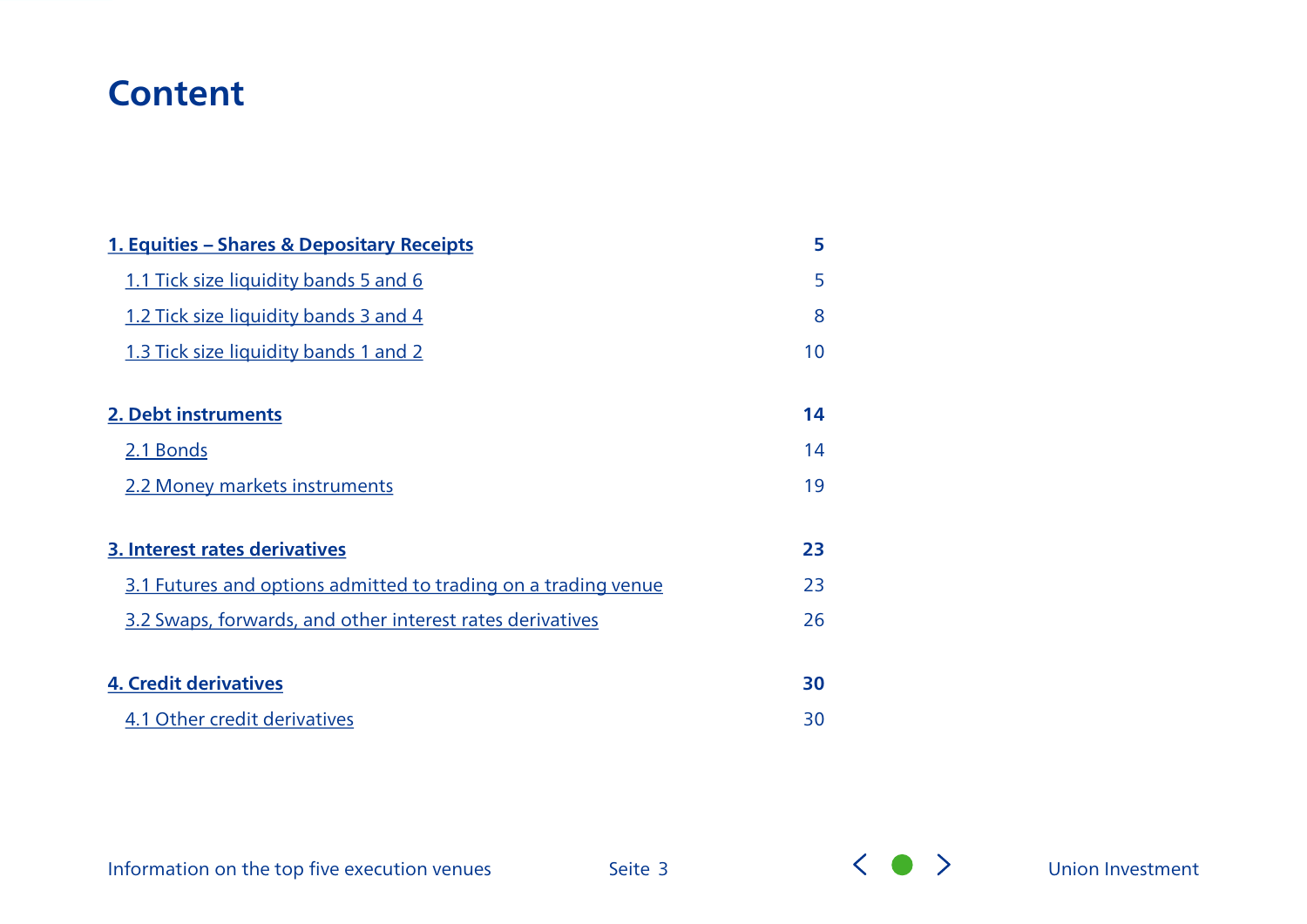# Content

| | |
|---|---|
| **1. Equities – Shares & Depositary Receipts** | **5** |
| 1.1 Tick size liquidity bands 5 and 6 | 5 |
| 1.2 Tick size liquidity bands 3 and 4 | 8 |
| 1.3 Tick size liquidity bands 1 and 2 | 10 |
| **2. Debt instruments** | **14** |
| 2.1 Bonds | 14 |
| 2.2 Money markets instruments | 19 |
| **3. Interest rates derivatives** | **23** |
| 3.1 Futures and options admitted to trading on a trading venue | 23 |
| 3.2 Swaps, forwards, and other interest rates derivatives | 26 |
| **4. Credit derivatives** | **30** |
| 4.1 Other credit derivatives | 30 |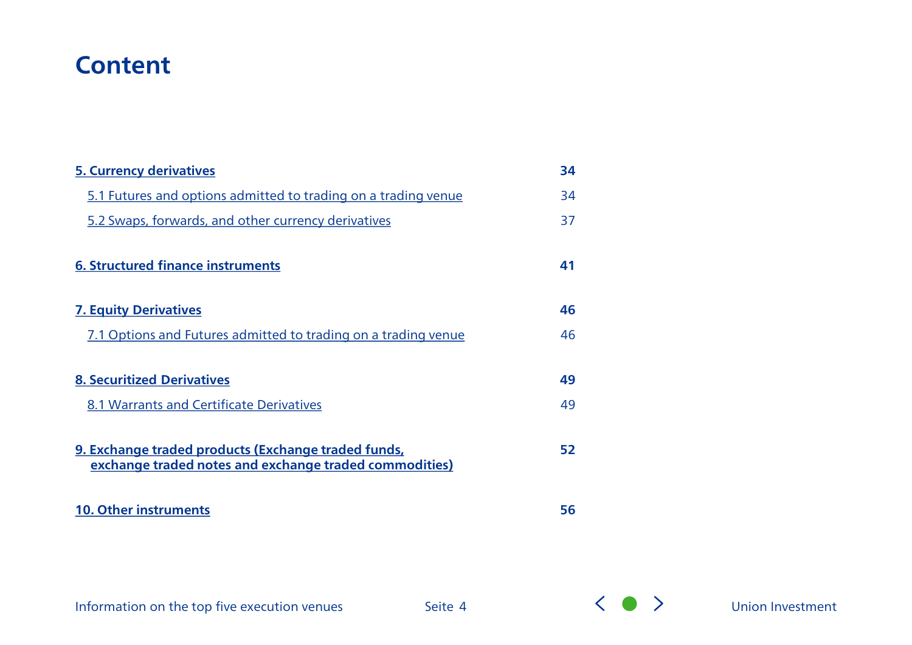# Content

| | |
|---|---|
| **5. Currency derivatives** | **34** |
| 5.1 Futures and options admitted to trading on a trading venue | 34 |
| 5.2 Swaps, forwards, and other currency derivatives | 37 |
| **6. Structured finance instruments** | **41** |
| **7. Equity Derivatives** | **46** |
| 7.1 Options and Futures admitted to trading on a trading venue | 46 |
| **8. Securitized Derivatives** | **49** |
| 8.1 Warrants and Certificate Derivatives | 49 |
| **9. Exchange traded products (Exchange traded funds, exchange traded notes and exchange traded commodities)** | **52** |
| **10. Other instruments** | **56** |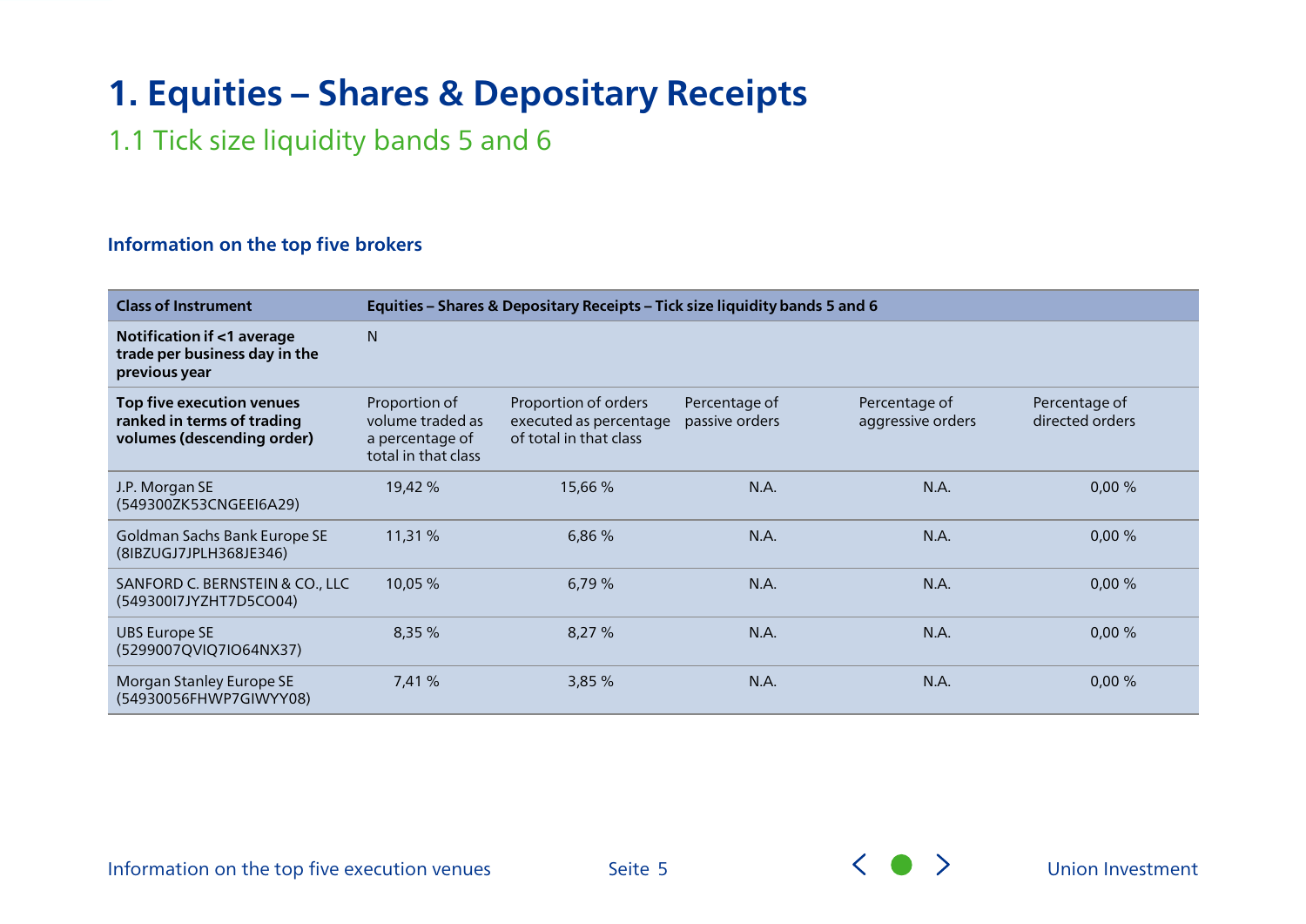# 1. Equities – Shares & Depositary Receipts

## 1.1 Tick size liquidity bands 5 and 6

### Information on the top five brokers

| Class of Instrument | Equities – Shares & Depositary Receipts – Tick size liquidity bands 5 and 6 | | | | |
|---|---|---|---|---|---|
| **Notification if <1 average trade per business day in the previous year** | N | | | | |
| **Top five execution venues ranked in terms of trading volumes (descending order)** | Proportion of volume traded as a percentage of total in that class | Proportion of orders executed as percentage of total in that class | Percentage of passive orders | Percentage of aggressive orders | Percentage of directed orders |
| J.P. Morgan SE (549300ZK53CNGEEI6A29) | 19,42 % | 15,66 % | N.A. | N.A. | 0,00 % |
| Goldman Sachs Bank Europe SE (8IBZUGJ7JPLH368JE346) | 11,31 % | 6,86 % | N.A. | N.A. | 0,00 % |
| SANFORD C. BERNSTEIN & CO., LLC (549300I7JYZHT7D5CO04) | 10,05 % | 6,79 % | N.A. | N.A. | 0,00 % |
| UBS Europe SE (5299007QVIQ7IO64NX37) | 8,35 % | 8,27 % | N.A. | N.A. | 0,00 % |
| Morgan Stanley Europe SE (54930056FHWP7GIWYY08) | 7,41 % | 3,85 % | N.A. | N.A. | 0,00 % |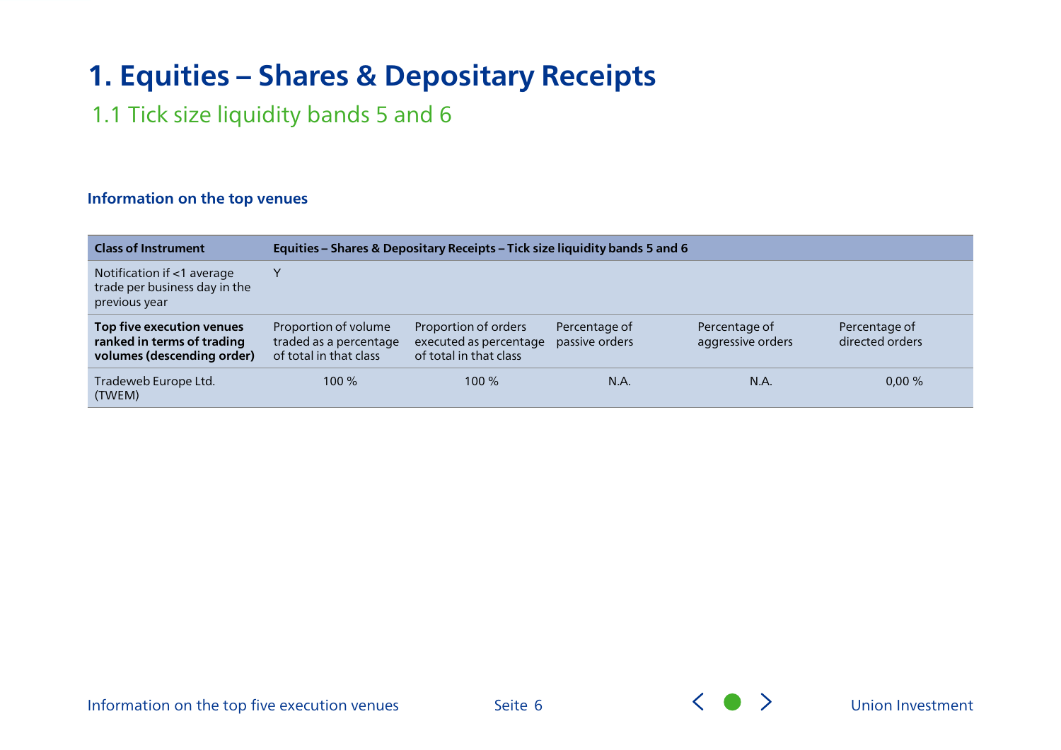# 1. Equities – Shares & Depositary Receipts

## 1.1 Tick size liquidity bands 5 and 6

### Information on the top venues

| Class of Instrument | Equities – Shares & Depositary Receipts – Tick size liquidity bands 5 and 6 | | | | |
|---|---|---|---|---|---|
| Notification if <1 average trade per business day in the previous year | Y | | | | |
| **Top five execution venues ranked in terms of trading volumes (descending order)** | Proportion of volume traded as a percentage of total in that class | Proportion of orders executed as percentage of total in that class | Percentage of passive orders | Percentage of aggressive orders | Percentage of directed orders |
| Tradeweb Europe Ltd. (TWEM) | 100 % | 100 % | N.A. | N.A. | 0,00 % |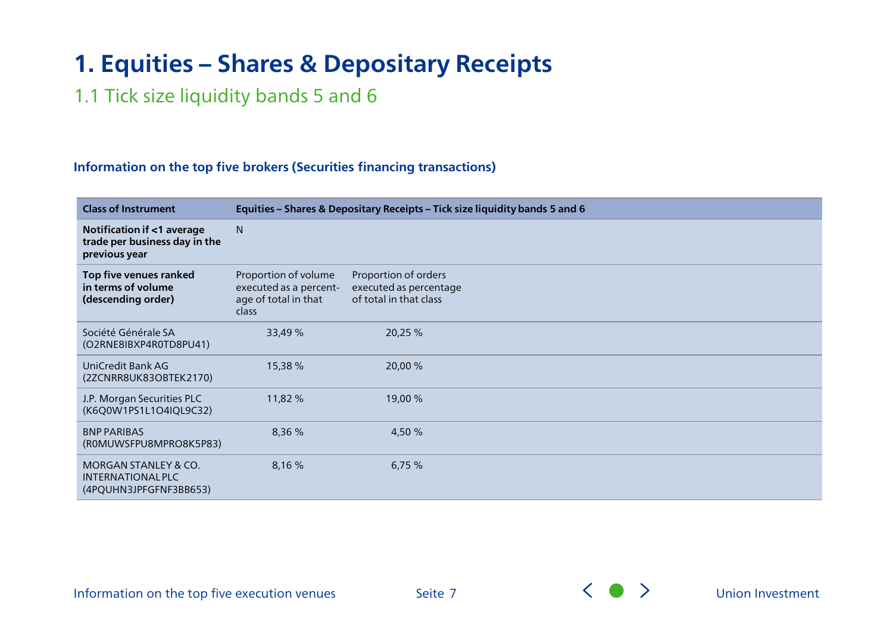# 1. Equities – Shares & Depositary Receipts

## 1.1 Tick size liquidity bands 5 and 6

### Information on the top five brokers (Securities financing transactions)

| Class of Instrument | Equities – Shares & Depositary Receipts – Tick size liquidity bands 5 and 6 | |
|---|---|---|
| **Notification if <1 average trade per business day in the previous year** | N | |
| **Top five venues ranked in terms of volume (descending order)** | Proportion of volume executed as a percentage of total in that class | Proportion of orders executed as percentage of total in that class |
| Société Générale SA (O2RNE8IBXP4R0TD8PU41) | 33,49 % | 20,25 % |
| UniCredit Bank AG (2ZCNRR8UK83OBTEK2170) | 15,38 % | 20,00 % |
| J.P. Morgan Securities PLC (K6Q0W1PS1L1O4IQL9C32) | 11,82 % | 19,00 % |
| BNP PARIBAS (R0MUWSFPU8MPRO8K5P83) | 8,36 % | 4,50 % |
| MORGAN STANLEY & CO. INTERNATIONAL PLC (4PQUHN3JPFGFNF3BB653) | 8,16 % | 6,75 % |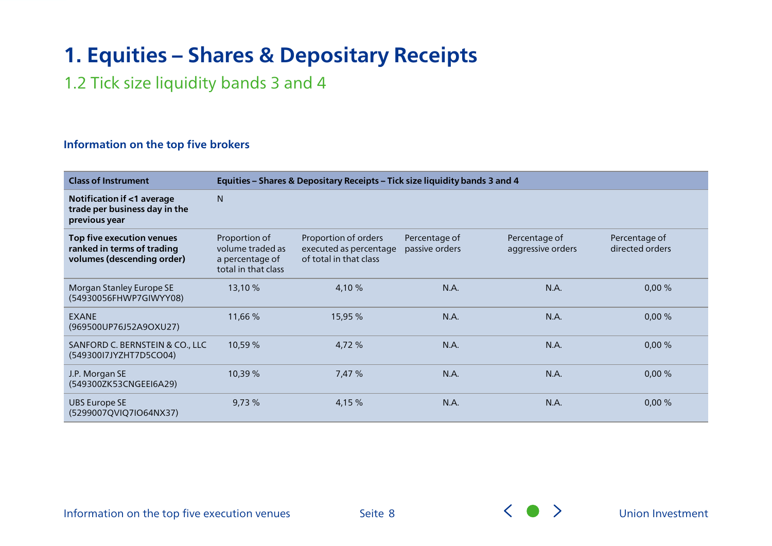# 1. Equities – Shares & Depositary Receipts

## 1.2 Tick size liquidity bands 3 and 4

### Information on the top five brokers

| Class of Instrument | Equities – Shares & Depositary Receipts – Tick size liquidity bands 3 and 4 | | | | |
|---|---|---|---|---|---|
| Notification if <1 average trade per business day in the previous year | N | | | | |
| **Top five execution venues ranked in terms of trading volumes (descending order)** | Proportion of volume traded as a percentage of total in that class | Proportion of orders executed as percentage of total in that class | Percentage of passive orders | Percentage of aggressive orders | Percentage of directed orders |
| Morgan Stanley Europe SE (54930056FHWP7GIWYY08) | 13,10 % | 4,10 % | N.A. | N.A. | 0,00 % |
| EXANE (969500UP76J52A9OXU27) | 11,66 % | 15,95 % | N.A. | N.A. | 0,00 % |
| SANFORD C. BERNSTEIN & CO., LLC (549300I7JYZHT7D5CO04) | 10,59 % | 4,72 % | N.A. | N.A. | 0,00 % |
| J.P. Morgan SE (549300ZK53CNGEEI6A29) | 10,39 % | 7,47 % | N.A. | N.A. | 0,00 % |
| UBS Europe SE (5299007QVIQ7IO64NX37) | 9,73 % | 4,15 % | N.A. | N.A. | 0,00 % |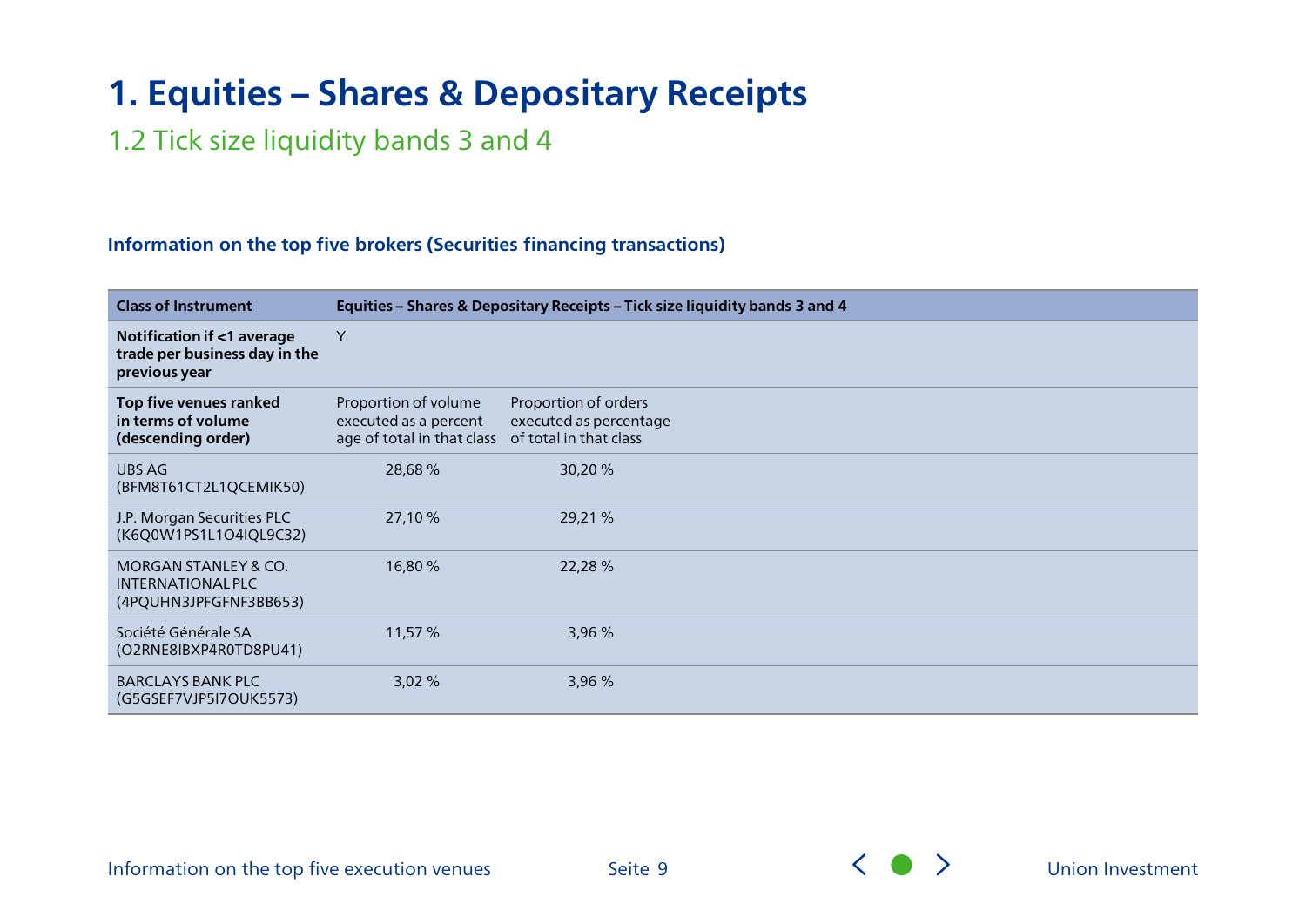# 1. Equities – Shares & Depositary Receipts

## 1.2 Tick size liquidity bands 3 and 4

### Information on the top five brokers (Securities financing transactions)

| Class of Instrument | Equities – Shares & Depositary Receipts – Tick size liquidity bands 3 and 4 | |
|---|---|---|
| **Notification if <1 average trade per business day in the previous year** | Y | |
| **Top five venues ranked in terms of volume (descending order)** | Proportion of volume executed as a percentage of total in that class | Proportion of orders executed as percentage of total in that class |
| UBS AG (BFM8T61CT2L1QCEMIK50) | 28,68 % | 30,20 % |
| J.P. Morgan Securities PLC (K6Q0W1PS1L1O4IQL9C32) | 27,10 % | 29,21 % |
| MORGAN STANLEY & CO. INTERNATIONAL PLC (4PQUHN3JPFGFNF3BB653) | 16,80 % | 22,28 % |
| Société Générale SA (O2RNE8IBXP4R0TD8PU41) | 11,57 % | 3,96 % |
| BARCLAYS BANK PLC (G5GSEF7VJP5I7OUK5573) | 3,02 % | 3,96 % |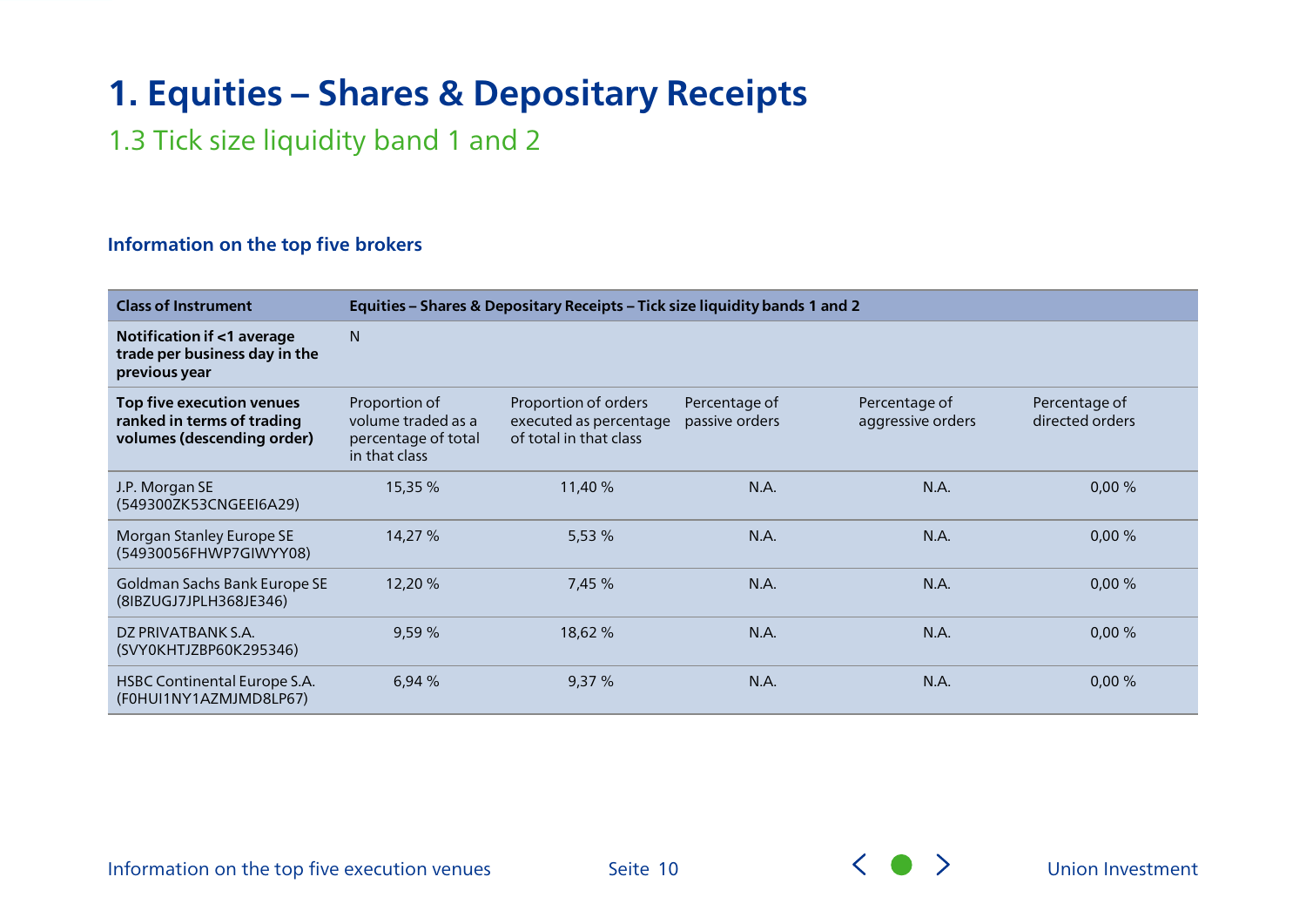# 1. Equities – Shares & Depositary Receipts

## 1.3 Tick size liquidity band 1 and 2

### Information on the top five brokers

| Class of Instrument | Equities – Shares & Depositary Receipts – Tick size liquidity bands 1 and 2 | | | | |
|---|---|---|---|---|---|
| **Notification if <1 average trade per business day in the previous year** | N | | | | |
| **Top five execution venues ranked in terms of trading volumes (descending order)** | Proportion of volume traded as a percentage of total in that class | Proportion of orders executed as percentage of total in that class | Percentage of passive orders | Percentage of aggressive orders | Percentage of directed orders |
| J.P. Morgan SE (549300ZK53CNGEEI6A29) | 15,35 % | 11,40 % | N.A. | N.A. | 0,00 % |
| Morgan Stanley Europe SE (54930056FHWP7GIWYY08) | 14,27 % | 5,53 % | N.A. | N.A. | 0,00 % |
| Goldman Sachs Bank Europe SE (8IBZUGJ7JPLH368JE346) | 12,20 % | 7,45 % | N.A. | N.A. | 0,00 % |
| DZ PRIVATBANK S.A. (SVY0KHTJZBP60K295346) | 9,59 % | 18,62 % | N.A. | N.A. | 0,00 % |
| HSBC Continental Europe S.A. (F0HUI1NY1AZMJMD8LP67) | 6,94 % | 9,37 % | N.A. | N.A. | 0,00 % |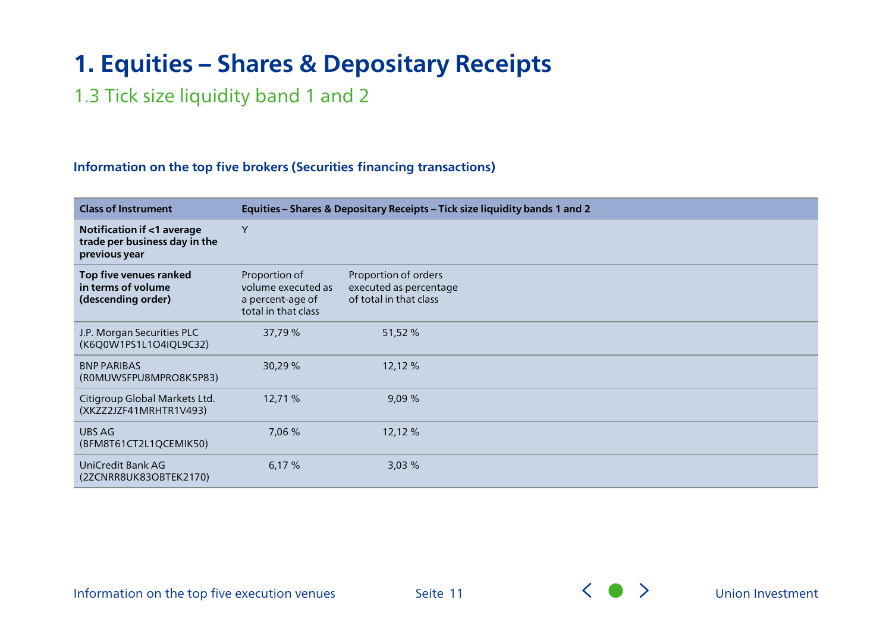# 1. Equities – Shares & Depositary Receipts

## 1.3 Tick size liquidity band 1 and 2

### Information on the top five brokers (Securities financing transactions)

| Class of Instrument | Equities – Shares & Depositary Receipts – Tick size liquidity bands 1 and 2 | |
|---|---|---|
| **Notification if <1 average trade per business day in the previous year** | Y | |
| **Top five venues ranked in terms of volume (descending order)** | Proportion of volume executed as a percent-age of total in that class | Proportion of orders executed as percentage of total in that class |
| J.P. Morgan Securities PLC (K6Q0W1PS1L1O4IQL9C32) | 37,79 % | 51,52 % |
| BNP PARIBAS (R0MUWSFPU8MPRO8K5P83) | 30,29 % | 12,12 % |
| Citigroup Global Markets Ltd. (XKZZ2JZF41MRHTR1V493) | 12,71 % | 9,09 % |
| UBS AG (BFM8T61CT2L1QCEMIK50) | 7,06 % | 12,12 % |
| UniCredit Bank AG (2ZCNRR8UK83OBTEK2170) | 6,17 % | 3,03 % |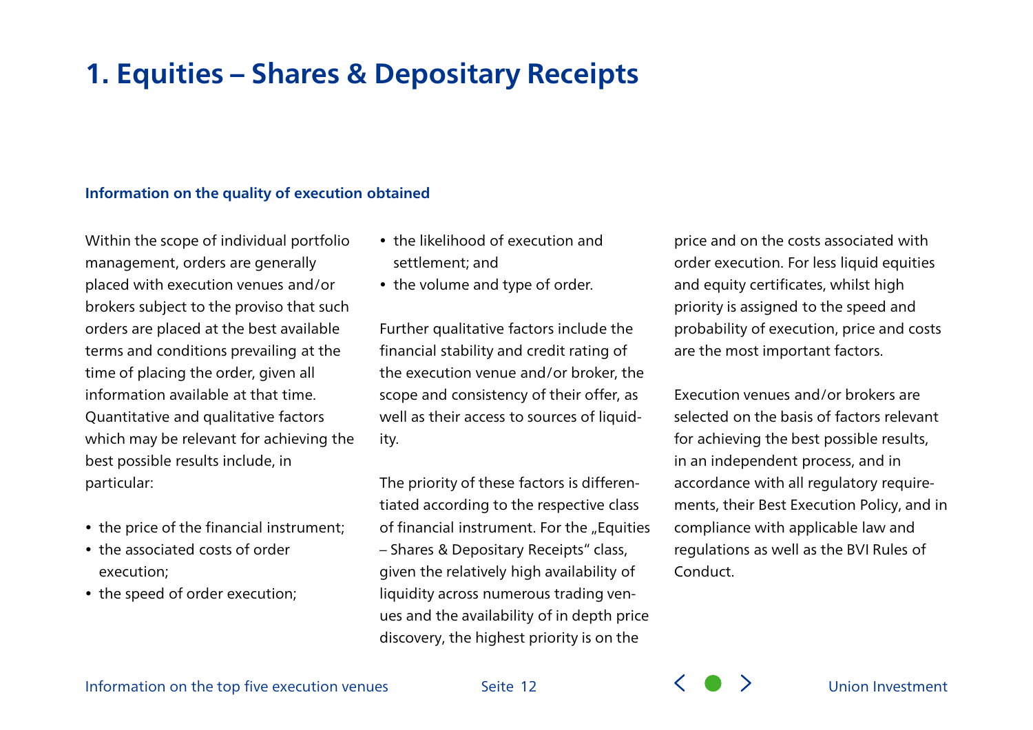# 1. Equities – Shares & Depositary Receipts

### Information on the quality of execution obtained

Within the scope of individual portfolio management, orders are generally placed with execution venues and/or brokers subject to the proviso that such orders are placed at the best available terms and conditions prevailing at the time of placing the order, given all information available at that time. Quantitative and qualitative factors which may be relevant for achieving the best possible results include, in particular:

- the price of the financial instrument;
- the associated costs of order execution;
- the speed of order execution;
- the likelihood of execution and settlement; and
- the volume and type of order.

Further qualitative factors include the financial stability and credit rating of the execution venue and/or broker, the scope and consistency of their offer, as well as their access to sources of liquidity.

The priority of these factors is differentiated according to the respective class of financial instrument. For the „Equities – Shares & Depositary Receipts" class, given the relatively high availability of liquidity across numerous trading venues and the availability of in depth price discovery, the highest priority is on the price and on the costs associated with order execution. For less liquid equities and equity certificates, whilst high priority is assigned to the speed and probability of execution, price and costs are the most important factors.

Execution venues and/or brokers are selected on the basis of factors relevant for achieving the best possible results, in an independent process, and in accordance with all regulatory requirements, their Best Execution Policy, and in compliance with applicable law and regulations as well as the BVI Rules of Conduct.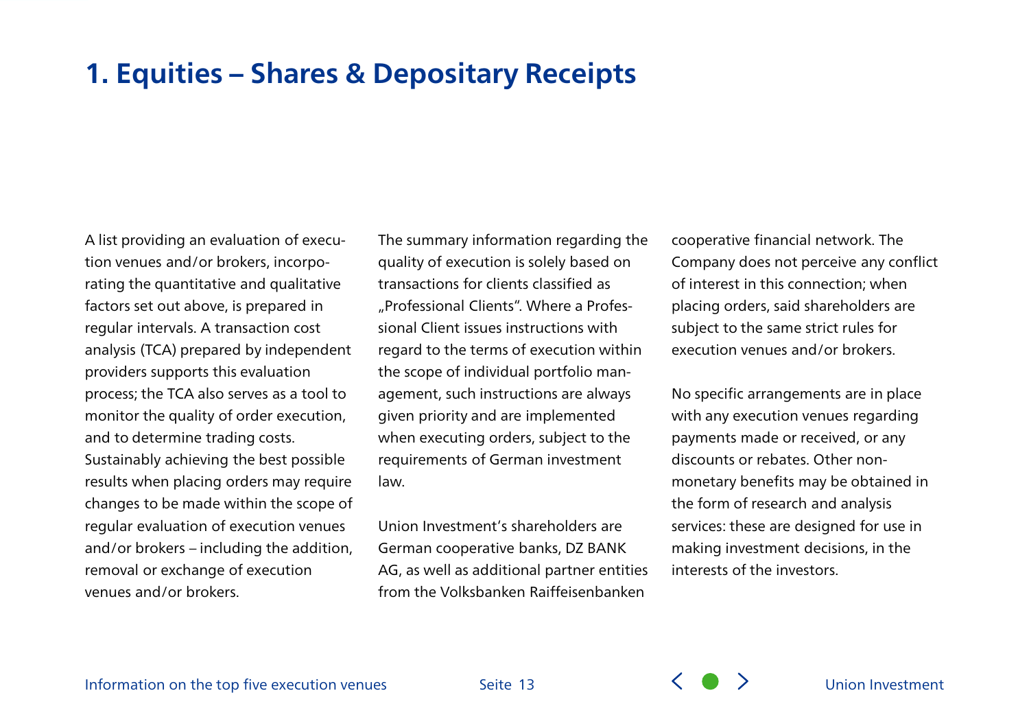# 1. Equities – Shares & Depositary Receipts

A list providing an evaluation of execution venues and/or brokers, incorporating the quantitative and qualitative factors set out above, is prepared in regular intervals. A transaction cost analysis (TCA) prepared by independent providers supports this evaluation process; the TCA also serves as a tool to monitor the quality of order execution, and to determine trading costs. Sustainably achieving the best possible results when placing orders may require changes to be made within the scope of regular evaluation of execution venues and/or brokers – including the addition, removal or exchange of execution venues and/or brokers.

The summary information regarding the quality of execution is solely based on transactions for clients classified as „Professional Clients". Where a Professional Client issues instructions with regard to the terms of execution within the scope of individual portfolio management, such instructions are always given priority and are implemented when executing orders, subject to the requirements of German investment law.

Union Investment's shareholders are German cooperative banks, DZ BANK AG, as well as additional partner entities from the Volksbanken Raiffeisenbanken cooperative financial network. The Company does not perceive any conflict of interest in this connection; when placing orders, said shareholders are subject to the same strict rules for execution venues and/or brokers.

No specific arrangements are in place with any execution venues regarding payments made or received, or any discounts or rebates. Other non-monetary benefits may be obtained in the form of research and analysis services: these are designed for use in making investment decisions, in the interests of the investors.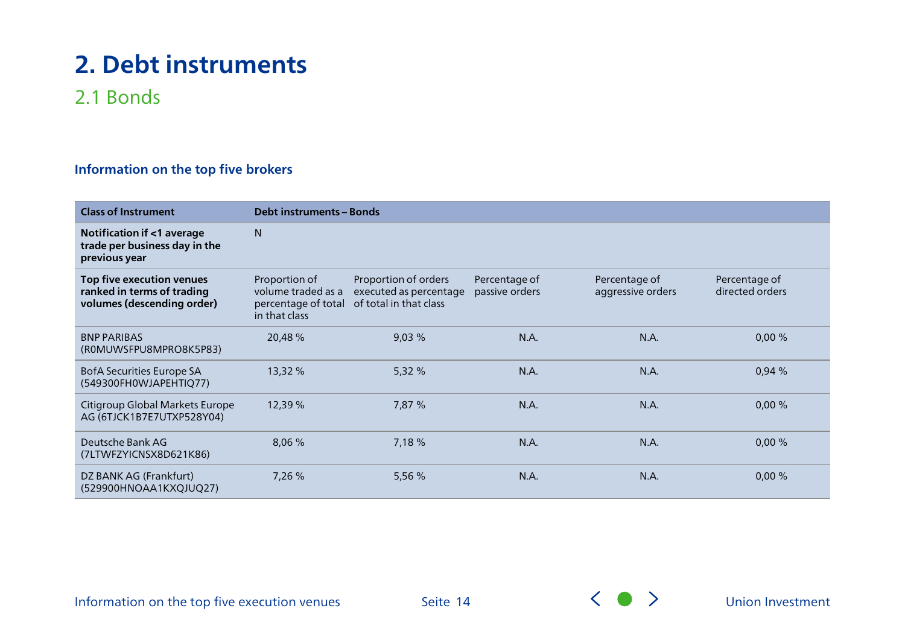# 2. Debt instruments

## 2.1 Bonds

### Information on the top five brokers

| Class of Instrument | Debt instruments – Bonds | | | | |
|---|---|---|---|---|---|
| **Notification if <1 average trade per business day in the previous year** | N | | | | |
| **Top five execution venues ranked in terms of trading volumes (descending order)** | Proportion of volume traded as a percentage of total in that class | Proportion of orders executed as percentage of total in that class | Percentage of passive orders | Percentage of aggressive orders | Percentage of directed orders |
| BNP PARIBAS (R0MUWSFPU8MPRO8K5P83) | 20,48 % | 9,03 % | N.A. | N.A. | 0,00 % |
| BofA Securities Europe SA (549300FH0WJAPEHTIQ77) | 13,32 % | 5,32 % | N.A. | N.A. | 0,94 % |
| Citigroup Global Markets Europe AG (6TJCK1B7E7UTXP528Y04) | 12,39 % | 7,87 % | N.A. | N.A. | 0,00 % |
| Deutsche Bank AG (7LTWFZYICNSX8D621K86) | 8,06 % | 7,18 % | N.A. | N.A. | 0,00 % |
| DZ BANK AG (Frankfurt) (529900HNOAA1KXQJUQ27) | 7,26 % | 5,56 % | N.A. | N.A. | 0,00 % |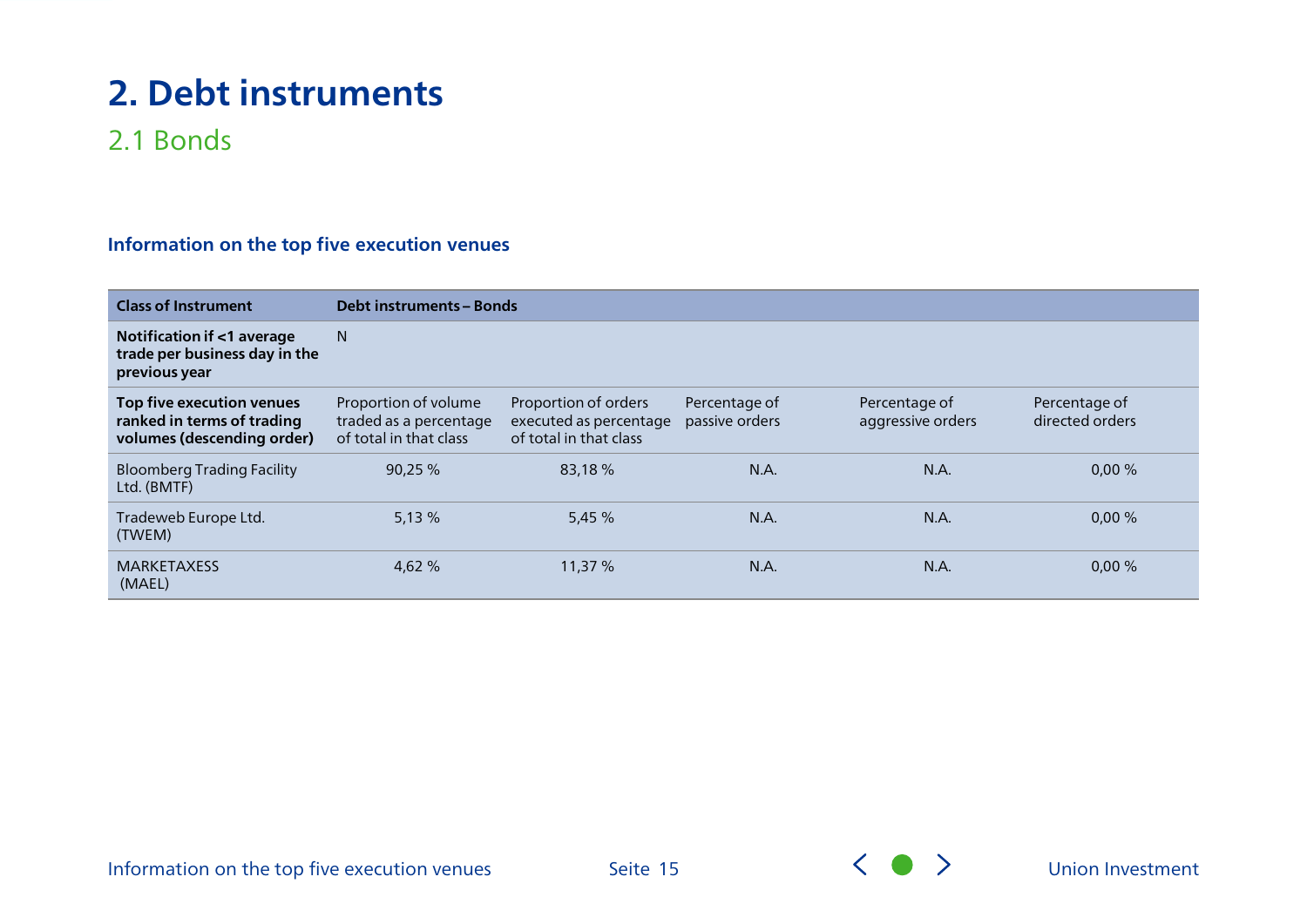# 2. Debt instruments

## 2.1 Bonds

### Information on the top five execution venues

| **Class of Instrument** | **Debt instruments – Bonds** | | | | |
|---|---|---|---|---|---|
| **Notification if <1 average trade per business day in the previous year** | N | | | | |
| **Top five execution venues ranked in terms of trading volumes (descending order)** | Proportion of volume traded as a percentage of total in that class | Proportion of orders executed as percentage of total in that class | Percentage of passive orders | Percentage of aggressive orders | Percentage of directed orders |
| Bloomberg Trading Facility Ltd. (BMTF) | 90,25 % | 83,18 % | N.A. | N.A. | 0,00 % |
| Tradeweb Europe Ltd. (TWEM) | 5,13 % | 5,45 % | N.A. | N.A. | 0,00 % |
| MARKETAXESS (MAEL) | 4,62 % | 11,37 % | N.A. | N.A. | 0,00 % |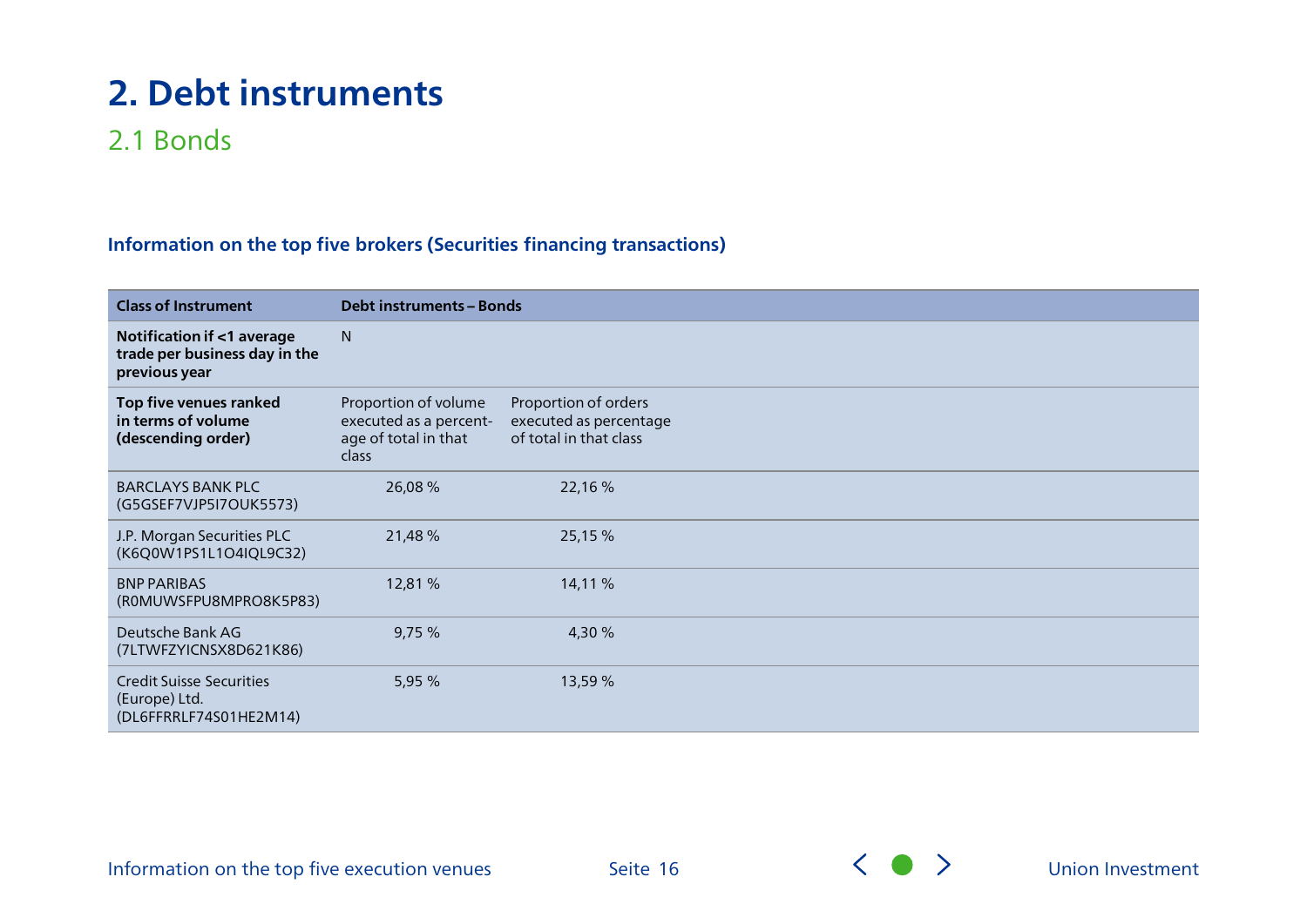# 2. Debt instruments

## 2.1 Bonds

### Information on the top five brokers (Securities financing transactions)

| Class of Instrument | Debt instruments – Bonds | |
|---|---|---|
| **Notification if <1 average trade per business day in the previous year** | N | |
| **Top five venues ranked in terms of volume (descending order)** | Proportion of volume executed as a percentage of total in that class | Proportion of orders executed as percentage of total in that class |
| BARCLAYS BANK PLC (G5GSEF7VJP5I7OUK5573) | 26,08 % | 22,16 % |
| J.P. Morgan Securities PLC (K6Q0W1PS1L1O4IQL9C32) | 21,48 % | 25,15 % |
| BNP PARIBAS (R0MUWSFPU8MPRO8K5P83) | 12,81 % | 14,11 % |
| Deutsche Bank AG (7LTWFZYICNSX8D621K86) | 9,75 % | 4,30 % |
| Credit Suisse Securities (Europe) Ltd. (DL6FFRRLF74S01HE2M14) | 5,95 % | 13,59 % |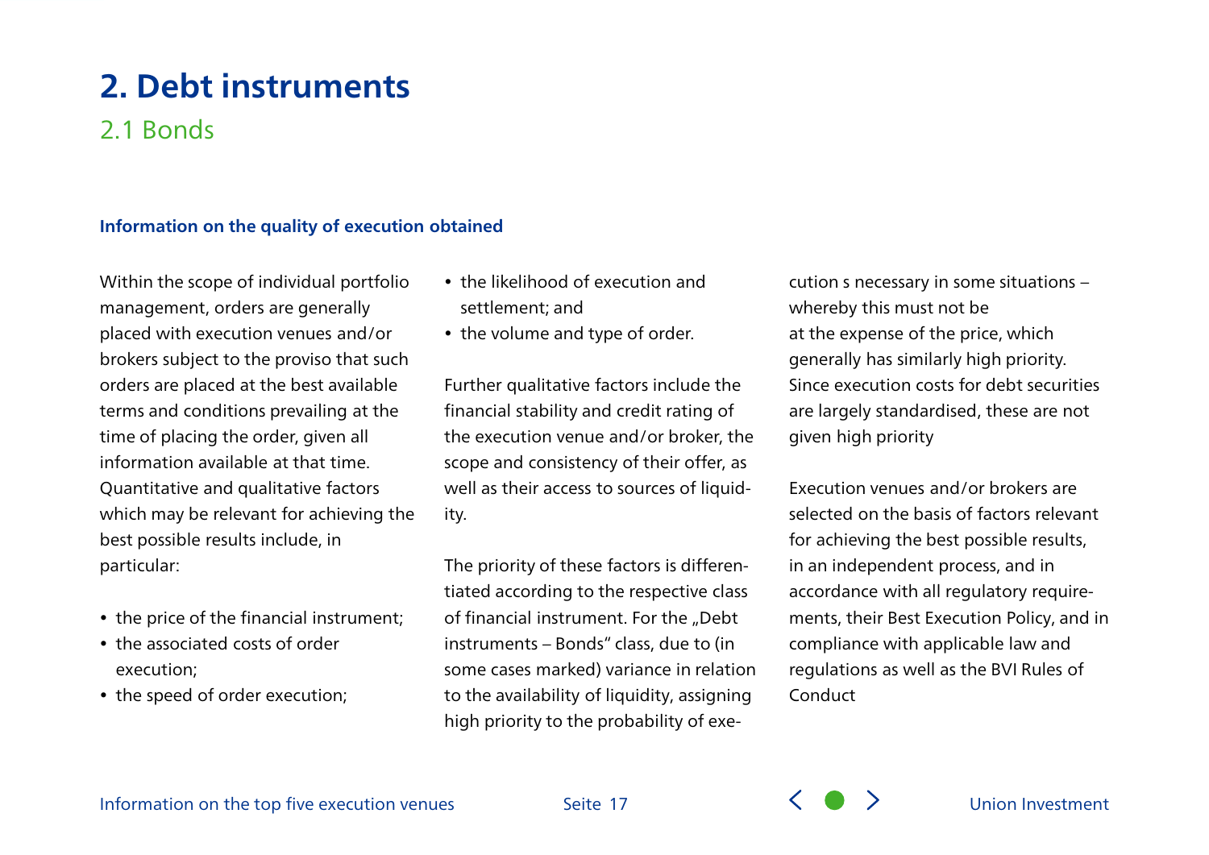# 2. Debt instruments

## 2.1 Bonds

### Information on the quality of execution obtained

Within the scope of individual portfolio management, orders are generally placed with execution venues and/or brokers subject to the proviso that such orders are placed at the best available terms and conditions prevailing at the time of placing the order, given all information available at that time. Quantitative and qualitative factors which may be relevant for achieving the best possible results include, in particular:

- the price of the financial instrument;
- the associated costs of order execution;
- the speed of order execution;
- the likelihood of execution and settlement; and
- the volume and type of order.

Further qualitative factors include the financial stability and credit rating of the execution venue and/or broker, the scope and consistency of their offer, as well as their access to sources of liquidity.

The priority of these factors is differentiated according to the respective class of financial instrument. For the „Debt instruments – Bonds" class, due to (in some cases marked) variance in relation to the availability of liquidity, assigning high priority to the probability of execution s necessary in some situations – whereby this must not be at the expense of the price, which generally has similarly high priority. Since execution costs for debt securities are largely standardised, these are not given high priority

Execution venues and/or brokers are selected on the basis of factors relevant for achieving the best possible results, in an independent process, and in accordance with all regulatory requirements, their Best Execution Policy, and in compliance with applicable law and regulations as well as the BVI Rules of Conduct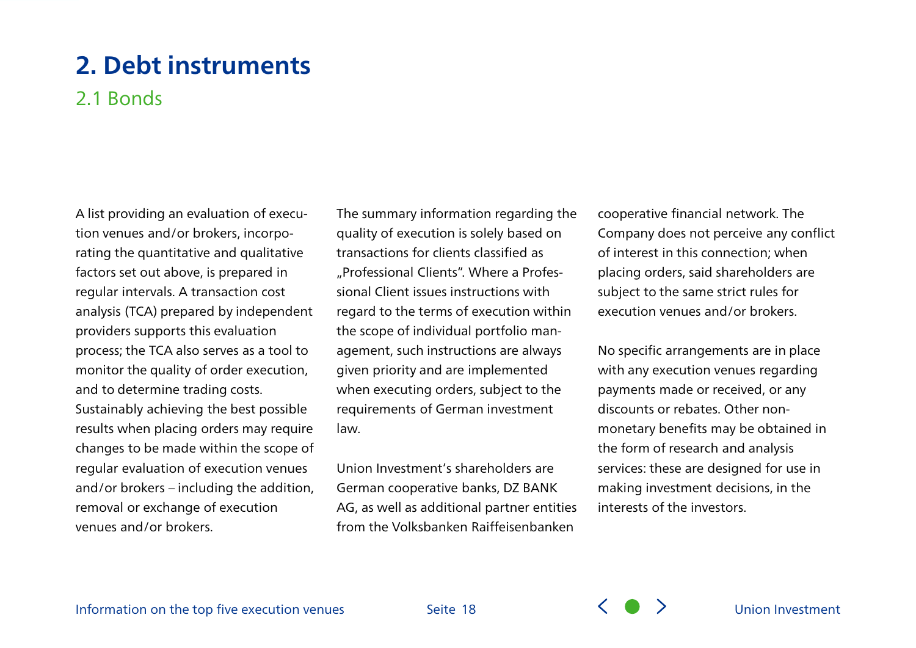# 2. Debt instruments

## 2.1 Bonds

A list providing an evaluation of execution venues and/or brokers, incorporating the quantitative and qualitative factors set out above, is prepared in regular intervals. A transaction cost analysis (TCA) prepared by independent providers supports this evaluation process; the TCA also serves as a tool to monitor the quality of order execution, and to determine trading costs. Sustainably achieving the best possible results when placing orders may require changes to be made within the scope of regular evaluation of execution venues and/or brokers – including the addition, removal or exchange of execution venues and/or brokers.

The summary information regarding the quality of execution is solely based on transactions for clients classified as „Professional Clients". Where a Professional Client issues instructions with regard to the terms of execution within the scope of individual portfolio management, such instructions are always given priority and are implemented when executing orders, subject to the requirements of German investment law.

Union Investment's shareholders are German cooperative banks, DZ BANK AG, as well as additional partner entities from the Volksbanken Raiffeisenbanken cooperative financial network. The Company does not perceive any conflict of interest in this connection; when placing orders, said shareholders are subject to the same strict rules for execution venues and/or brokers.

No specific arrangements are in place with any execution venues regarding payments made or received, or any discounts or rebates. Other non-monetary benefits may be obtained in the form of research and analysis services: these are designed for use in making investment decisions, in the interests of the investors.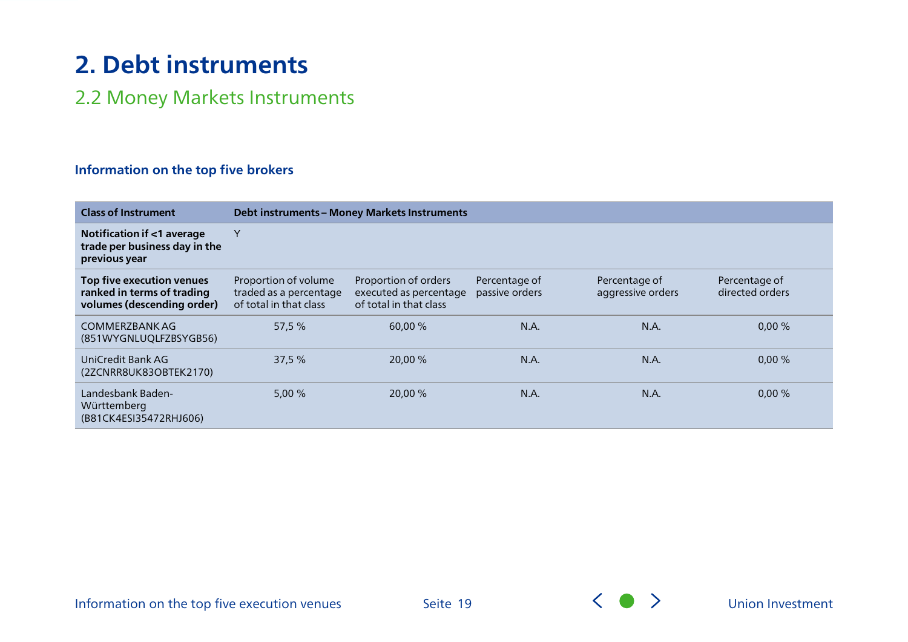# 2. Debt instruments

## 2.2 Money Markets Instruments

### Information on the top five brokers

| Class of Instrument | Debt instruments – Money Markets Instruments | | | | |
|---|---|---|---|---|---|
| **Notification if <1 average trade per business day in the previous year** | Y | | | | |
| **Top five execution venues ranked in terms of trading volumes (descending order)** | Proportion of volume traded as a percentage of total in that class | Proportion of orders executed as percentage of total in that class | Percentage of passive orders | Percentage of aggressive orders | Percentage of directed orders |
| COMMERZBANK AG (851WYGNLUQLFZBSYGB56) | 57,5 % | 60,00 % | N.A. | N.A. | 0,00 % |
| UniCredit Bank AG (2ZCNRR8UK83OBTEK2170) | 37,5 % | 20,00 % | N.A. | N.A. | 0,00 % |
| Landesbank Baden-Württemberg (B81CK4ESI35472RHJ606) | 5,00 % | 20,00 % | N.A. | N.A. | 0,00 % |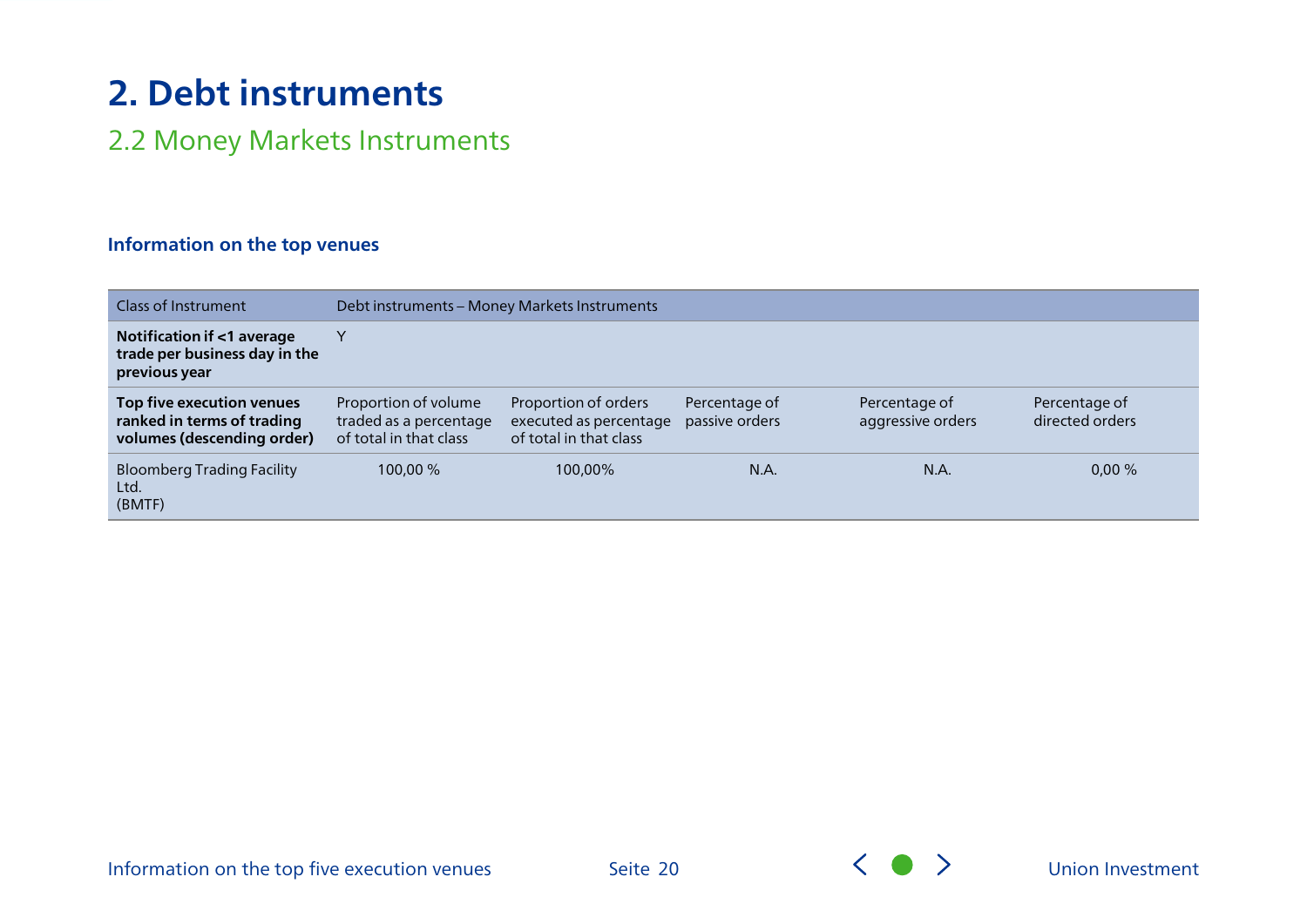# 2. Debt instruments

## 2.2 Money Markets Instruments

### Information on the top venues

| Class of Instrument | Debt instruments – Money Markets Instruments | | | | |
|---|---|---|---|---|---|
| **Notification if <1 average trade per business day in the previous year** | Y | | | | |
| **Top five execution venues ranked in terms of trading volumes (descending order)** | Proportion of volume traded as a percentage of total in that class | Proportion of orders executed as percentage of total in that class | Percentage of passive orders | Percentage of aggressive orders | Percentage of directed orders |
| Bloomberg Trading Facility Ltd. (BMTF) | 100,00 % | 100,00% | N.A. | N.A. | 0,00 % |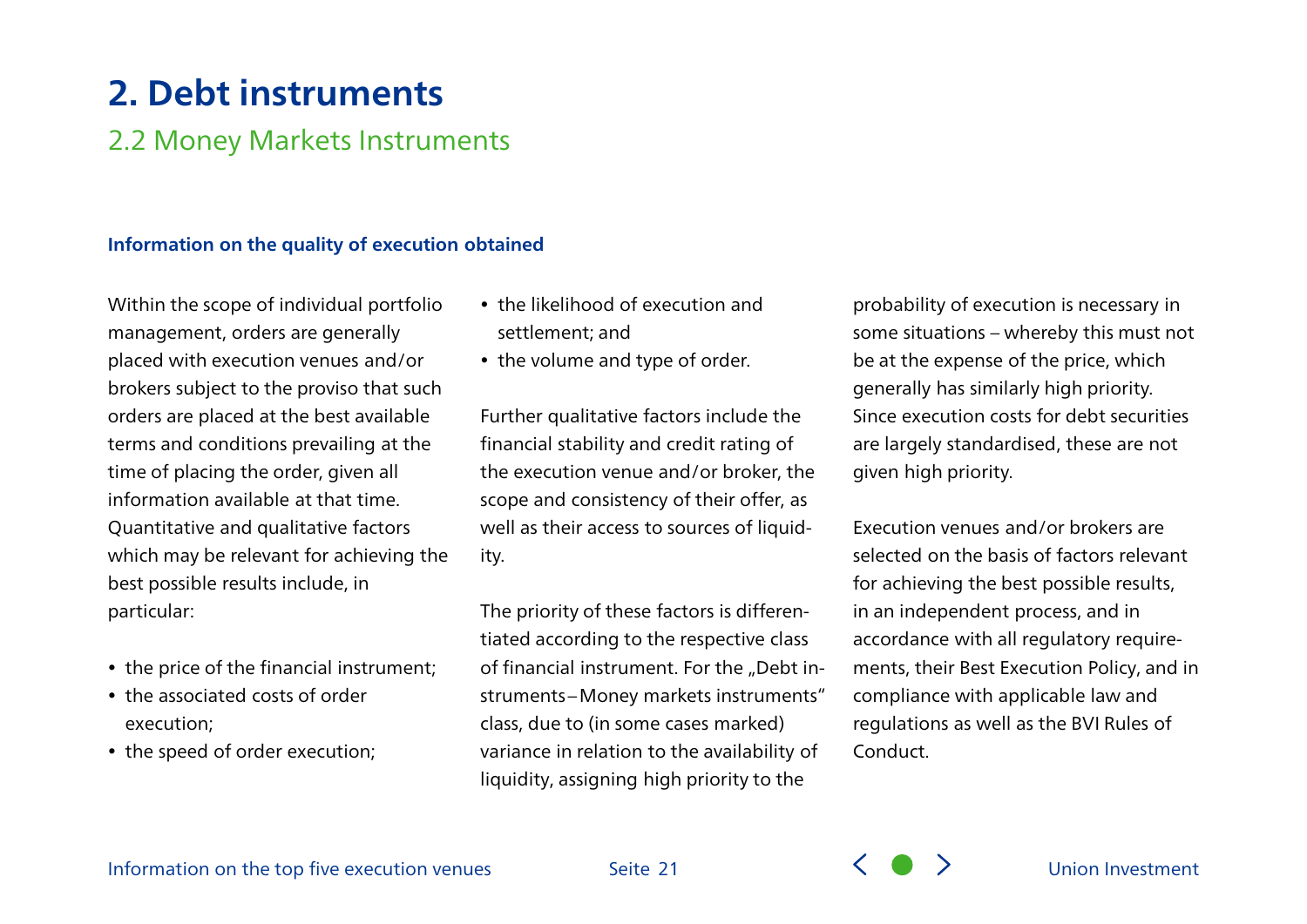# 2. Debt instruments

## 2.2 Money Markets Instruments

### Information on the quality of execution obtained

Within the scope of individual portfolio management, orders are generally placed with execution venues and/or brokers subject to the proviso that such orders are placed at the best available terms and conditions prevailing at the time of placing the order, given all information available at that time. Quantitative and qualitative factors which may be relevant for achieving the best possible results include, in particular:

- the price of the financial instrument;
- the associated costs of order execution;
- the speed of order execution;
- the likelihood of execution and settlement; and
- the volume and type of order.

Further qualitative factors include the financial stability and credit rating of the execution venue and/or broker, the scope and consistency of their offer, as well as their access to sources of liquidity.

The priority of these factors is differentiated according to the respective class of financial instrument. For the „Debt instruments–Money markets instruments" class, due to (in some cases marked) variance in relation to the availability of liquidity, assigning high priority to the probability of execution is necessary in some situations – whereby this must not be at the expense of the price, which generally has similarly high priority. Since execution costs for debt securities are largely standardised, these are not given high priority.

Execution venues and/or brokers are selected on the basis of factors relevant for achieving the best possible results, in an independent process, and in accordance with all regulatory requirements, their Best Execution Policy, and in compliance with applicable law and regulations as well as the BVI Rules of Conduct.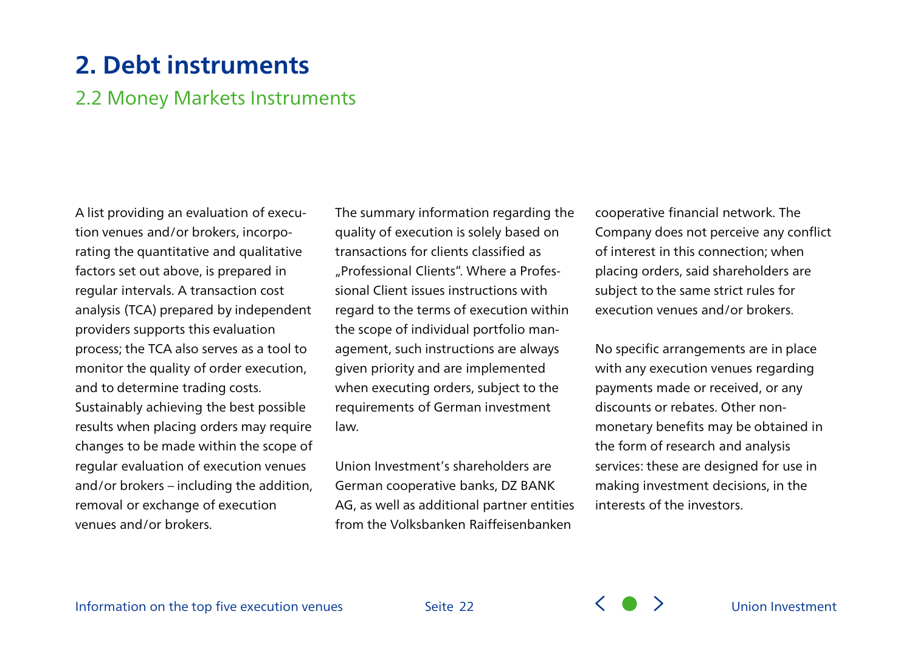# 2. Debt instruments

## 2.2 Money Markets Instruments

A list providing an evaluation of execution venues and/or brokers, incorporating the quantitative and qualitative factors set out above, is prepared in regular intervals. A transaction cost analysis (TCA) prepared by independent providers supports this evaluation process; the TCA also serves as a tool to monitor the quality of order execution, and to determine trading costs. Sustainably achieving the best possible results when placing orders may require changes to be made within the scope of regular evaluation of execution venues and/or brokers – including the addition, removal or exchange of execution venues and/or brokers.

The summary information regarding the quality of execution is solely based on transactions for clients classified as „Professional Clients". Where a Professional Client issues instructions with regard to the terms of execution within the scope of individual portfolio management, such instructions are always given priority and are implemented when executing orders, subject to the requirements of German investment law.

Union Investment's shareholders are German cooperative banks, DZ BANK AG, as well as additional partner entities from the Volksbanken Raiffeisenbanken cooperative financial network. The Company does not perceive any conflict of interest in this connection; when placing orders, said shareholders are subject to the same strict rules for execution venues and/or brokers.

No specific arrangements are in place with any execution venues regarding payments made or received, or any discounts or rebates. Other non-monetary benefits may be obtained in the form of research and analysis services: these are designed for use in making investment decisions, in the interests of the investors.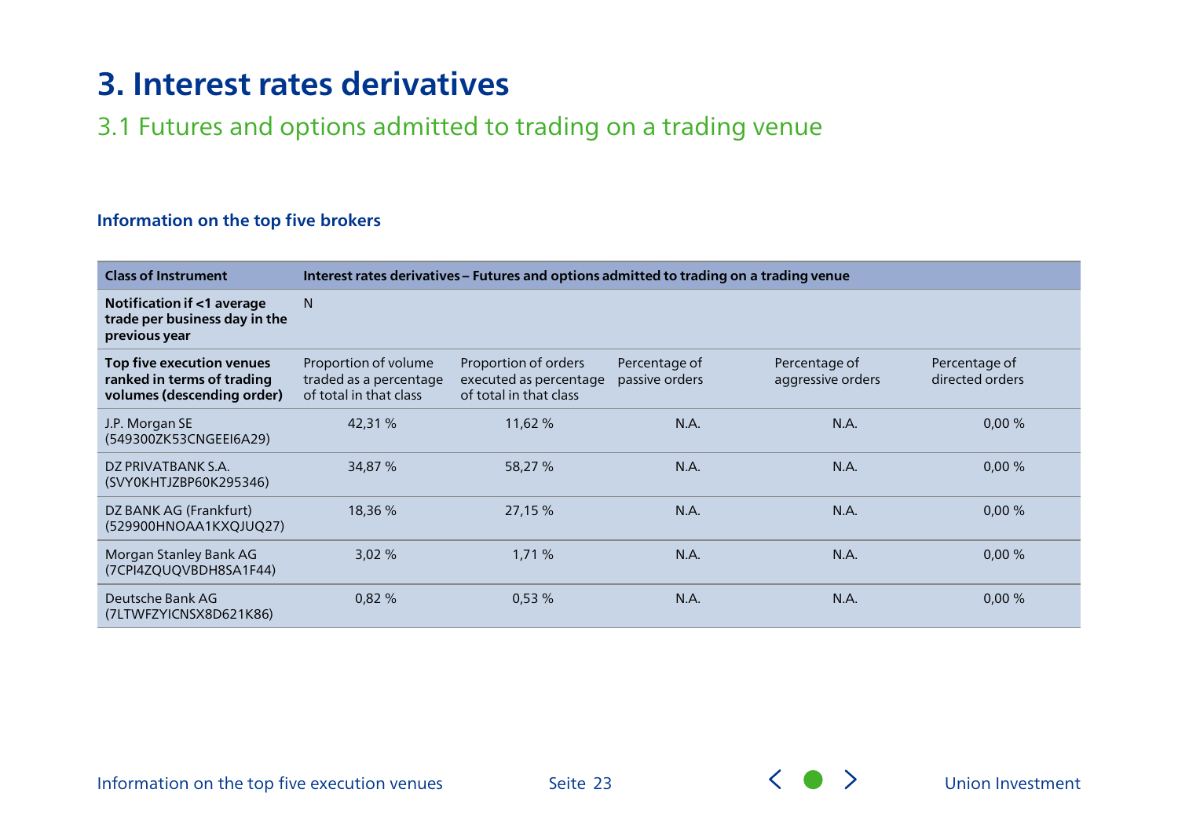# 3. Interest rates derivatives

## 3.1 Futures and options admitted to trading on a trading venue

### Information on the top five brokers

| **Class of Instrument** | **Interest rates derivatives – Futures and options admitted to trading on a trading venue** | | | | |
|---|---|---|---|---|---|
| **Notification if <1 average trade per business day in the previous year** | N | | | | |
| **Top five execution venues ranked in terms of trading volumes (descending order)** | Proportion of volume traded as a percentage of total in that class | Proportion of orders executed as percentage of total in that class | Percentage of passive orders | Percentage of aggressive orders | Percentage of directed orders |
| J.P. Morgan SE (549300ZK53CNGEEI6A29) | 42,31 % | 11,62 % | N.A. | N.A. | 0,00 % |
| DZ PRIVATBANK S.A. (SVY0KHTJZBP60K295346) | 34,87 % | 58,27 % | N.A. | N.A. | 0,00 % |
| DZ BANK AG (Frankfurt) (529900HNOAA1KXQJUQ27) | 18,36 % | 27,15 % | N.A. | N.A. | 0,00 % |
| Morgan Stanley Bank AG (7CPI4ZQUQVBDH8SA1F44) | 3,02 % | 1,71 % | N.A. | N.A. | 0,00 % |
| Deutsche Bank AG (7LTWFZYICNSX8D621K86) | 0,82 % | 0,53 % | N.A. | N.A. | 0,00 % |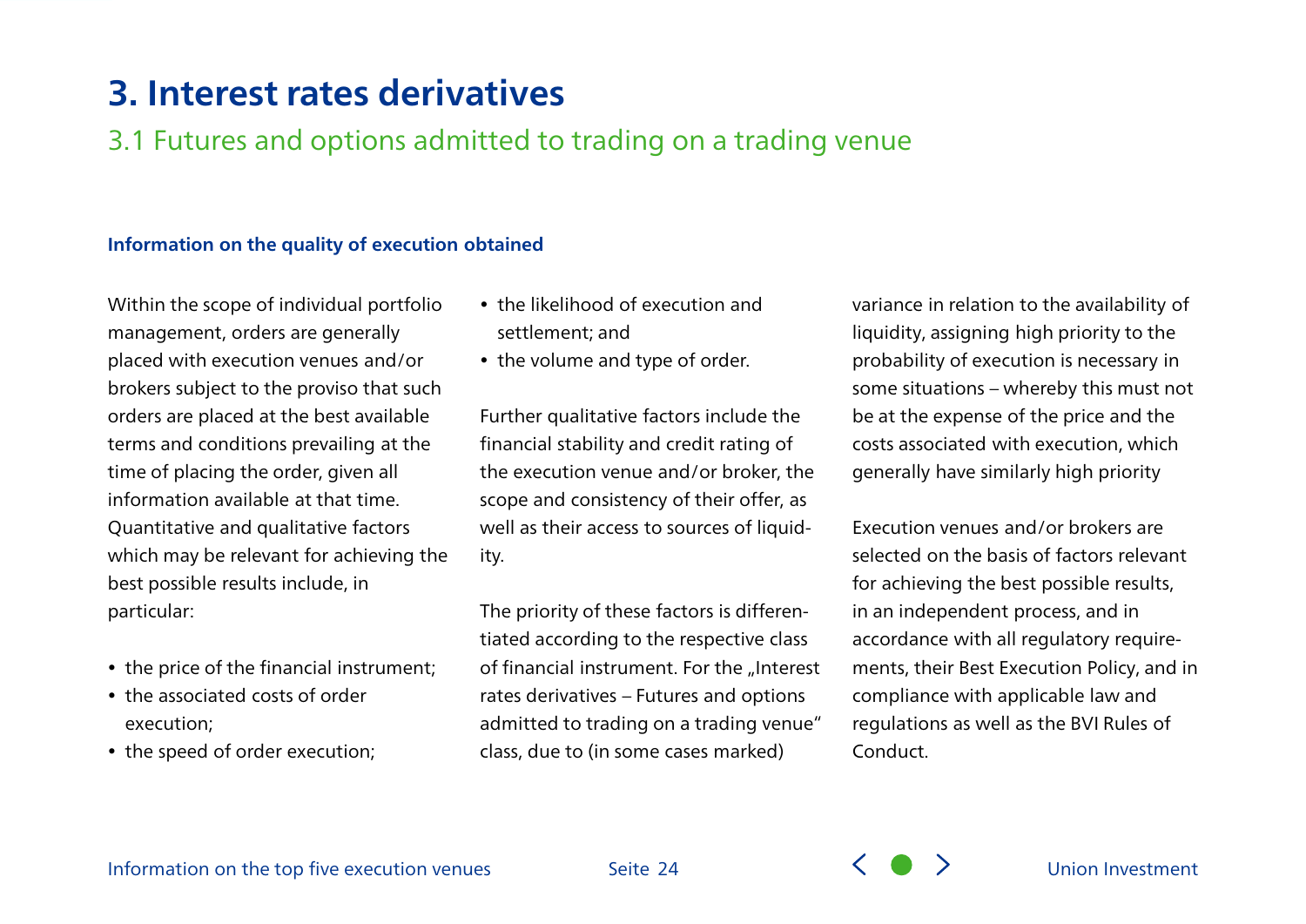# 3. Interest rates derivatives

## 3.1 Futures and options admitted to trading on a trading venue

### Information on the quality of execution obtained

Within the scope of individual portfolio management, orders are generally placed with execution venues and/or brokers subject to the proviso that such orders are placed at the best available terms and conditions prevailing at the time of placing the order, given all information available at that time. Quantitative and qualitative factors which may be relevant for achieving the best possible results include, in particular:

- the price of the financial instrument;
- the associated costs of order execution;
- the speed of order execution;
- the likelihood of execution and settlement; and
- the volume and type of order.

Further qualitative factors include the financial stability and credit rating of the execution venue and/or broker, the scope and consistency of their offer, as well as their access to sources of liquidity.

The priority of these factors is differentiated according to the respective class of financial instrument. For the „Interest rates derivatives – Futures and options admitted to trading on a trading venue" class, due to (in some cases marked) variance in relation to the availability of liquidity, assigning high priority to the probability of execution is necessary in some situations – whereby this must not be at the expense of the price and the costs associated with execution, which generally have similarly high priority

Execution venues and/or brokers are selected on the basis of factors relevant for achieving the best possible results, in an independent process, and in accordance with all regulatory requirements, their Best Execution Policy, and in compliance with applicable law and regulations as well as the BVI Rules of Conduct.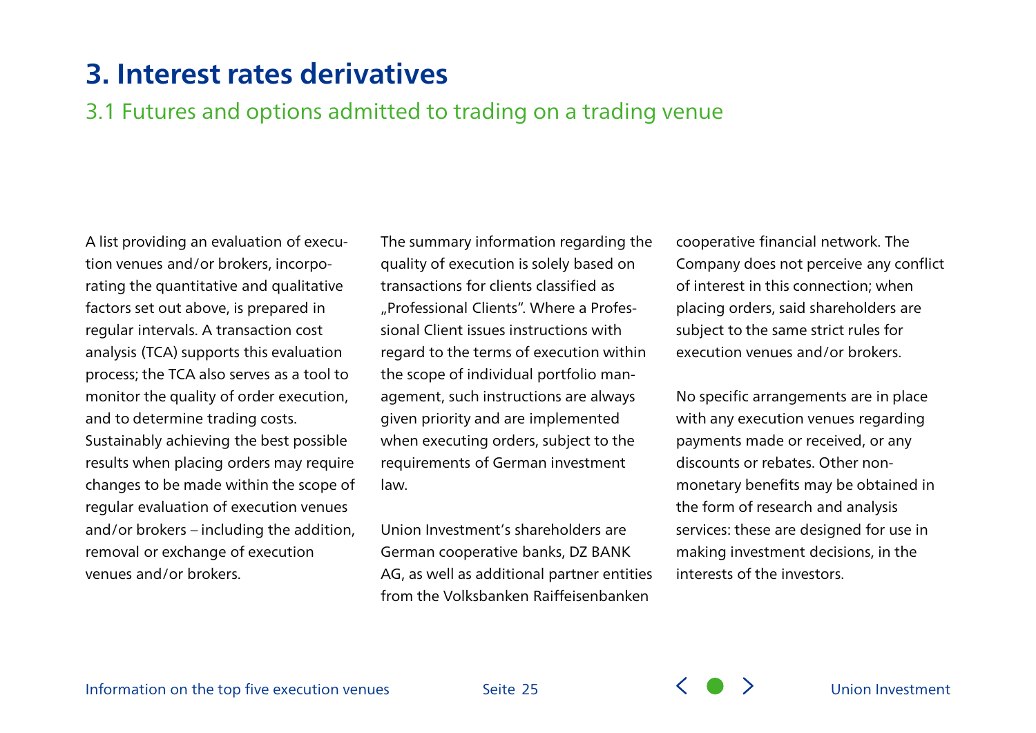# 3. Interest rates derivatives

## 3.1 Futures and options admitted to trading on a trading venue

A list providing an evaluation of execution venues and/or brokers, incorporating the quantitative and qualitative factors set out above, is prepared in regular intervals. A transaction cost analysis (TCA) supports this evaluation process; the TCA also serves as a tool to monitor the quality of order execution, and to determine trading costs. Sustainably achieving the best possible results when placing orders may require changes to be made within the scope of regular evaluation of execution venues and/or brokers – including the addition, removal or exchange of execution venues and/or brokers.

The summary information regarding the quality of execution is solely based on transactions for clients classified as „Professional Clients". Where a Professional Client issues instructions with regard to the terms of execution within the scope of individual portfolio management, such instructions are always given priority and are implemented when executing orders, subject to the requirements of German investment law.

Union Investment's shareholders are German cooperative banks, DZ BANK AG, as well as additional partner entities from the Volksbanken Raiffeisenbanken cooperative financial network. The Company does not perceive any conflict of interest in this connection; when placing orders, said shareholders are subject to the same strict rules for execution venues and/or brokers.

No specific arrangements are in place with any execution venues regarding payments made or received, or any discounts or rebates. Other non-monetary benefits may be obtained in the form of research and analysis services: these are designed for use in making investment decisions, in the interests of the investors.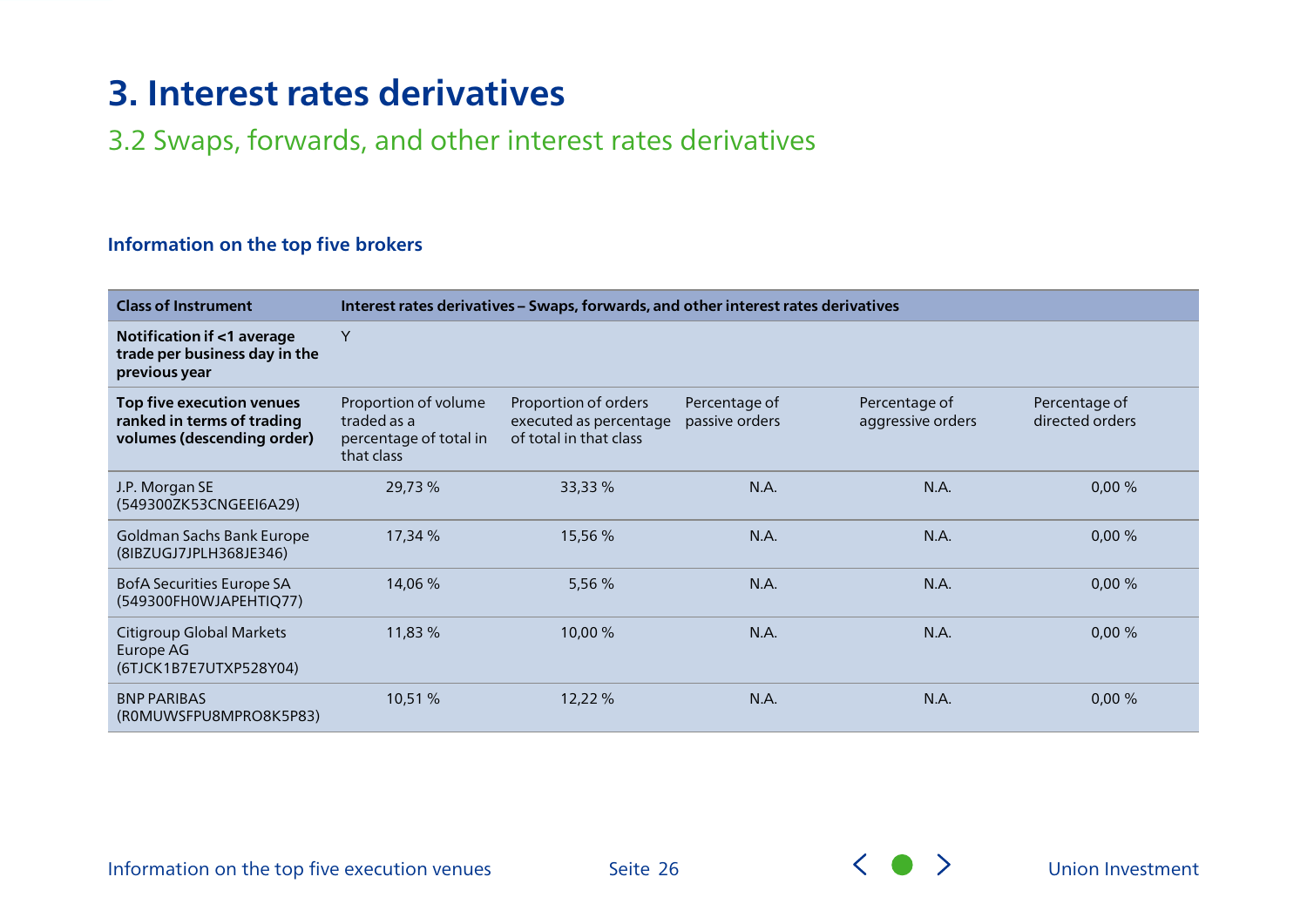# 3. Interest rates derivatives

## 3.2 Swaps, forwards, and other interest rates derivatives

### Information on the top five brokers

| **Class of Instrument** | **Interest rates derivatives – Swaps, forwards, and other interest rates derivatives** | | | | |
|---|---|---|---|---|---|
| **Notification if <1 average trade per business day in the previous year** | Y | | | | |
| **Top five execution venues ranked in terms of trading volumes (descending order)** | Proportion of volume traded as a percentage of total in that class | Proportion of orders executed as percentage of total in that class | Percentage of passive orders | Percentage of aggressive orders | Percentage of directed orders |
| J.P. Morgan SE (549300ZK53CNGEEI6A29) | 29,73 % | 33,33 % | N.A. | N.A. | 0,00 % |
| Goldman Sachs Bank Europe (8IBZUGJ7JPLH368JE346) | 17,34 % | 15,56 % | N.A. | N.A. | 0,00 % |
| BofA Securities Europe SA (549300FH0WJAPEHTIQ77) | 14,06 % | 5,56 % | N.A. | N.A. | 0,00 % |
| Citigroup Global Markets Europe AG (6TJCK1B7E7UTXP528Y04) | 11,83 % | 10,00 % | N.A. | N.A. | 0,00 % |
| BNP PARIBAS (R0MUWSFPU8MPRO8K5P83) | 10,51 % | 12,22 % | N.A. | N.A. | 0,00 % |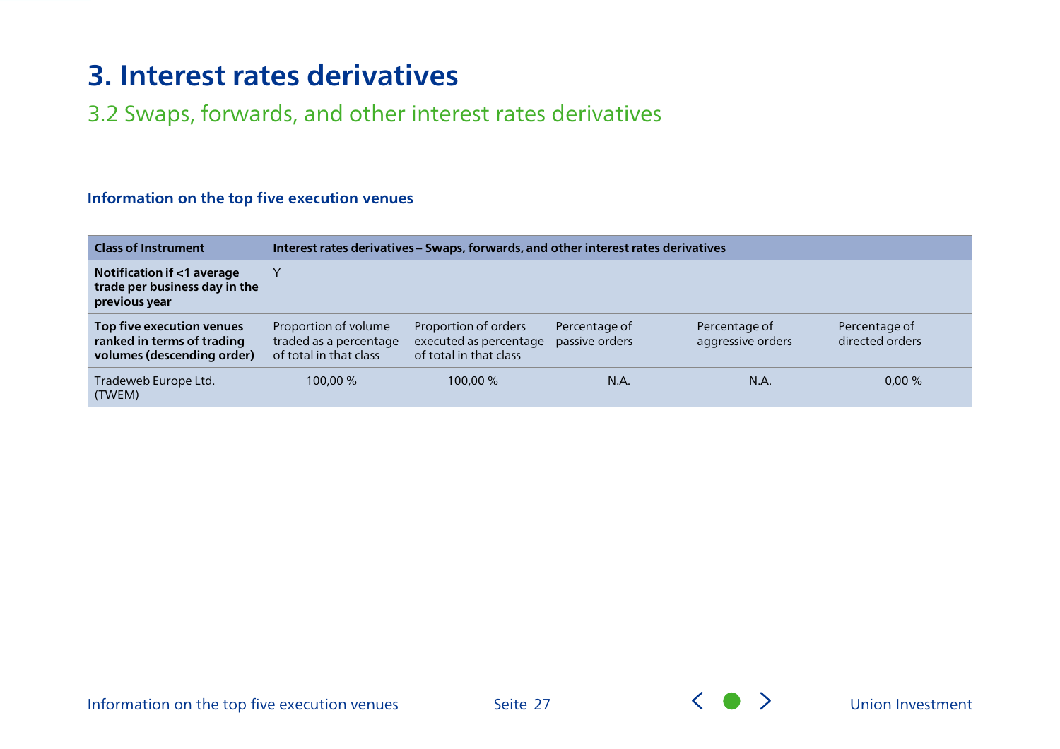# 3. Interest rates derivatives

## 3.2 Swaps, forwards, and other interest rates derivatives

### Information on the top five execution venues

| **Class of Instrument** | **Interest rates derivatives – Swaps, forwards, and other interest rates derivatives** | | | | |
|---|---|---|---|---|---|
| **Notification if <1 average trade per business day in the previous year** | Y | | | | |
| **Top five execution venues ranked in terms of trading volumes (descending order)** | Proportion of volume traded as a percentage of total in that class | Proportion of orders executed as percentage of total in that class | Percentage of passive orders | Percentage of aggressive orders | Percentage of directed orders |
| Tradeweb Europe Ltd. (TWEM) | 100,00 % | 100,00 % | N.A. | N.A. | 0,00 % |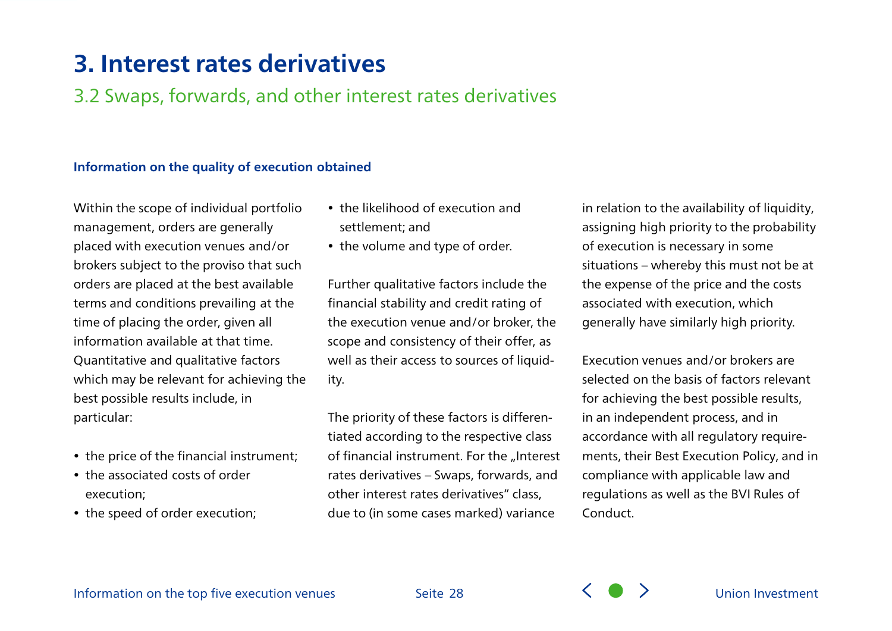# 3. Interest rates derivatives

## 3.2 Swaps, forwards, and other interest rates derivatives

**Information on the quality of execution obtained**

Within the scope of individual portfolio management, orders are generally placed with execution venues and/or brokers subject to the proviso that such orders are placed at the best available terms and conditions prevailing at the time of placing the order, given all information available at that time. Quantitative and qualitative factors which may be relevant for achieving the best possible results include, in particular:

- the price of the financial instrument;
- the associated costs of order execution;
- the speed of order execution;
- the likelihood of execution and settlement; and
- the volume and type of order.

Further qualitative factors include the financial stability and credit rating of the execution venue and/or broker, the scope and consistency of their offer, as well as their access to sources of liquidity.

The priority of these factors is differentiated according to the respective class of financial instrument. For the „Interest rates derivatives – Swaps, forwards, and other interest rates derivatives" class, due to (in some cases marked) variance in relation to the availability of liquidity, assigning high priority to the probability of execution is necessary in some situations – whereby this must not be at the expense of the price and the costs associated with execution, which generally have similarly high priority.

Execution venues and/or brokers are selected on the basis of factors relevant for achieving the best possible results, in an independent process, and in accordance with all regulatory requirements, their Best Execution Policy, and in compliance with applicable law and regulations as well as the BVI Rules of Conduct.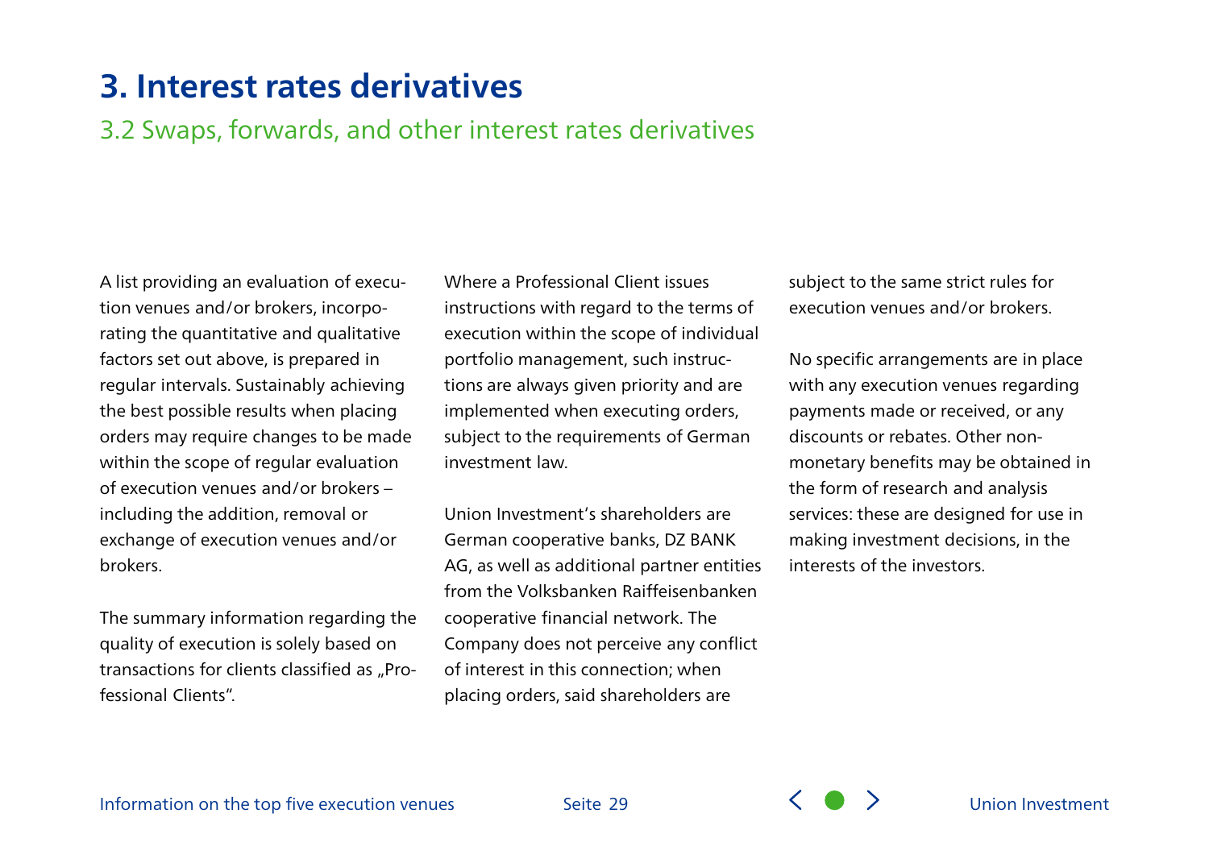# 3. Interest rates derivatives

## 3.2 Swaps, forwards, and other interest rates derivatives

A list providing an evaluation of execution venues and/or brokers, incorporating the quantitative and qualitative factors set out above, is prepared in regular intervals. Sustainably achieving the best possible results when placing orders may require changes to be made within the scope of regular evaluation of execution venues and/or brokers – including the addition, removal or exchange of execution venues and/or brokers.

The summary information regarding the quality of execution is solely based on transactions for clients classified as „Professional Clients".

Where a Professional Client issues instructions with regard to the terms of execution within the scope of individual portfolio management, such instructions are always given priority and are implemented when executing orders, subject to the requirements of German investment law.

Union Investment's shareholders are German cooperative banks, DZ BANK AG, as well as additional partner entities from the Volksbanken Raiffeisenbanken cooperative financial network. The Company does not perceive any conflict of interest in this connection; when placing orders, said shareholders are subject to the same strict rules for execution venues and/or brokers.

No specific arrangements are in place with any execution venues regarding payments made or received, or any discounts or rebates. Other non-monetary benefits may be obtained in the form of research and analysis services: these are designed for use in making investment decisions, in the interests of the investors.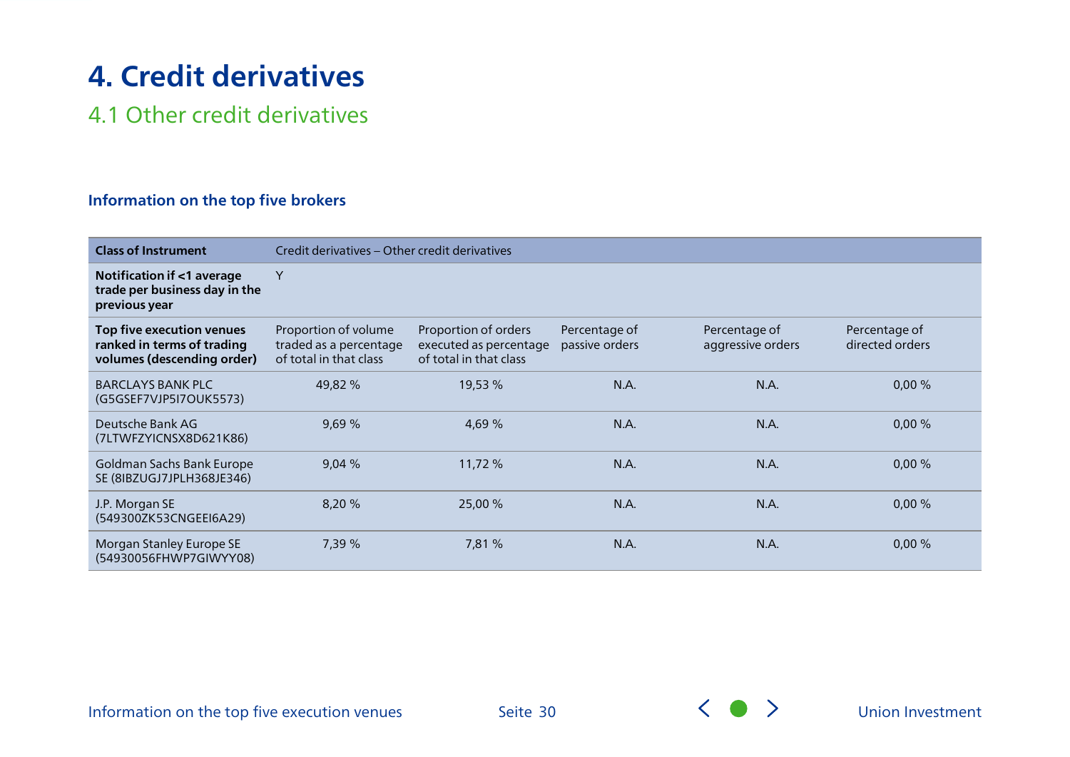# 4. Credit derivatives

## 4.1 Other credit derivatives

### Information on the top five brokers

| **Class of Instrument** | Credit derivatives – Other credit derivatives | | | | |
|---|---|---|---|---|---|
| **Notification if <1 average trade per business day in the previous year** | Y | | | | |
| **Top five execution venues ranked in terms of trading volumes (descending order)** | Proportion of volume traded as a percentage of total in that class | Proportion of orders executed as percentage of total in that class | Percentage of passive orders | Percentage of aggressive orders | Percentage of directed orders |
| BARCLAYS BANK PLC (G5GSEF7VJP5I7OUK5573) | 49,82 % | 19,53 % | N.A. | N.A. | 0,00 % |
| Deutsche Bank AG (7LTWFZYICNSX8D621K86) | 9,69 % | 4,69 % | N.A. | N.A. | 0,00 % |
| Goldman Sachs Bank Europe SE (8IBZUGJ7JPLH368JE346) | 9,04 % | 11,72 % | N.A. | N.A. | 0,00 % |
| J.P. Morgan SE (549300ZK53CNGEEI6A29) | 8,20 % | 25,00 % | N.A. | N.A. | 0,00 % |
| Morgan Stanley Europe SE (54930056FHWP7GIWYY08) | 7,39 % | 7,81 % | N.A. | N.A. | 0,00 % |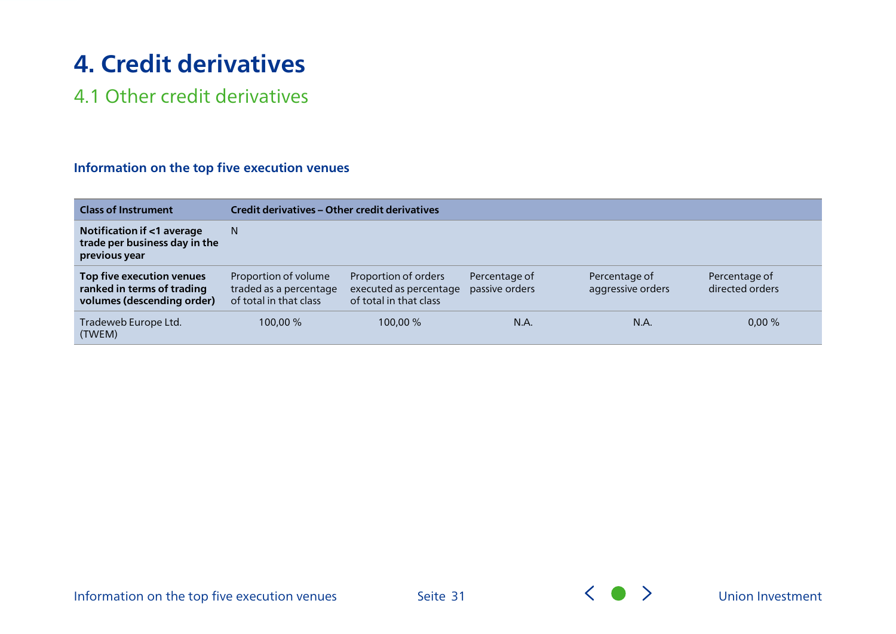# 4. Credit derivatives

## 4.1 Other credit derivatives

### Information on the top five execution venues

| Class of Instrument | Credit derivatives – Other credit derivatives | | | | |
|---|---|---|---|---|---|
| **Notification if <1 average trade per business day in the previous year** | N | | | | |
| **Top five execution venues ranked in terms of trading volumes (descending order)** | Proportion of volume traded as a percentage of total in that class | Proportion of orders executed as percentage of total in that class | Percentage of passive orders | Percentage of aggressive orders | Percentage of directed orders |
| Tradeweb Europe Ltd. (TWEM) | 100,00 % | 100,00 % | N.A. | N.A. | 0,00 % |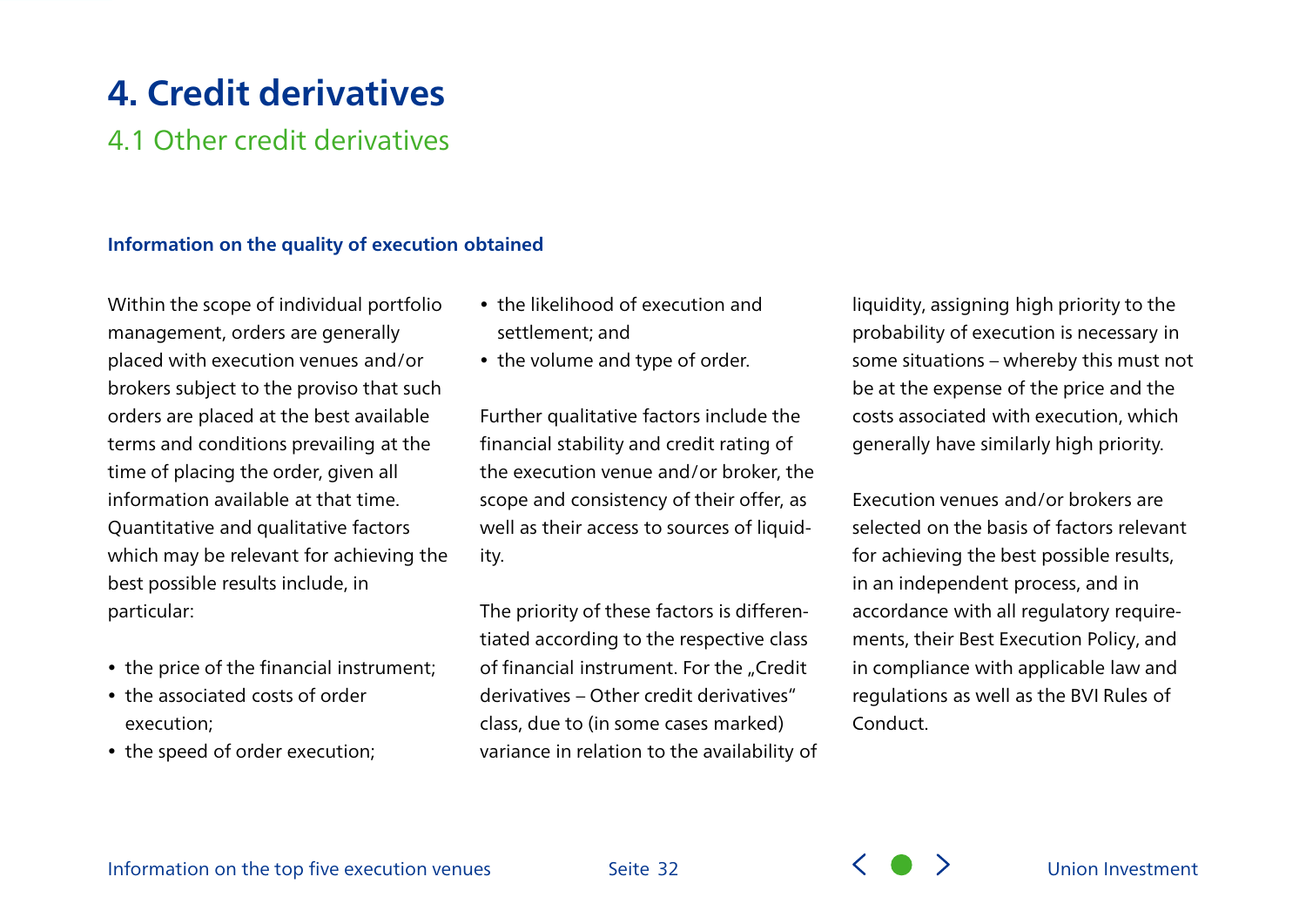# 4. Credit derivatives

## 4.1 Other credit derivatives

### Information on the quality of execution obtained

Within the scope of individual portfolio management, orders are generally placed with execution venues and/or brokers subject to the proviso that such orders are placed at the best available terms and conditions prevailing at the time of placing the order, given all information available at that time. Quantitative and qualitative factors which may be relevant for achieving the best possible results include, in particular:

- the price of the financial instrument;
- the associated costs of order execution;
- the speed of order execution;
- the likelihood of execution and settlement; and
- the volume and type of order.

Further qualitative factors include the financial stability and credit rating of the execution venue and/or broker, the scope and consistency of their offer, as well as their access to sources of liquidity.

The priority of these factors is differentiated according to the respective class of financial instrument. For the „Credit derivatives – Other credit derivatives" class, due to (in some cases marked) variance in relation to the availability of liquidity, assigning high priority to the probability of execution is necessary in some situations – whereby this must not be at the expense of the price and the costs associated with execution, which generally have similarly high priority.

Execution venues and/or brokers are selected on the basis of factors relevant for achieving the best possible results, in an independent process, and in accordance with all regulatory requirements, their Best Execution Policy, and in compliance with applicable law and regulations as well as the BVI Rules of Conduct.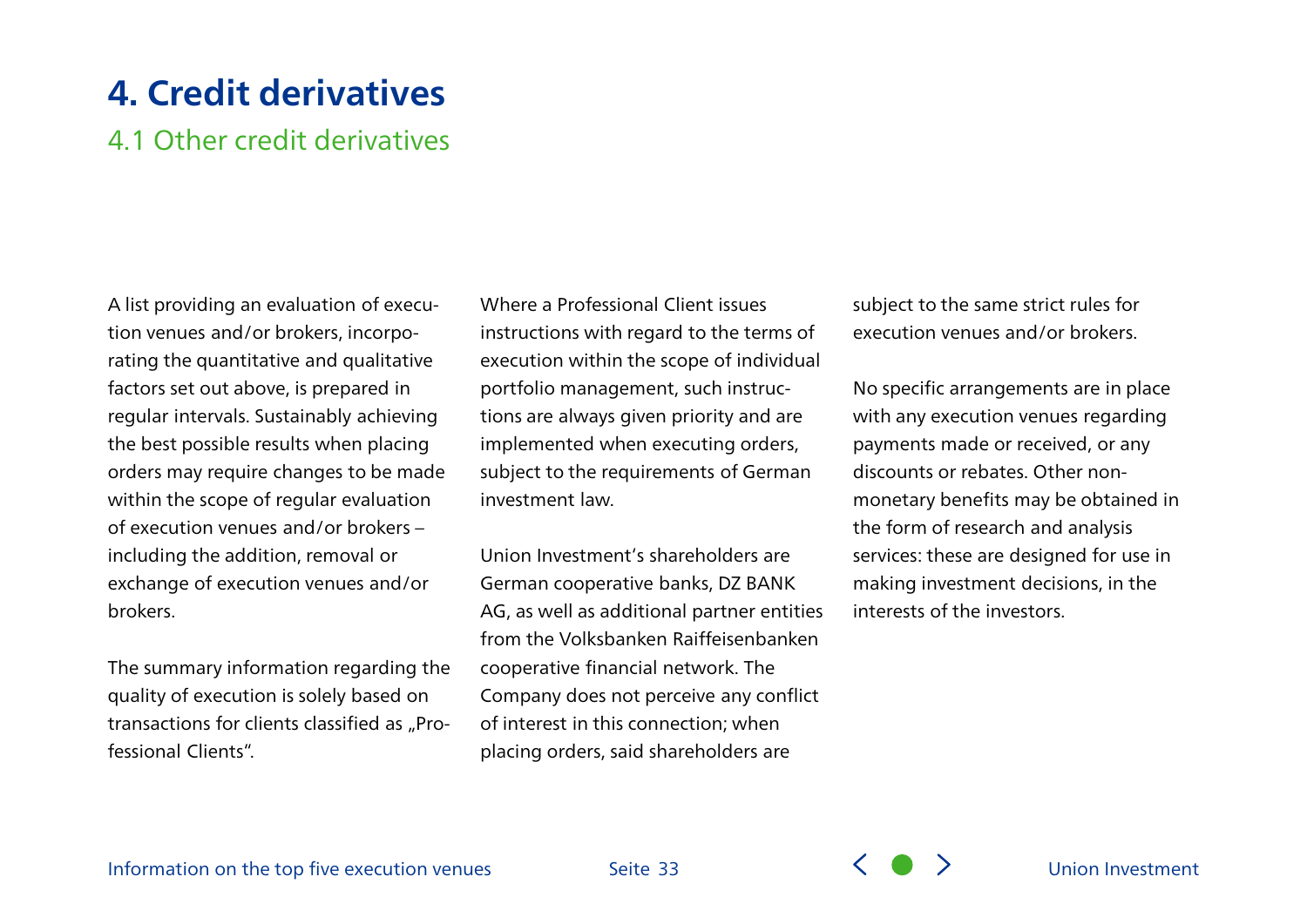# 4. Credit derivatives

## 4.1 Other credit derivatives

A list providing an evaluation of execution venues and/or brokers, incorporating the quantitative and qualitative factors set out above, is prepared in regular intervals. Sustainably achieving the best possible results when placing orders may require changes to be made within the scope of regular evaluation of execution venues and/or brokers – including the addition, removal or exchange of execution venues and/or brokers.

The summary information regarding the quality of execution is solely based on transactions for clients classified as „Professional Clients".

Where a Professional Client issues instructions with regard to the terms of execution within the scope of individual portfolio management, such instructions are always given priority and are implemented when executing orders, subject to the requirements of German investment law.

Union Investment's shareholders are German cooperative banks, DZ BANK AG, as well as additional partner entities from the Volksbanken Raiffeisenbanken cooperative financial network. The Company does not perceive any conflict of interest in this connection; when placing orders, said shareholders are subject to the same strict rules for execution venues and/or brokers.

No specific arrangements are in place with any execution venues regarding payments made or received, or any discounts or rebates. Other non-monetary benefits may be obtained in the form of research and analysis services: these are designed for use in making investment decisions, in the interests of the investors.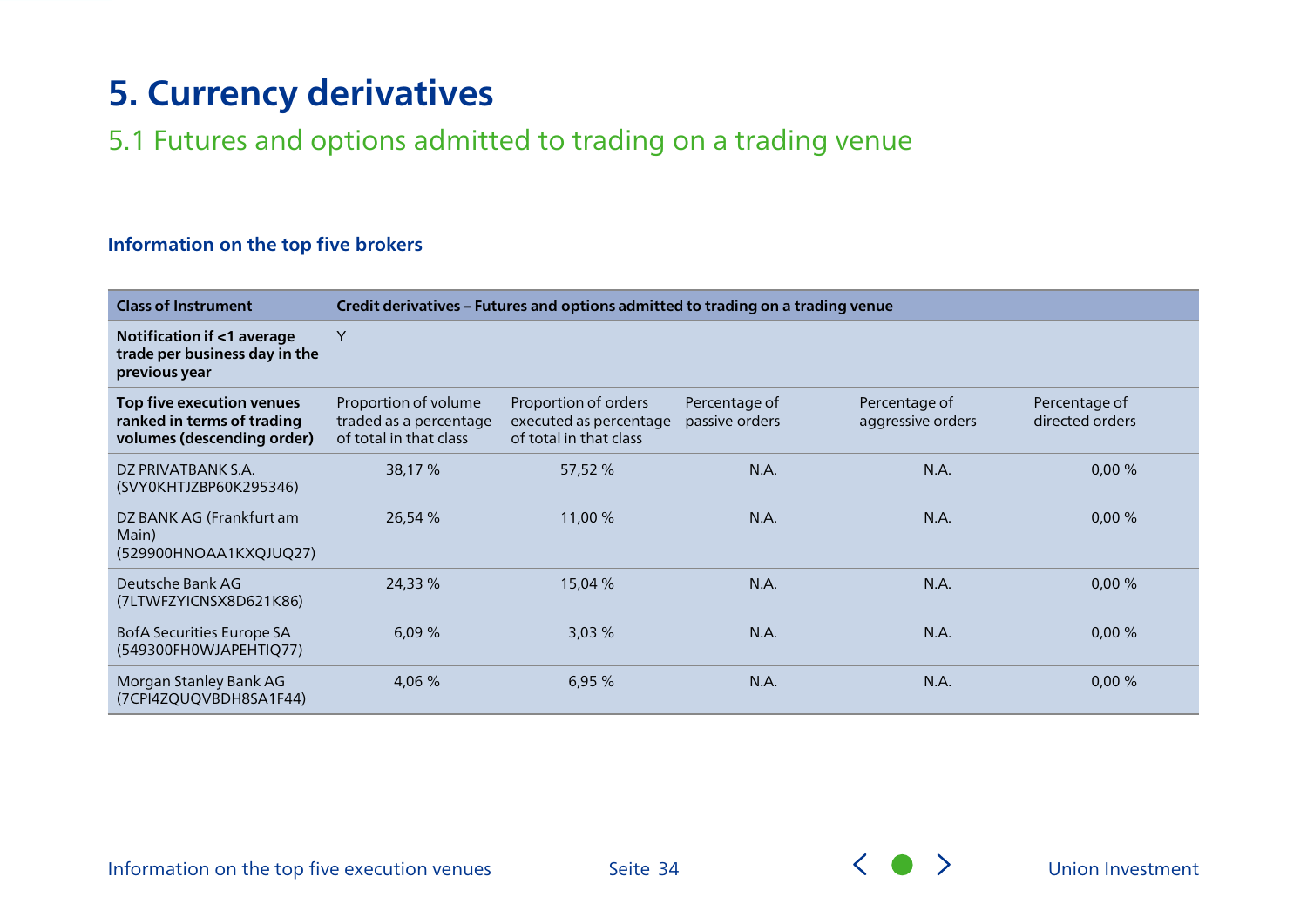# 5. Currency derivatives

## 5.1 Futures and options admitted to trading on a trading venue

### Information on the top five brokers

| Class of Instrument | Credit derivatives – Futures and options admitted to trading on a trading venue | | | | |
|---|---|---|---|---|---|
| **Notification if <1 average trade per business day in the previous year** | Y | | | | |
| **Top five execution venues ranked in terms of trading volumes (descending order)** | Proportion of volume traded as a percentage of total in that class | Proportion of orders executed as percentage of total in that class | Percentage of passive orders | Percentage of aggressive orders | Percentage of directed orders |
| DZ PRIVATBANK S.A. (SVY0KHTJZBP60K295346) | 38,17 % | 57,52 % | N.A. | N.A. | 0,00 % |
| DZ BANK AG (Frankfurt am Main) (529900HNOAA1KXQJUQ27) | 26,54 % | 11,00 % | N.A. | N.A. | 0,00 % |
| Deutsche Bank AG (7LTWFZYICNSX8D621K86) | 24,33 % | 15,04 % | N.A. | N.A. | 0,00 % |
| BofA Securities Europe SA (549300FH0WJAPEHTIQ77) | 6,09 % | 3,03 % | N.A. | N.A. | 0,00 % |
| Morgan Stanley Bank AG (7CPI4ZQUQVBDH8SA1F44) | 4,06 % | 6,95 % | N.A. | N.A. | 0,00 % |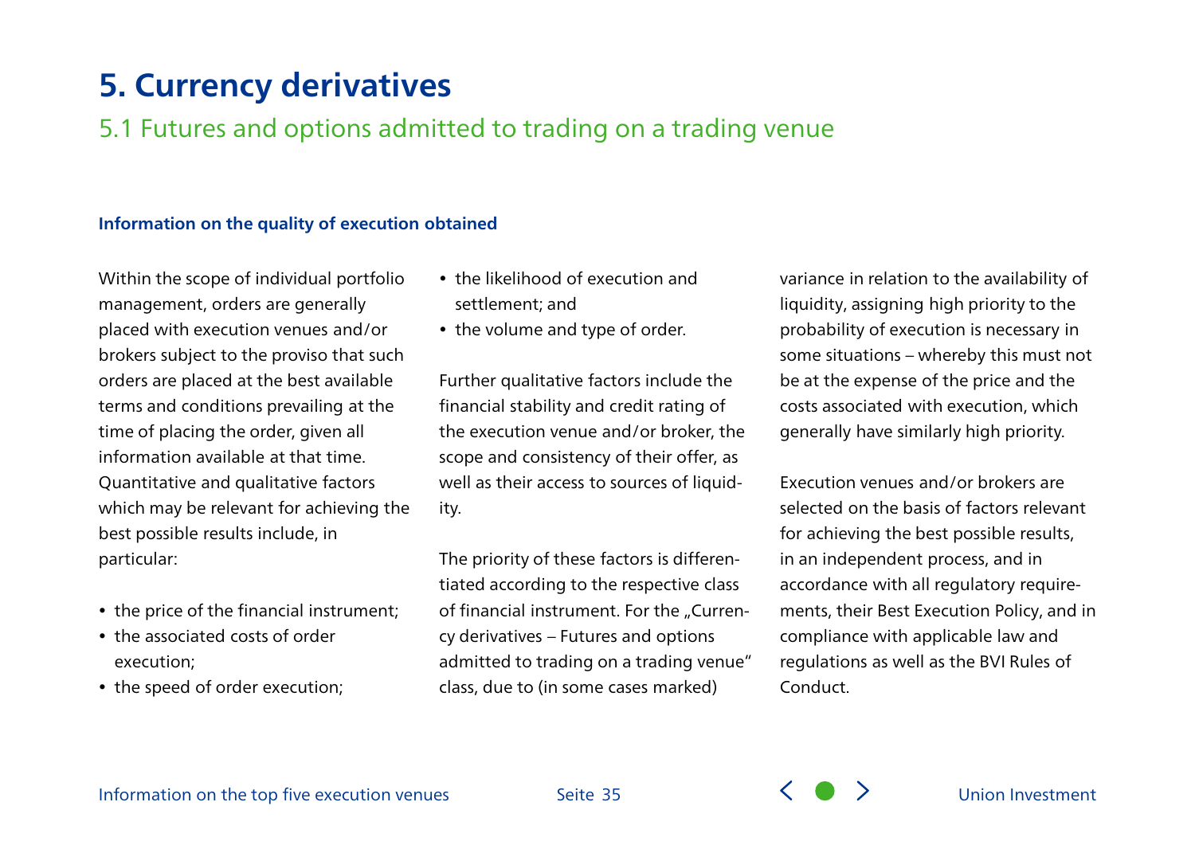# 5. Currency derivatives

## 5.1 Futures and options admitted to trading on a trading venue

**Information on the quality of execution obtained**

Within the scope of individual portfolio management, orders are generally placed with execution venues and/or brokers subject to the proviso that such orders are placed at the best available terms and conditions prevailing at the time of placing the order, given all information available at that time. Quantitative and qualitative factors which may be relevant for achieving the best possible results include, in particular:

- the price of the financial instrument;
- the associated costs of order execution;
- the speed of order execution;
- the likelihood of execution and settlement; and
- the volume and type of order.

Further qualitative factors include the financial stability and credit rating of the execution venue and/or broker, the scope and consistency of their offer, as well as their access to sources of liquidity.

The priority of these factors is differentiated according to the respective class of financial instrument. For the „Currency derivatives – Futures and options admitted to trading on a trading venue" class, due to (in some cases marked) variance in relation to the availability of liquidity, assigning high priority to the probability of execution is necessary in some situations – whereby this must not be at the expense of the price and the costs associated with execution, which generally have similarly high priority.

Execution venues and/or brokers are selected on the basis of factors relevant for achieving the best possible results, in an independent process, and in accordance with all regulatory requirements, their Best Execution Policy, and in compliance with applicable law and regulations as well as the BVI Rules of Conduct.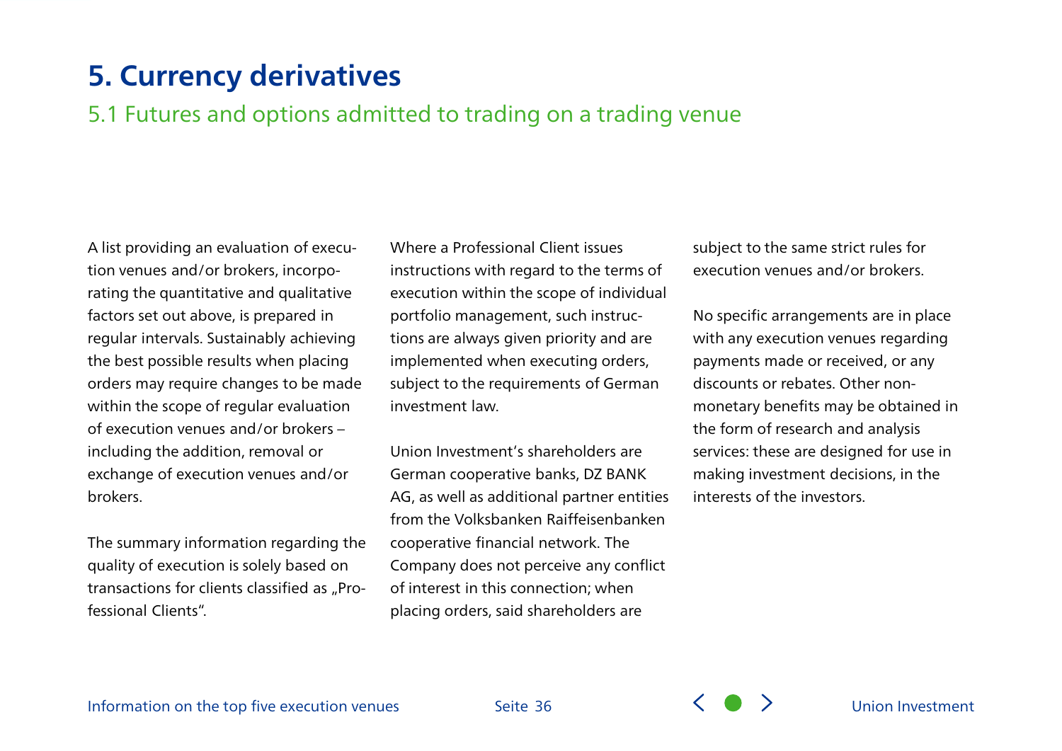# 5. Currency derivatives

## 5.1 Futures and options admitted to trading on a trading venue

A list providing an evaluation of execution venues and/or brokers, incorporating the quantitative and qualitative factors set out above, is prepared in regular intervals. Sustainably achieving the best possible results when placing orders may require changes to be made within the scope of regular evaluation of execution venues and/or brokers – including the addition, removal or exchange of execution venues and/or brokers.

The summary information regarding the quality of execution is solely based on transactions for clients classified as „Professional Clients".

Where a Professional Client issues instructions with regard to the terms of execution within the scope of individual portfolio management, such instructions are always given priority and are implemented when executing orders, subject to the requirements of German investment law.

Union Investment's shareholders are German cooperative banks, DZ BANK AG, as well as additional partner entities from the Volksbanken Raiffeisenbanken cooperative financial network. The Company does not perceive any conflict of interest in this connection; when placing orders, said shareholders are subject to the same strict rules for execution venues and/or brokers.

No specific arrangements are in place with any execution venues regarding payments made or received, or any discounts or rebates. Other non-monetary benefits may be obtained in the form of research and analysis services: these are designed for use in making investment decisions, in the interests of the investors.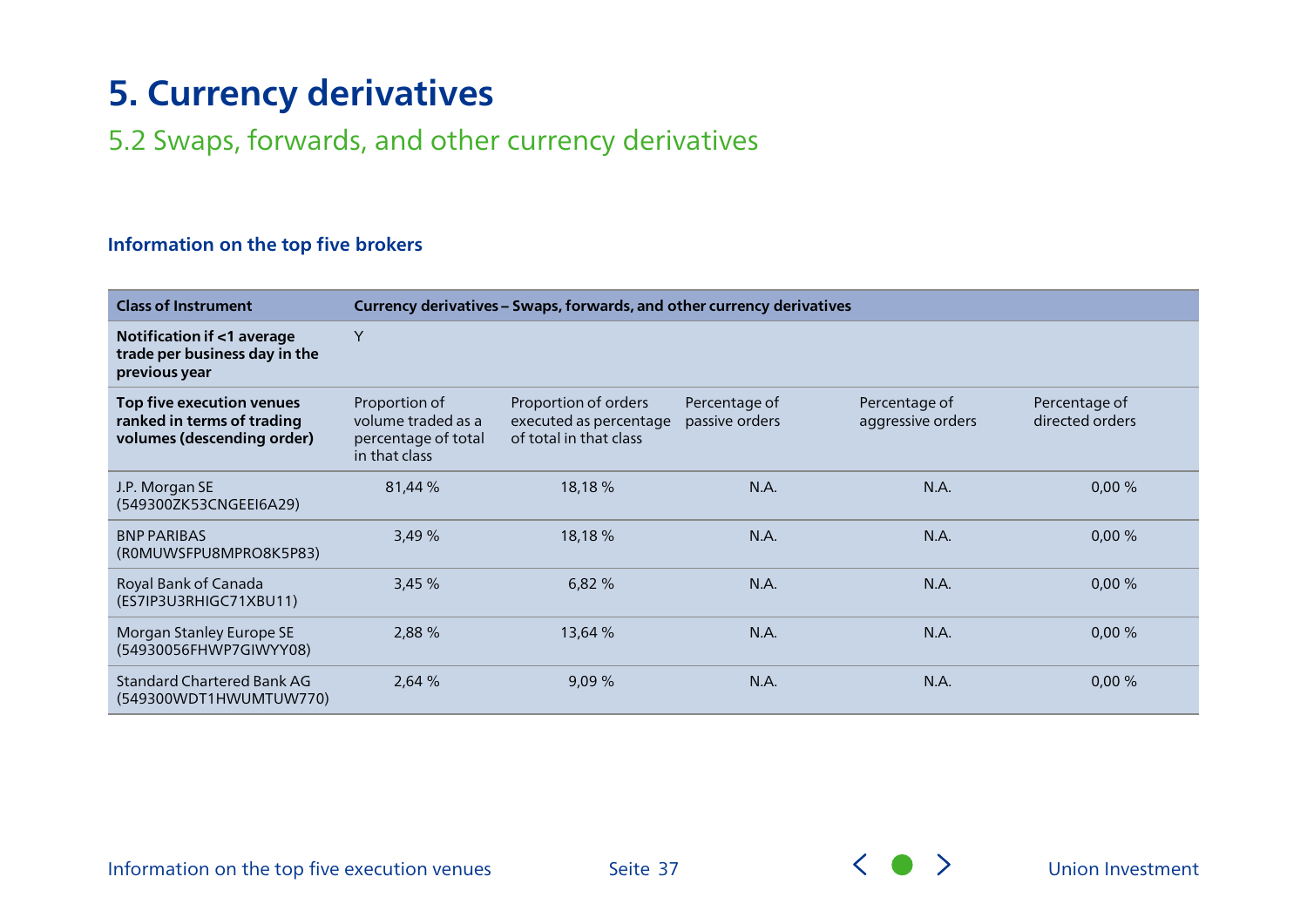# 5. Currency derivatives

## 5.2 Swaps, forwards, and other currency derivatives

### Information on the top five brokers

| Class of Instrument | Currency derivatives – Swaps, forwards, and other currency derivatives | | | | |
|---|---|---|---|---|---|
| **Notification if <1 average trade per business day in the previous year** | Y | | | | |
| **Top five execution venues ranked in terms of trading volumes (descending order)** | Proportion of volume traded as a percentage of total in that class | Proportion of orders executed as percentage of total in that class | Percentage of passive orders | Percentage of aggressive orders | Percentage of directed orders |
| J.P. Morgan SE (549300ZK53CNGEEI6A29) | 81,44 % | 18,18 % | N.A. | N.A. | 0,00 % |
| BNP PARIBAS (R0MUWSFPU8MPRO8K5P83) | 3,49 % | 18,18 % | N.A. | N.A. | 0,00 % |
| Royal Bank of Canada (ES7IP3U3RHIGC71XBU11) | 3,45 % | 6,82 % | N.A. | N.A. | 0,00 % |
| Morgan Stanley Europe SE (54930056FHWP7GIWYY08) | 2,88 % | 13,64 % | N.A. | N.A. | 0,00 % |
| Standard Chartered Bank AG (549300WDT1HWUMTUW770) | 2,64 % | 9,09 % | N.A. | N.A. | 0,00 % |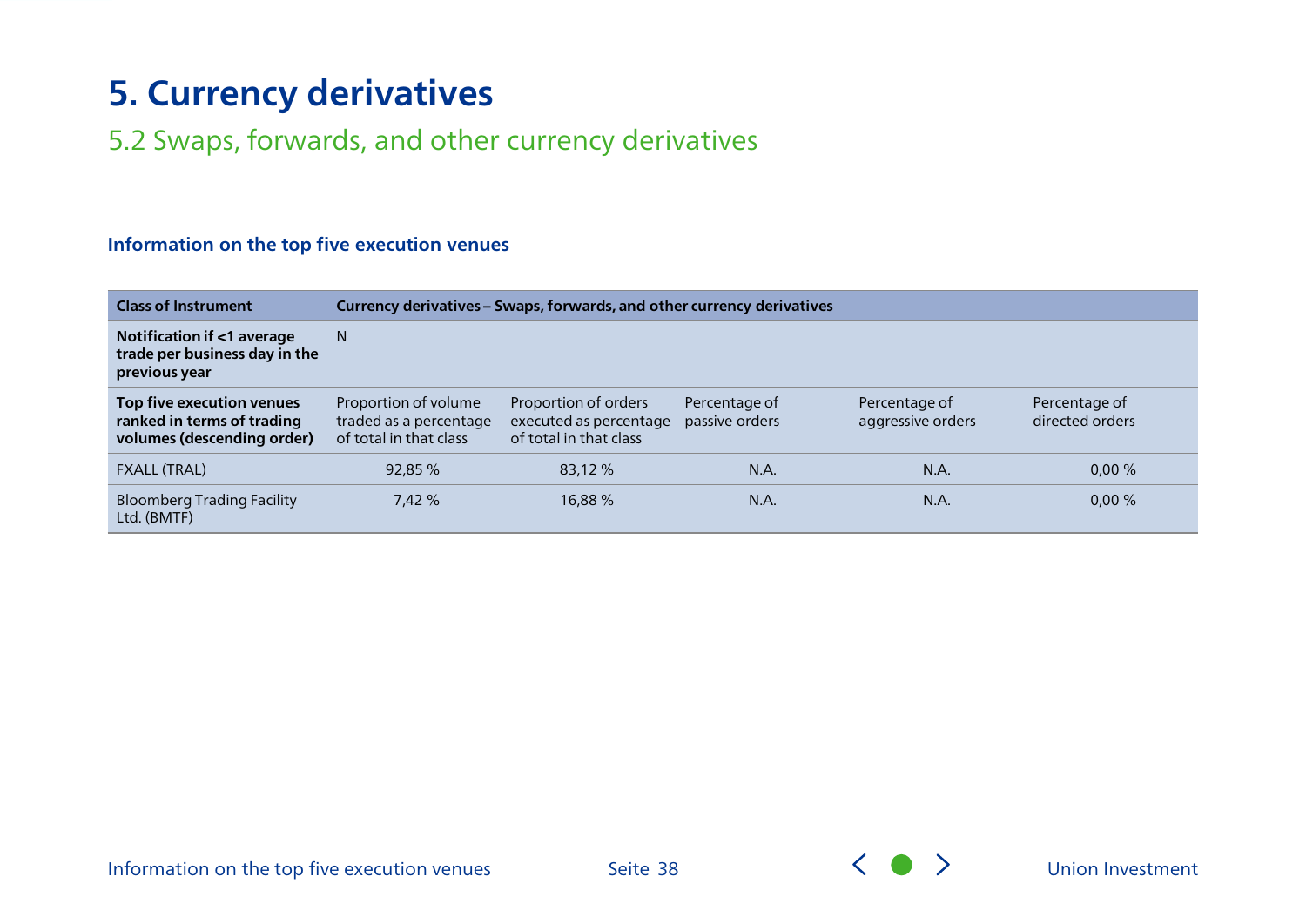# 5. Currency derivatives

## 5.2 Swaps, forwards, and other currency derivatives

### Information on the top five execution venues

| Class of Instrument | Currency derivatives – Swaps, forwards, and other currency derivatives | | | | |
|---|---|---|---|---|---|
| **Notification if <1 average trade per business day in the previous year** | N | | | | |
| **Top five execution venues ranked in terms of trading volumes (descending order)** | Proportion of volume traded as a percentage of total in that class | Proportion of orders executed as percentage of total in that class | Percentage of passive orders | Percentage of aggressive orders | Percentage of directed orders |
| FXALL (TRAL) | 92,85 % | 83,12 % | N.A. | N.A. | 0,00 % |
| Bloomberg Trading Facility Ltd. (BMTF) | 7,42 % | 16,88 % | N.A. | N.A. | 0,00 % |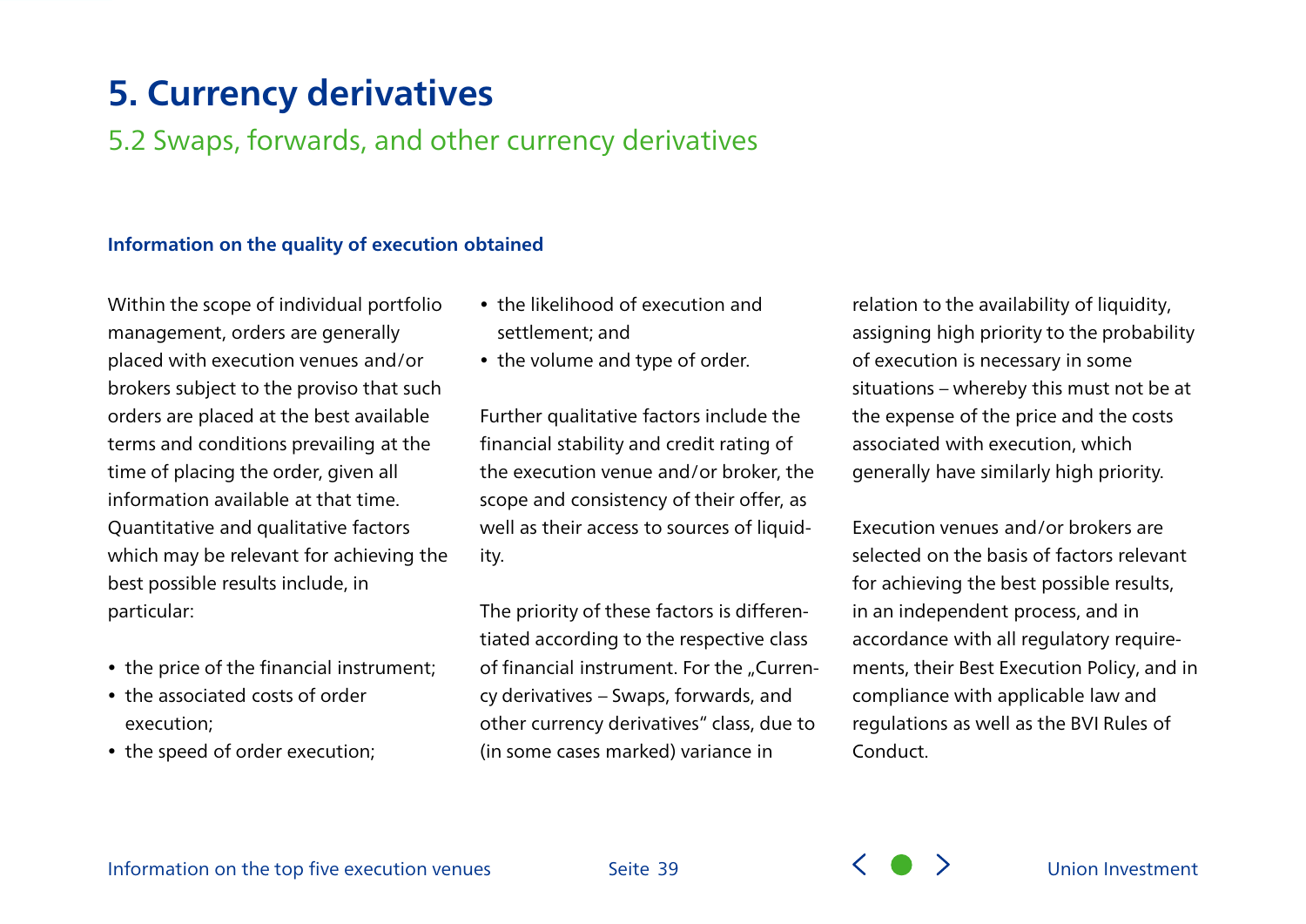# 5. Currency derivatives

## 5.2 Swaps, forwards, and other currency derivatives

### Information on the quality of execution obtained

Within the scope of individual portfolio management, orders are generally placed with execution venues and/or brokers subject to the proviso that such orders are placed at the best available terms and conditions prevailing at the time of placing the order, given all information available at that time. Quantitative and qualitative factors which may be relevant for achieving the best possible results include, in particular:

- the price of the financial instrument;
- the associated costs of order execution;
- the speed of order execution;
- the likelihood of execution and settlement; and
- the volume and type of order.

Further qualitative factors include the financial stability and credit rating of the execution venue and/or broker, the scope and consistency of their offer, as well as their access to sources of liquidity.

The priority of these factors is differentiated according to the respective class of financial instrument. For the „Currency derivatives – Swaps, forwards, and other currency derivatives" class, due to (in some cases marked) variance in relation to the availability of liquidity, assigning high priority to the probability of execution is necessary in some situations – whereby this must not be at the expense of the price and the costs associated with execution, which generally have similarly high priority.

Execution venues and/or brokers are selected on the basis of factors relevant for achieving the best possible results, in an independent process, and in accordance with all regulatory requirements, their Best Execution Policy, and in compliance with applicable law and regulations as well as the BVI Rules of Conduct.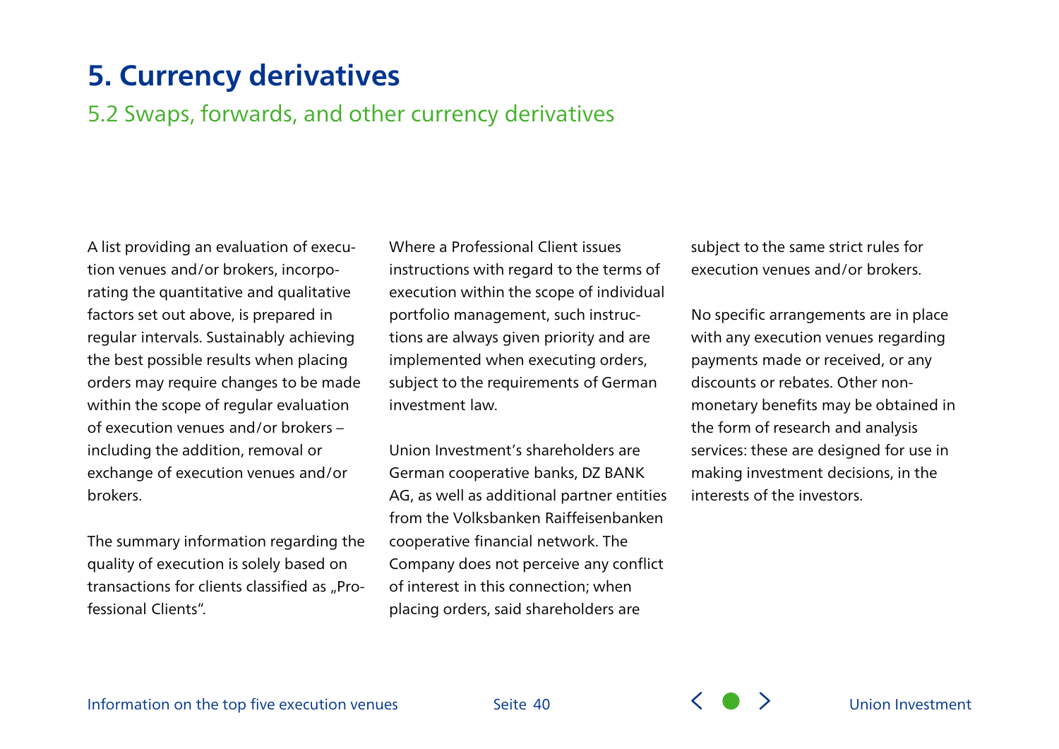# 5. Currency derivatives

## 5.2 Swaps, forwards, and other currency derivatives

A list providing an evaluation of execution venues and/or brokers, incorporating the quantitative and qualitative factors set out above, is prepared in regular intervals. Sustainably achieving the best possible results when placing orders may require changes to be made within the scope of regular evaluation of execution venues and/or brokers – including the addition, removal or exchange of execution venues and/or brokers.

The summary information regarding the quality of execution is solely based on transactions for clients classified as „Professional Clients".

Where a Professional Client issues instructions with regard to the terms of execution within the scope of individual portfolio management, such instructions are always given priority and are implemented when executing orders, subject to the requirements of German investment law.

Union Investment's shareholders are German cooperative banks, DZ BANK AG, as well as additional partner entities from the Volksbanken Raiffeisenbanken cooperative financial network. The Company does not perceive any conflict of interest in this connection; when placing orders, said shareholders are subject to the same strict rules for execution venues and/or brokers.

No specific arrangements are in place with any execution venues regarding payments made or received, or any discounts or rebates. Other non-monetary benefits may be obtained in the form of research and analysis services: these are designed for use in making investment decisions, in the interests of the investors.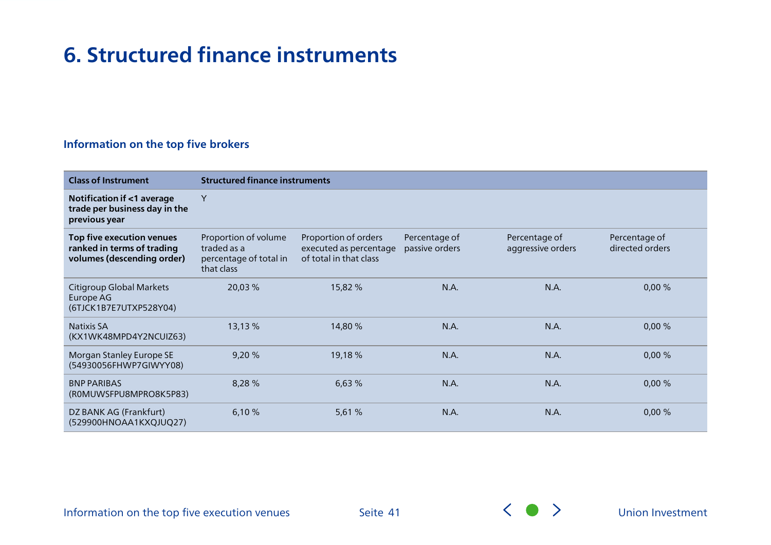# 6. Structured finance instruments

## Information on the top five brokers

| Class of Instrument | Structured finance instruments | | | | |
|---|---|---|---|---|---|
| **Notification if <1 average trade per business day in the previous year** | Y | | | | |
| **Top five execution venues ranked in terms of trading volumes (descending order)** | Proportion of volume traded as a percentage of total in that class | Proportion of orders executed as percentage of total in that class | Percentage of passive orders | Percentage of aggressive orders | Percentage of directed orders |
| Citigroup Global Markets Europe AG (6TJCK1B7E7UTXP528Y04) | 20,03 % | 15,82 % | N.A. | N.A. | 0,00 % |
| Natixis SA (KX1WK48MPD4Y2NCUIZ63) | 13,13 % | 14,80 % | N.A. | N.A. | 0,00 % |
| Morgan Stanley Europe SE (54930056FHWP7GIWYY08) | 9,20 % | 19,18 % | N.A. | N.A. | 0,00 % |
| BNP PARIBAS (R0MUWSFPU8MPRO8K5P83) | 8,28 % | 6,63 % | N.A. | N.A. | 0,00 % |
| DZ BANK AG (Frankfurt) (529900HNOAA1KXQJUQ27) | 6,10 % | 5,61 % | N.A. | N.A. | 0,00 % |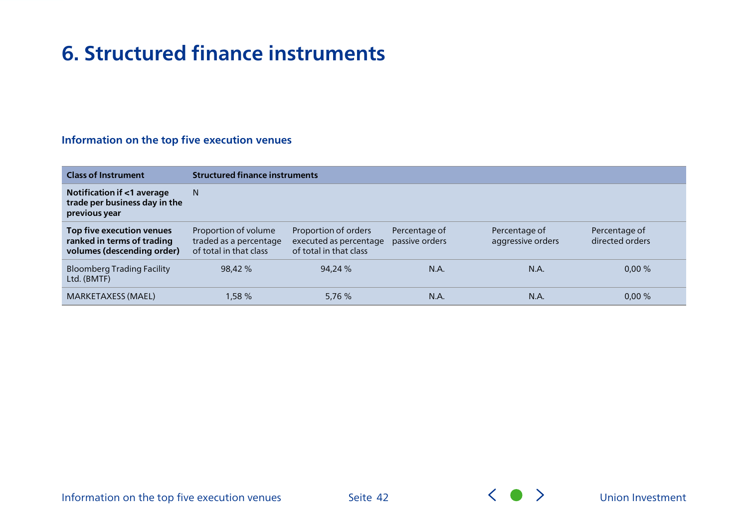# 6. Structured finance instruments

### Information on the top five execution venues

| Class of Instrument | Structured finance instruments | | | | |
|---|---|---|---|---|---|
| **Notification if <1 average trade per business day in the previous year** | N | | | | |
| **Top five execution venues ranked in terms of trading volumes (descending order)** | Proportion of volume traded as a percentage of total in that class | Proportion of orders executed as percentage of total in that class | Percentage of passive orders | Percentage of aggressive orders | Percentage of directed orders |
| Bloomberg Trading Facility Ltd. (BMTF) | 98,42 % | 94,24 % | N.A. | N.A. | 0,00 % |
| MARKETAXESS (MAEL) | 1,58 % | 5,76 % | N.A. | N.A. | 0,00 % |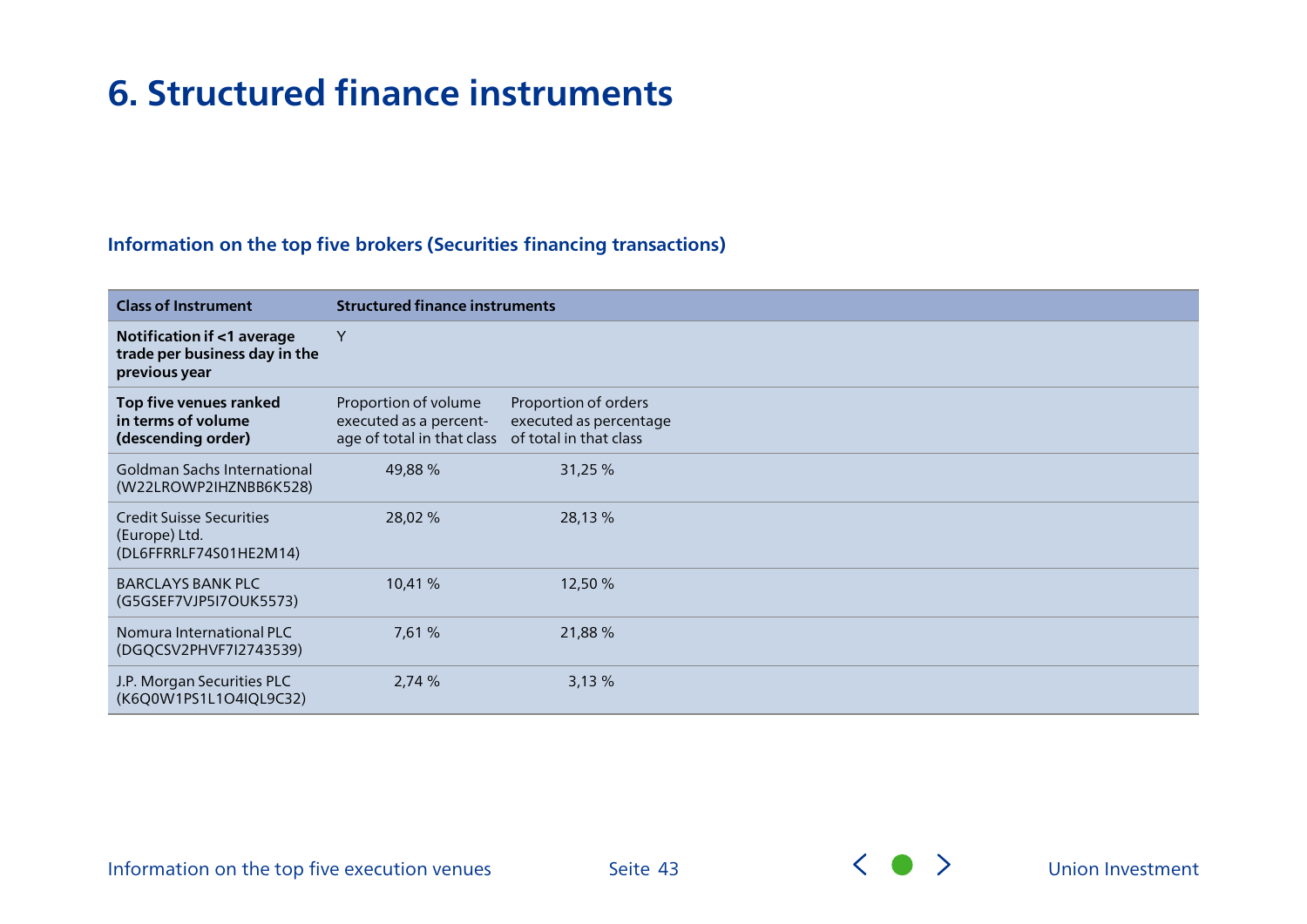# 6. Structured finance instruments

### Information on the top five brokers (Securities financing transactions)

| Class of Instrument | Structured finance instruments | |
|---|---|---|
| **Notification if <1 average trade per business day in the previous year** | Y | |
| **Top five venues ranked in terms of volume (descending order)** | Proportion of volume executed as a percentage of total in that class | Proportion of orders executed as percentage of total in that class |
| Goldman Sachs International (W22LROWP2IHZNBB6K528) | 49,88 % | 31,25 % |
| Credit Suisse Securities (Europe) Ltd. (DL6FFRRLF74S01HE2M14) | 28,02 % | 28,13 % |
| BARCLAYS BANK PLC (G5GSEF7VJP5I7OUK5573) | 10,41 % | 12,50 % |
| Nomura International PLC (DGQCSV2PHVF7I2743539) | 7,61 % | 21,88 % |
| J.P. Morgan Securities PLC (K6Q0W1PS1L1O4IQL9C32) | 2,74 % | 3,13 % |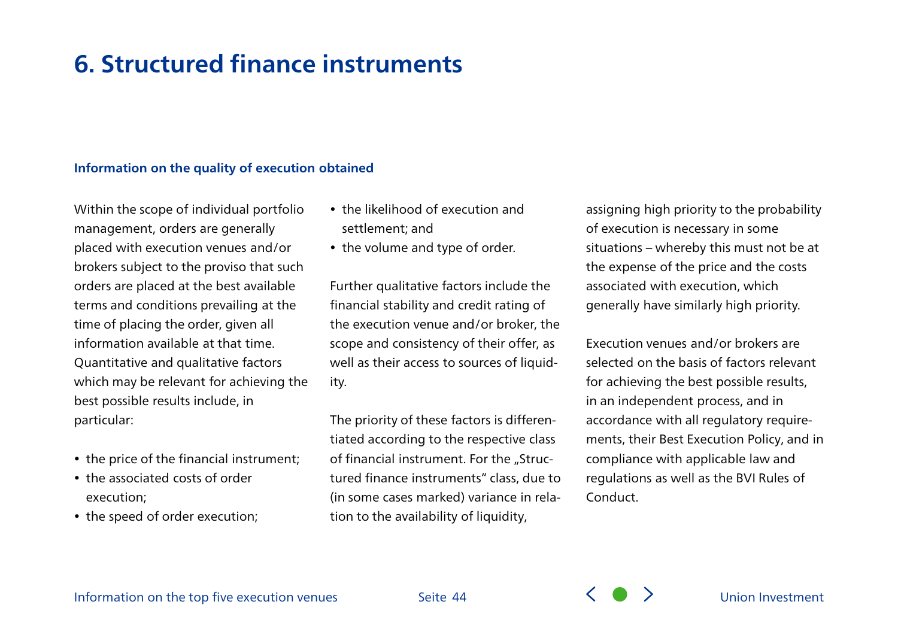# 6. Structured finance instruments

### Information on the quality of execution obtained

Within the scope of individual portfolio management, orders are generally placed with execution venues and/or brokers subject to the proviso that such orders are placed at the best available terms and conditions prevailing at the time of placing the order, given all information available at that time. Quantitative and qualitative factors which may be relevant for achieving the best possible results include, in particular:

- the price of the financial instrument;
- the associated costs of order execution;
- the speed of order execution;
- the likelihood of execution and settlement; and
- the volume and type of order.

Further qualitative factors include the financial stability and credit rating of the execution venue and/or broker, the scope and consistency of their offer, as well as their access to sources of liquidity.

The priority of these factors is differentiated according to the respective class of financial instrument. For the „Structured finance instruments" class, due to (in some cases marked) variance in relation to the availability of liquidity, assigning high priority to the probability of execution is necessary in some situations – whereby this must not be at the expense of the price and the costs associated with execution, which generally have similarly high priority.

Execution venues and/or brokers are selected on the basis of factors relevant for achieving the best possible results, in an independent process, and in accordance with all regulatory requirements, their Best Execution Policy, and in compliance with applicable law and regulations as well as the BVI Rules of Conduct.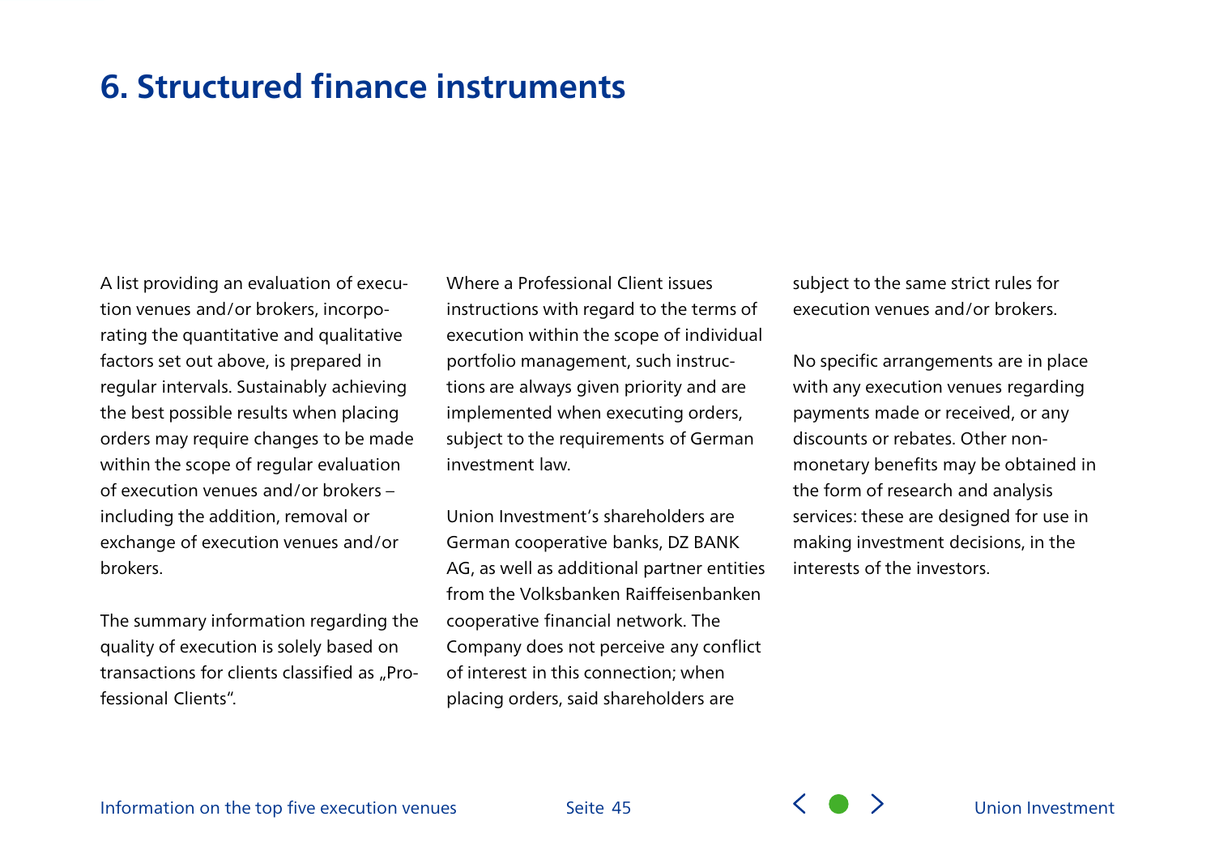# 6. Structured finance instruments

A list providing an evaluation of execution venues and/or brokers, incorporating the quantitative and qualitative factors set out above, is prepared in regular intervals. Sustainably achieving the best possible results when placing orders may require changes to be made within the scope of regular evaluation of execution venues and/or brokers – including the addition, removal or exchange of execution venues and/or brokers.

The summary information regarding the quality of execution is solely based on transactions for clients classified as „Professional Clients".

Where a Professional Client issues instructions with regard to the terms of execution within the scope of individual portfolio management, such instructions are always given priority and are implemented when executing orders, subject to the requirements of German investment law.

Union Investment's shareholders are German cooperative banks, DZ BANK AG, as well as additional partner entities from the Volksbanken Raiffeisenbanken cooperative financial network. The Company does not perceive any conflict of interest in this connection; when placing orders, said shareholders are subject to the same strict rules for execution venues and/or brokers.

No specific arrangements are in place with any execution venues regarding payments made or received, or any discounts or rebates. Other non-monetary benefits may be obtained in the form of research and analysis services: these are designed for use in making investment decisions, in the interests of the investors.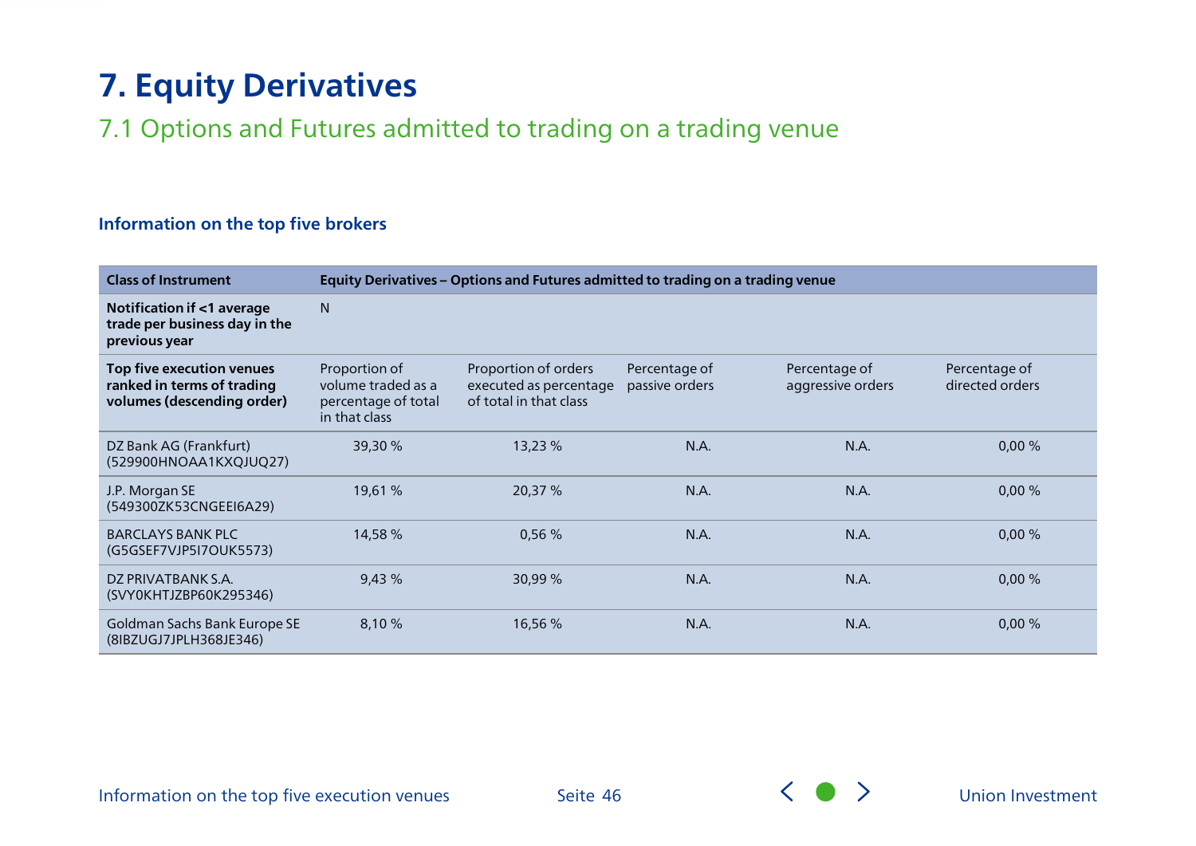# 7. Equity Derivatives

## 7.1 Options and Futures admitted to trading on a trading venue

### Information on the top five brokers

| Class of Instrument | Equity Derivatives – Options and Futures admitted to trading on a trading venue | | | | |
|---|---|---|---|---|---|
| **Notification if <1 average trade per business day in the previous year** | N | | | | |
| **Top five execution venues ranked in terms of trading volumes (descending order)** | Proportion of volume traded as a percentage of total in that class | Proportion of orders executed as percentage of total in that class | Percentage of passive orders | Percentage of aggressive orders | Percentage of directed orders |
| DZ Bank AG (Frankfurt) (529900HNOAA1KXQJUQ27) | 39,30 % | 13,23 % | N.A. | N.A. | 0,00 % |
| J.P. Morgan SE (549300ZK53CNGEEI6A29) | 19,61 % | 20,37 % | N.A. | N.A. | 0,00 % |
| BARCLAYS BANK PLC (G5GSEF7VJP5I7OUK5573) | 14,58 % | 0,56 % | N.A. | N.A. | 0,00 % |
| DZ PRIVATBANK S.A. (SVY0KHTJZBP60K295346) | 9,43 % | 30,99 % | N.A. | N.A. | 0,00 % |
| Goldman Sachs Bank Europe SE (8IBZUGJ7JPLH368JE346) | 8,10 % | 16,56 % | N.A. | N.A. | 0,00 % |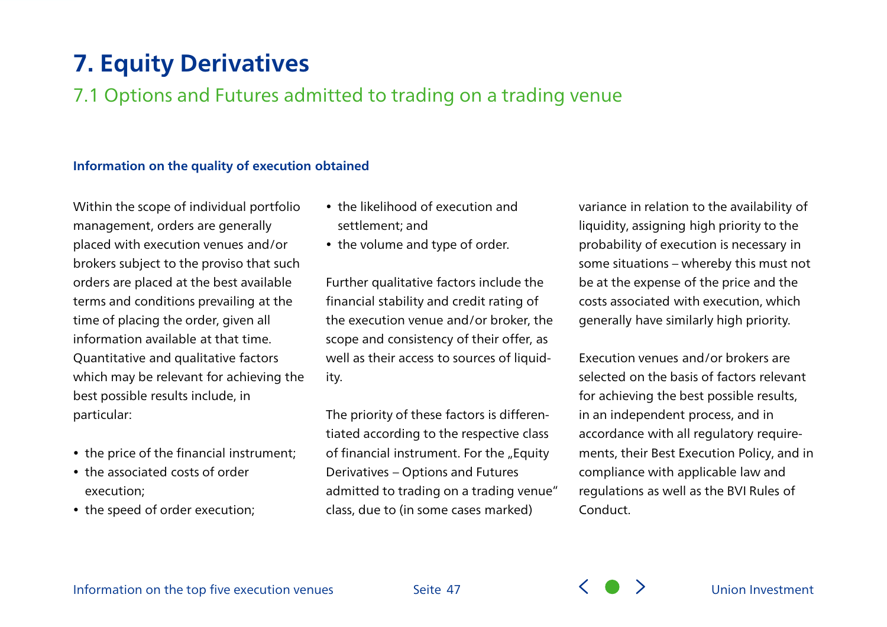# 7. Equity Derivatives

## 7.1 Options and Futures admitted to trading on a trading venue

### Information on the quality of execution obtained

Within the scope of individual portfolio management, orders are generally placed with execution venues and/or brokers subject to the proviso that such orders are placed at the best available terms and conditions prevailing at the time of placing the order, given all information available at that time. Quantitative and qualitative factors which may be relevant for achieving the best possible results include, in particular:

- the price of the financial instrument;
- the associated costs of order execution;
- the speed of order execution;
- the likelihood of execution and settlement; and
- the volume and type of order.

Further qualitative factors include the financial stability and credit rating of the execution venue and/or broker, the scope and consistency of their offer, as well as their access to sources of liquidity.

The priority of these factors is differentiated according to the respective class of financial instrument. For the „Equity Derivatives – Options and Futures admitted to trading on a trading venue“ class, due to (in some cases marked) variance in relation to the availability of liquidity, assigning high priority to the probability of execution is necessary in some situations – whereby this must not be at the expense of the price and the costs associated with execution, which generally have similarly high priority.

Execution venues and/or brokers are selected on the basis of factors relevant for achieving the best possible results, in an independent process, and in accordance with all regulatory requirements, their Best Execution Policy, and in compliance with applicable law and regulations as well as the BVI Rules of Conduct.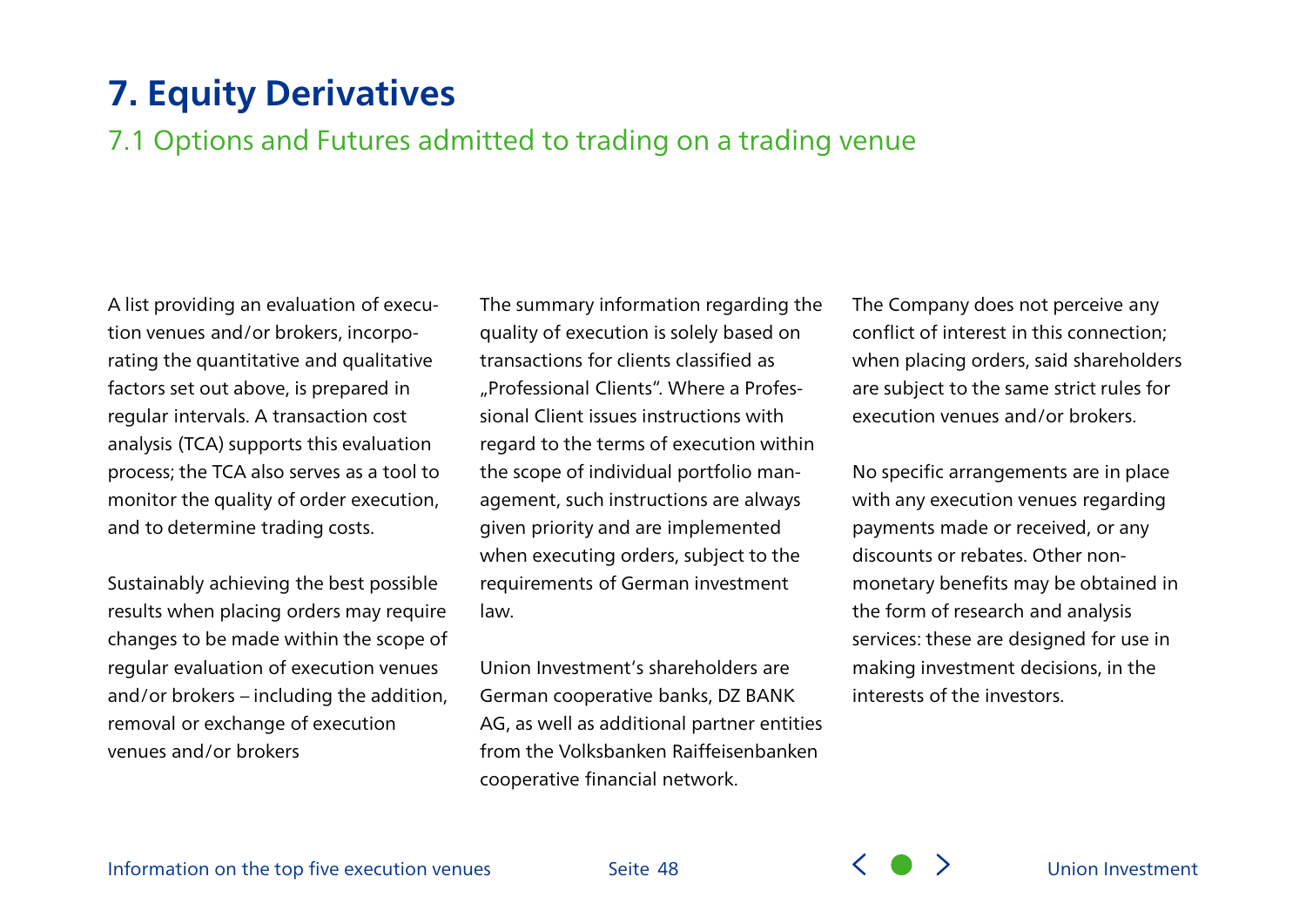# 7. Equity Derivatives

## 7.1 Options and Futures admitted to trading on a trading venue

A list providing an evaluation of execution venues and/or brokers, incorporating the quantitative and qualitative factors set out above, is prepared in regular intervals. A transaction cost analysis (TCA) supports this evaluation process; the TCA also serves as a tool to monitor the quality of order execution, and to determine trading costs.

Sustainably achieving the best possible results when placing orders may require changes to be made within the scope of regular evaluation of execution venues and/or brokers – including the addition, removal or exchange of execution venues and/or brokers

The summary information regarding the quality of execution is solely based on transactions for clients classified as „Professional Clients". Where a Professional Client issues instructions with regard to the terms of execution within the scope of individual portfolio management, such instructions are always given priority and are implemented when executing orders, subject to the requirements of German investment law.

Union Investment's shareholders are German cooperative banks, DZ BANK AG, as well as additional partner entities from the Volksbanken Raiffeisenbanken cooperative financial network.

The Company does not perceive any conflict of interest in this connection; when placing orders, said shareholders are subject to the same strict rules for execution venues and/or brokers.

No specific arrangements are in place with any execution venues regarding payments made or received, or any discounts or rebates. Other non-monetary benefits may be obtained in the form of research and analysis services: these are designed for use in making investment decisions, in the interests of the investors.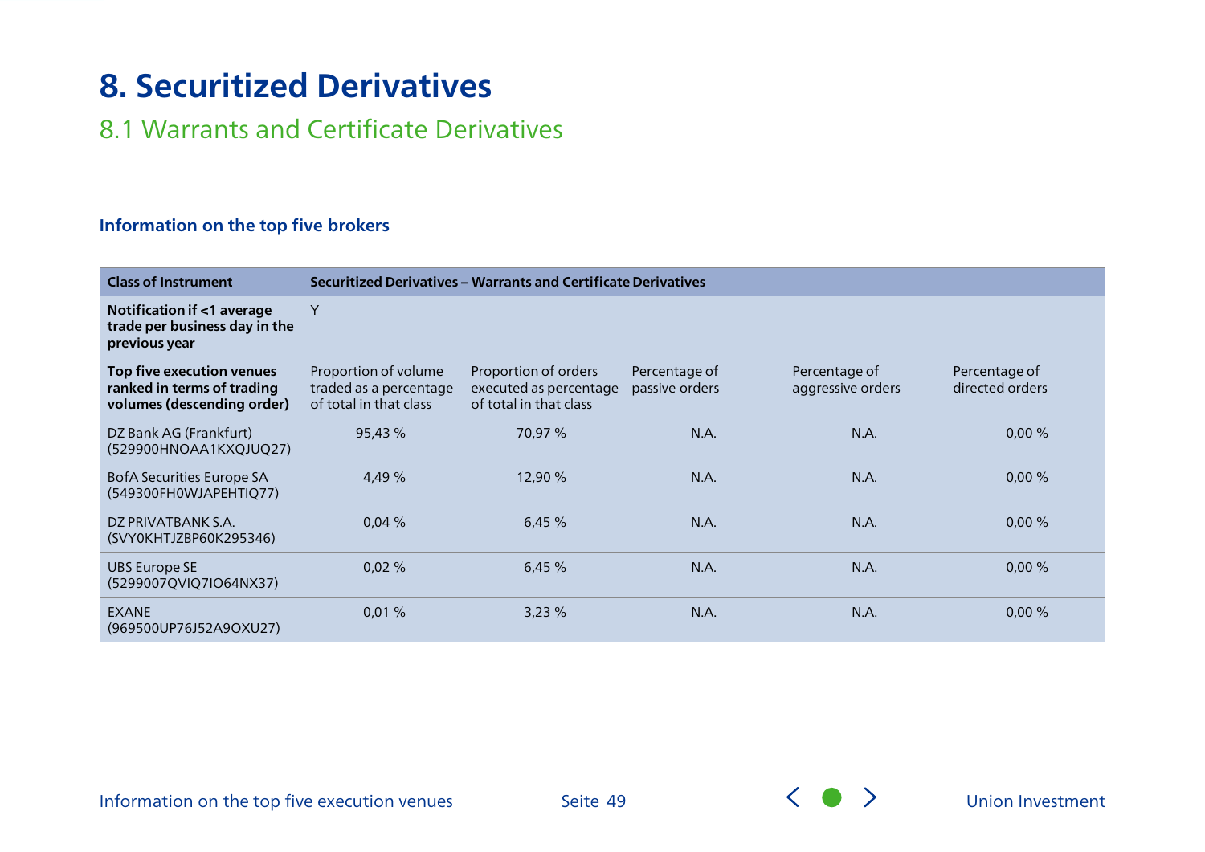# 8. Securitized Derivatives

## 8.1 Warrants and Certificate Derivatives

### Information on the top five brokers

| Class of Instrument | Securitized Derivatives – Warrants and Certificate Derivatives | | | | |
|---|---|---|---|---|---|
| **Notification if <1 average trade per business day in the previous year** | Y | | | | |
| **Top five execution venues ranked in terms of trading volumes (descending order)** | Proportion of volume traded as a percentage of total in that class | Proportion of orders executed as percentage of total in that class | Percentage of passive orders | Percentage of aggressive orders | Percentage of directed orders |
| DZ Bank AG (Frankfurt) (529900HNOAA1KXQJUQ27) | 95,43 % | 70,97 % | N.A. | N.A. | 0,00 % |
| BofA Securities Europe SA (549300FH0WJAPEHTIQ77) | 4,49 % | 12,90 % | N.A. | N.A. | 0,00 % |
| DZ PRIVATBANK S.A. (SVY0KHTJZBP60K295346) | 0,04 % | 6,45 % | N.A. | N.A. | 0,00 % |
| UBS Europe SE (5299007QVIQ7IO64NX37) | 0,02 % | 6,45 % | N.A. | N.A. | 0,00 % |
| EXANE (969500UP76J52A9OXU27) | 0,01 % | 3,23 % | N.A. | N.A. | 0,00 % |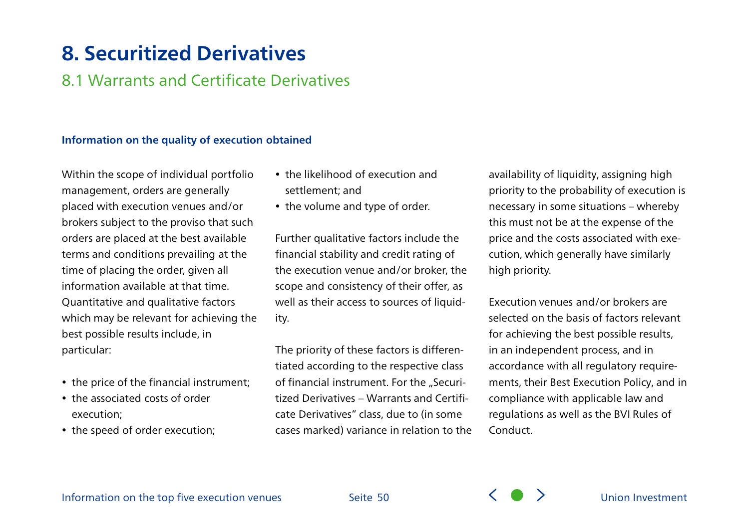# 8. Securitized Derivatives

## 8.1 Warrants and Certificate Derivatives

### Information on the quality of execution obtained

Within the scope of individual portfolio management, orders are generally placed with execution venues and/or brokers subject to the proviso that such orders are placed at the best available terms and conditions prevailing at the time of placing the order, given all information available at that time. Quantitative and qualitative factors which may be relevant for achieving the best possible results include, in particular:

- the price of the financial instrument;
- the associated costs of order execution;
- the speed of order execution;
- the likelihood of execution and settlement; and
- the volume and type of order.

Further qualitative factors include the financial stability and credit rating of the execution venue and/or broker, the scope and consistency of their offer, as well as their access to sources of liquidity.

The priority of these factors is differentiated according to the respective class of financial instrument. For the „Securitized Derivatives – Warrants and Certificate Derivatives" class, due to (in some cases marked) variance in relation to the availability of liquidity, assigning high priority to the probability of execution is necessary in some situations – whereby this must not be at the expense of the price and the costs associated with execution, which generally have similarly high priority.

Execution venues and/or brokers are selected on the basis of factors relevant for achieving the best possible results, in an independent process, and in accordance with all regulatory requirements, their Best Execution Policy, and in compliance with applicable law and regulations as well as the BVI Rules of Conduct.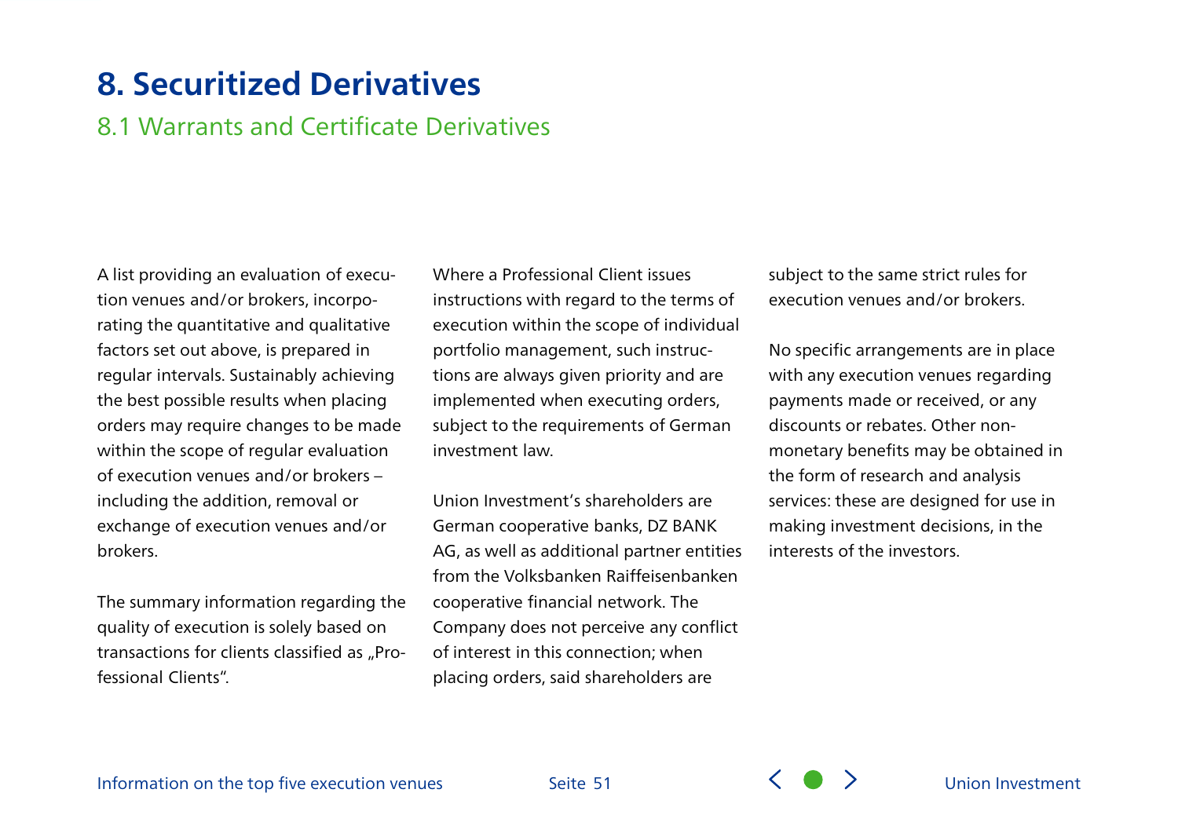# 8. Securitized Derivatives

## 8.1 Warrants and Certificate Derivatives

A list providing an evaluation of execution venues and/or brokers, incorporating the quantitative and qualitative factors set out above, is prepared in regular intervals. Sustainably achieving the best possible results when placing orders may require changes to be made within the scope of regular evaluation of execution venues and/or brokers – including the addition, removal or exchange of execution venues and/or brokers.

The summary information regarding the quality of execution is solely based on transactions for clients classified as „Professional Clients".

Where a Professional Client issues instructions with regard to the terms of execution within the scope of individual portfolio management, such instructions are always given priority and are implemented when executing orders, subject to the requirements of German investment law.

Union Investment's shareholders are German cooperative banks, DZ BANK AG, as well as additional partner entities from the Volksbanken Raiffeisenbanken cooperative financial network. The Company does not perceive any conflict of interest in this connection; when placing orders, said shareholders are subject to the same strict rules for execution venues and/or brokers.

No specific arrangements are in place with any execution venues regarding payments made or received, or any discounts or rebates. Other non-monetary benefits may be obtained in the form of research and analysis services: these are designed for use in making investment decisions, in the interests of the investors.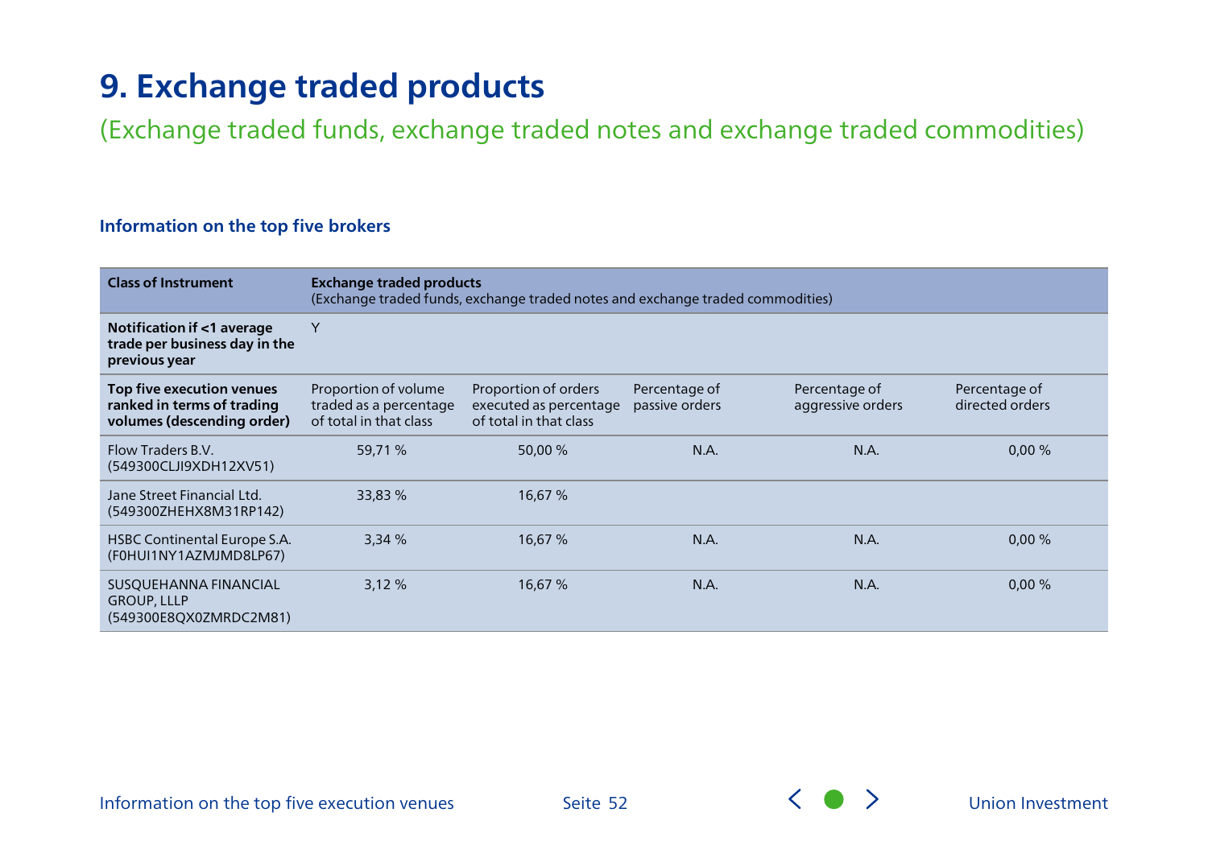# 9. Exchange traded products

(Exchange traded funds, exchange traded notes and exchange traded commodities)

### Information on the top five brokers

| Class of Instrument | Exchange traded products (Exchange traded funds, exchange traded notes and exchange traded commodities) | | | | |
|---|---|---|---|---|---|
| Notification if <1 average trade per business day in the previous year | Y | | | | |
| Top five execution venues ranked in terms of trading volumes (descending order) | Proportion of volume traded as a percentage of total in that class | Proportion of orders executed as percentage of total in that class | Percentage of passive orders | Percentage of aggressive orders | Percentage of directed orders |
| Flow Traders B.V. (549300CLJI9XDH12XV51) | 59,71 % | 50,00 % | N.A. | N.A. | 0,00 % |
| Jane Street Financial Ltd. (549300ZHEHX8M31RP142) | 33,83 % | 16,67 % | | | |
| HSBC Continental Europe S.A. (F0HUI1NY1AZMJMD8LP67) | 3,34 % | 16,67 % | N.A. | N.A. | 0,00 % |
| SUSQUEHANNA FINANCIAL GROUP, LLLP (549300E8QX0ZMRDC2M81) | 3,12 % | 16,67 % | N.A. | N.A. | 0,00 % |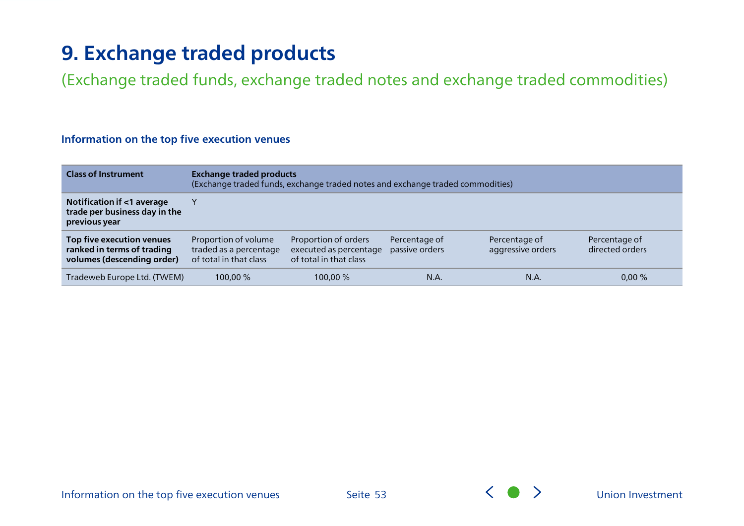# 9. Exchange traded products

(Exchange traded funds, exchange traded notes and exchange traded commodities)

### Information on the top five execution venues

| **Class of Instrument** | **Exchange traded products** (Exchange traded funds, exchange traded notes and exchange traded commodities) | | | | |
|---|---|---|---|---|---|
| **Notification if <1 average trade per business day in the previous year** | Y | | | | |
| **Top five execution venues ranked in terms of trading volumes (descending order)** | Proportion of volume traded as a percentage of total in that class | Proportion of orders executed as percentage of total in that class | Percentage of passive orders | Percentage of aggressive orders | Percentage of directed orders |
| Tradeweb Europe Ltd. (TWEM) | 100,00 % | 100,00 % | N.A. | N.A. | 0,00 % |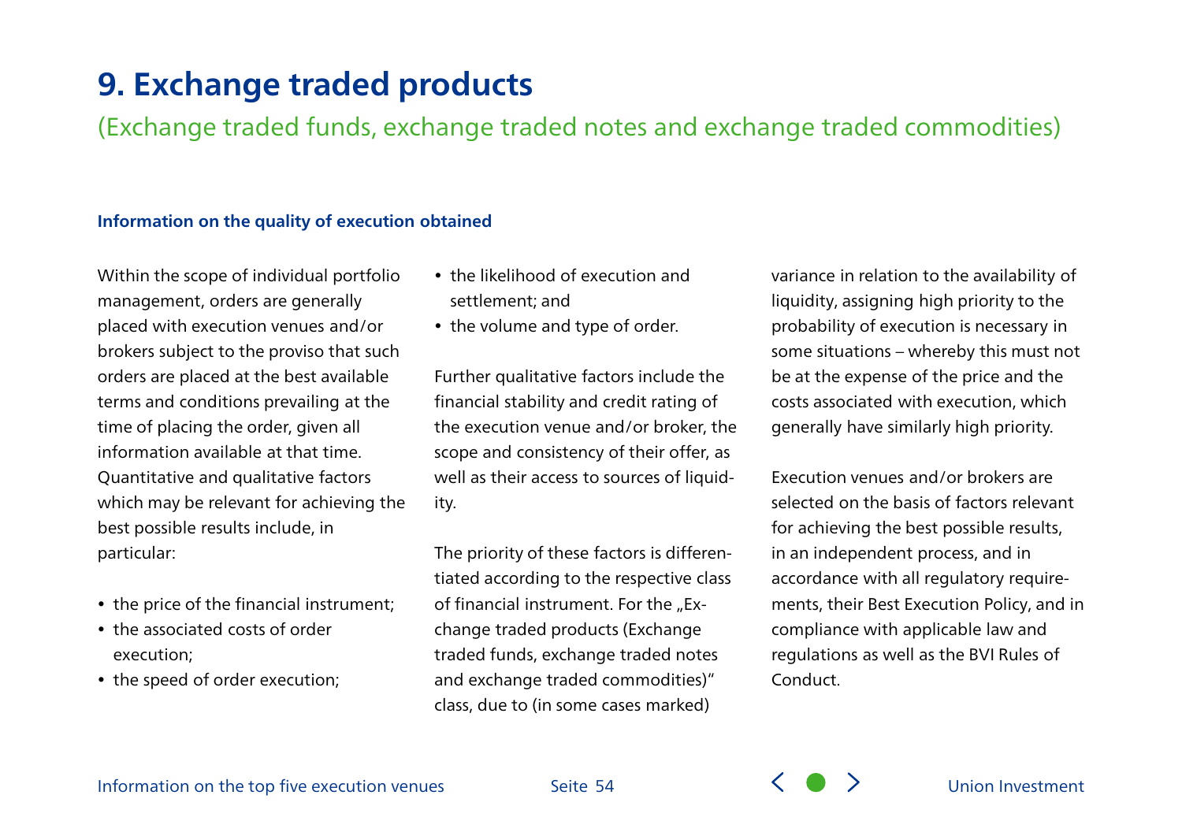# 9. Exchange traded products

(Exchange traded funds, exchange traded notes and exchange traded commodities)

### Information on the quality of execution obtained

Within the scope of individual portfolio management, orders are generally placed with execution venues and/or brokers subject to the proviso that such orders are placed at the best available terms and conditions prevailing at the time of placing the order, given all information available at that time. Quantitative and qualitative factors which may be relevant for achieving the best possible results include, in particular:

- the price of the financial instrument;
- the associated costs of order execution;
- the speed of order execution;
- the likelihood of execution and settlement; and
- the volume and type of order.

Further qualitative factors include the financial stability and credit rating of the execution venue and/or broker, the scope and consistency of their offer, as well as their access to sources of liquidity.

The priority of these factors is differentiated according to the respective class of financial instrument. For the „Exchange traded products (Exchange traded funds, exchange traded notes and exchange traded commodities)" class, due to (in some cases marked) variance in relation to the availability of liquidity, assigning high priority to the probability of execution is necessary in some situations – whereby this must not be at the expense of the price and the costs associated with execution, which generally have similarly high priority.

Execution venues and/or brokers are selected on the basis of factors relevant for achieving the best possible results, in an independent process, and in accordance with all regulatory requirements, their Best Execution Policy, and in compliance with applicable law and regulations as well as the BVI Rules of Conduct.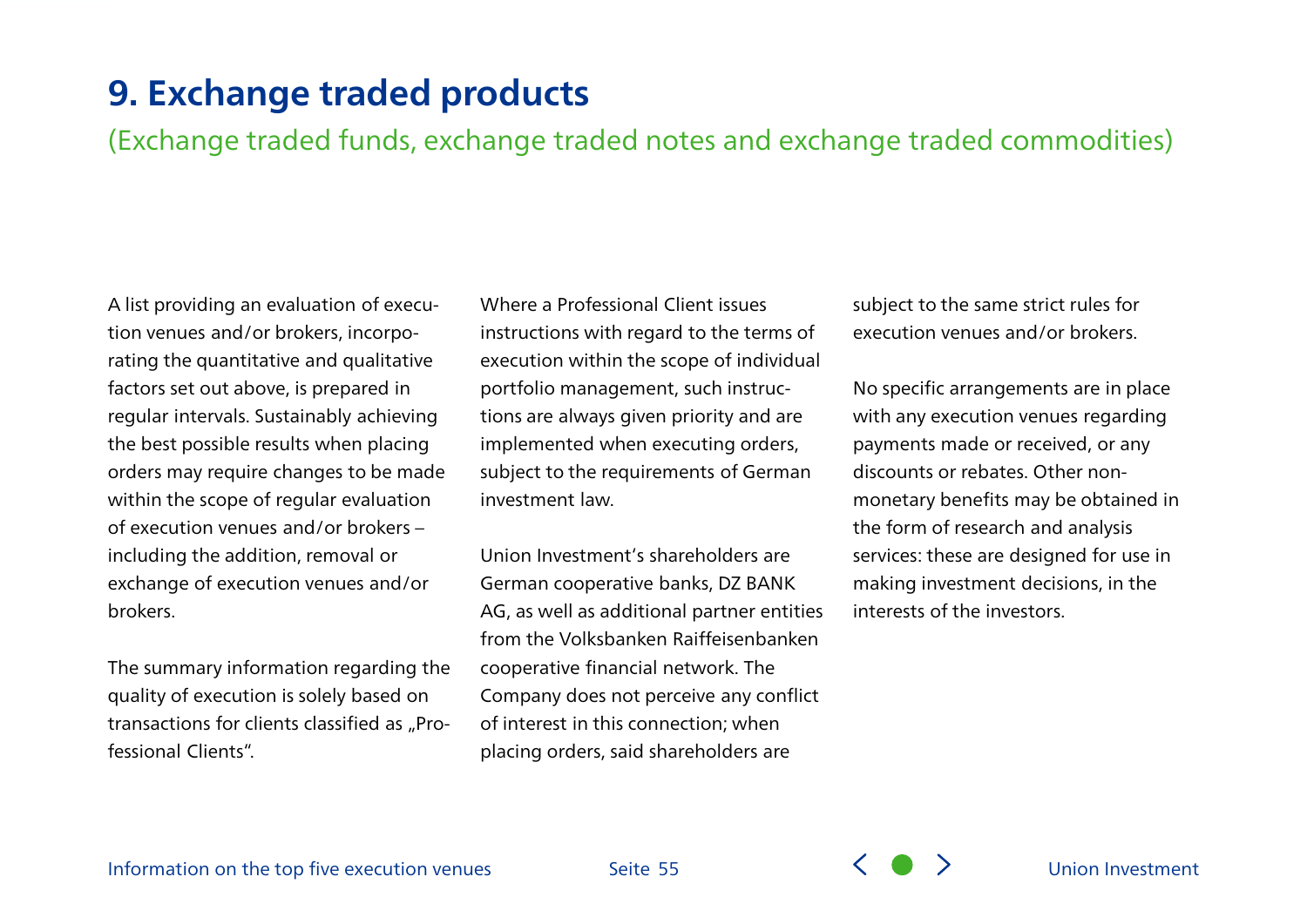# 9. Exchange traded products

(Exchange traded funds, exchange traded notes and exchange traded commodities)

A list providing an evaluation of execution venues and/or brokers, incorporating the quantitative and qualitative factors set out above, is prepared in regular intervals. Sustainably achieving the best possible results when placing orders may require changes to be made within the scope of regular evaluation of execution venues and/or brokers – including the addition, removal or exchange of execution venues and/or brokers.

The summary information regarding the quality of execution is solely based on transactions for clients classified as „Professional Clients".

Where a Professional Client issues instructions with regard to the terms of execution within the scope of individual portfolio management, such instructions are always given priority and are implemented when executing orders, subject to the requirements of German investment law.

Union Investment's shareholders are German cooperative banks, DZ BANK AG, as well as additional partner entities from the Volksbanken Raiffeisenbanken cooperative financial network. The Company does not perceive any conflict of interest in this connection; when placing orders, said shareholders are subject to the same strict rules for execution venues and/or brokers.

No specific arrangements are in place with any execution venues regarding payments made or received, or any discounts or rebates. Other non-monetary benefits may be obtained in the form of research and analysis services: these are designed for use in making investment decisions, in the interests of the investors.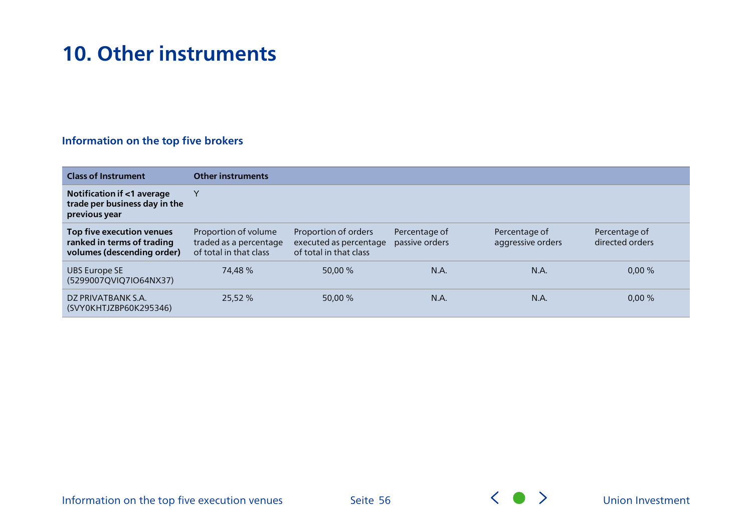# 10. Other instruments

### Information on the top five brokers

| Class of Instrument | Other instruments | | | | |
|---|---|---|---|---|---|
| **Notification if <1 average trade per business day in the previous year** | Y | | | | |
| **Top five execution venues ranked in terms of trading volumes (descending order)** | Proportion of volume traded as a percentage of total in that class | Proportion of orders executed as percentage of total in that class | Percentage of passive orders | Percentage of aggressive orders | Percentage of directed orders |
| UBS Europe SE (5299007QVIQ7IO64NX37) | 74,48 % | 50,00 % | N.A. | N.A. | 0,00 % |
| DZ PRIVATBANK S.A. (SVY0KHTJZBP60K295346) | 25,52 % | 50,00 % | N.A. | N.A. | 0,00 % |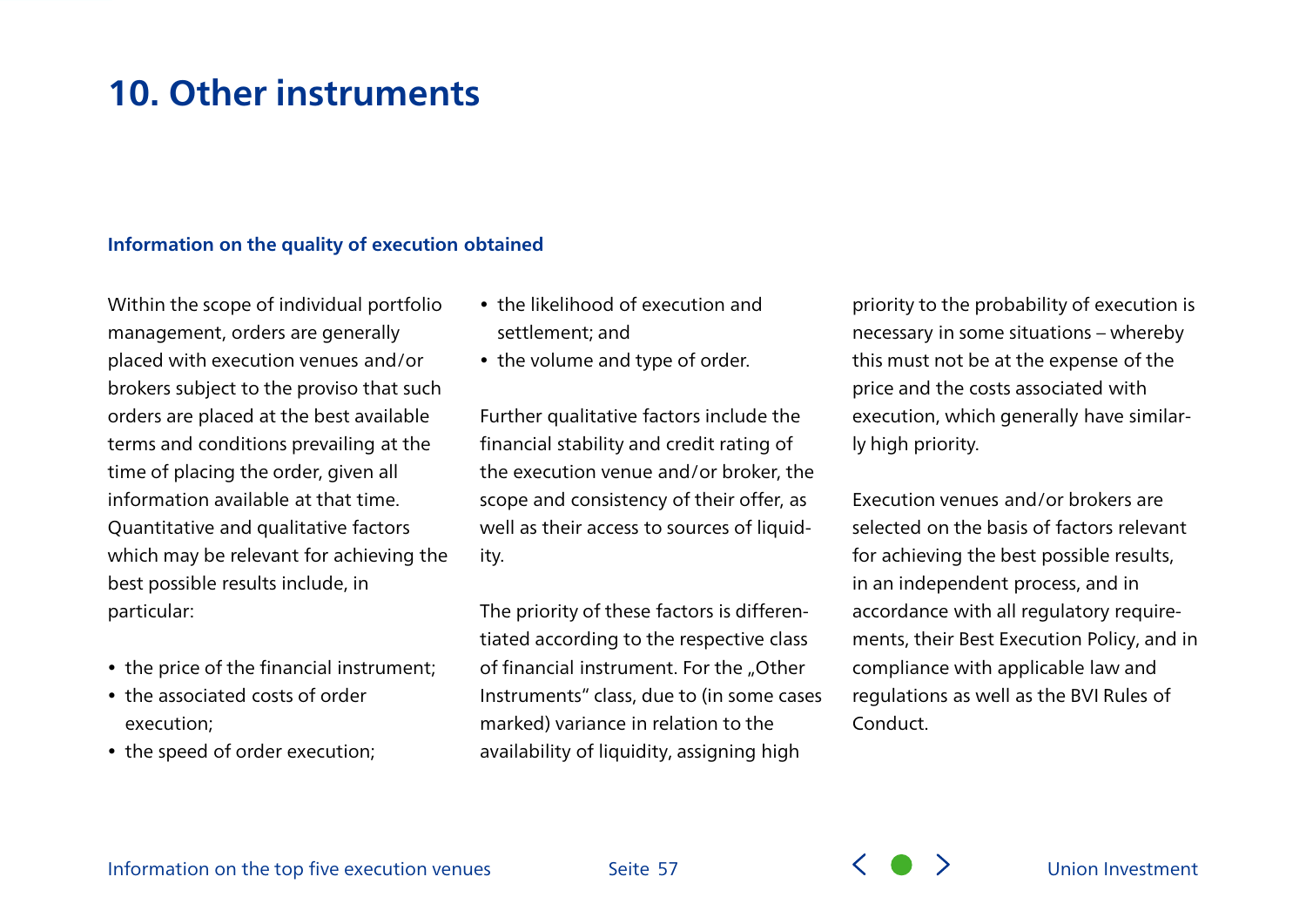# 10. Other instruments

### Information on the quality of execution obtained

Within the scope of individual portfolio management, orders are generally placed with execution venues and/or brokers subject to the proviso that such orders are placed at the best available terms and conditions prevailing at the time of placing the order, given all information available at that time. Quantitative and qualitative factors which may be relevant for achieving the best possible results include, in particular:

- the price of the financial instrument;
- the associated costs of order execution;
- the speed of order execution;
- the likelihood of execution and settlement; and
- the volume and type of order.

Further qualitative factors include the financial stability and credit rating of the execution venue and/or broker, the scope and consistency of their offer, as well as their access to sources of liquidity.

The priority of these factors is differentiated according to the respective class of financial instrument. For the „Other Instruments" class, due to (in some cases marked) variance in relation to the availability of liquidity, assigning high priority to the probability of execution is necessary in some situations – whereby this must not be at the expense of the price and the costs associated with execution, which generally have similarly high priority.

Execution venues and/or brokers are selected on the basis of factors relevant for achieving the best possible results, in an independent process, and in accordance with all regulatory requirements, their Best Execution Policy, and in compliance with applicable law and regulations as well as the BVI Rules of Conduct.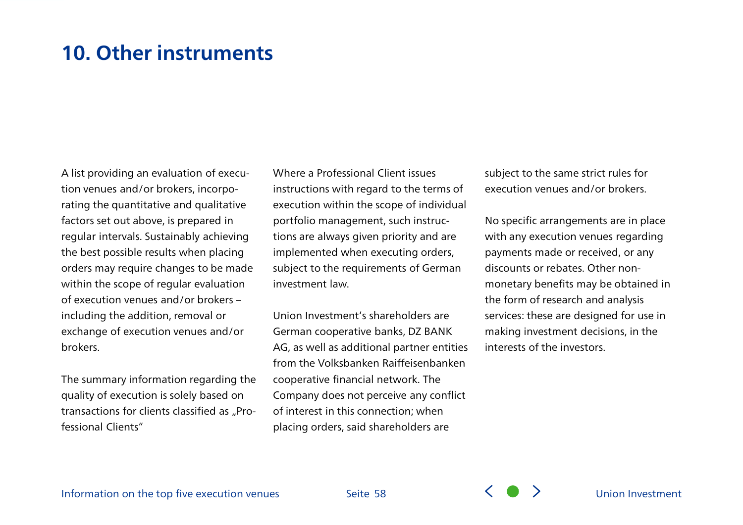# 10. Other instruments

A list providing an evaluation of execution venues and/or brokers, incorporating the quantitative and qualitative factors set out above, is prepared in regular intervals. Sustainably achieving the best possible results when placing orders may require changes to be made within the scope of regular evaluation of execution venues and/or brokers – including the addition, removal or exchange of execution venues and/or brokers.

The summary information regarding the quality of execution is solely based on transactions for clients classified as „Professional Clients"

Where a Professional Client issues instructions with regard to the terms of execution within the scope of individual portfolio management, such instructions are always given priority and are implemented when executing orders, subject to the requirements of German investment law.

Union Investment's shareholders are German cooperative banks, DZ BANK AG, as well as additional partner entities from the Volksbanken Raiffeisenbanken cooperative financial network. The Company does not perceive any conflict of interest in this connection; when placing orders, said shareholders are subject to the same strict rules for execution venues and/or brokers.

No specific arrangements are in place with any execution venues regarding payments made or received, or any discounts or rebates. Other non-monetary benefits may be obtained in the form of research and analysis services: these are designed for use in making investment decisions, in the interests of the investors.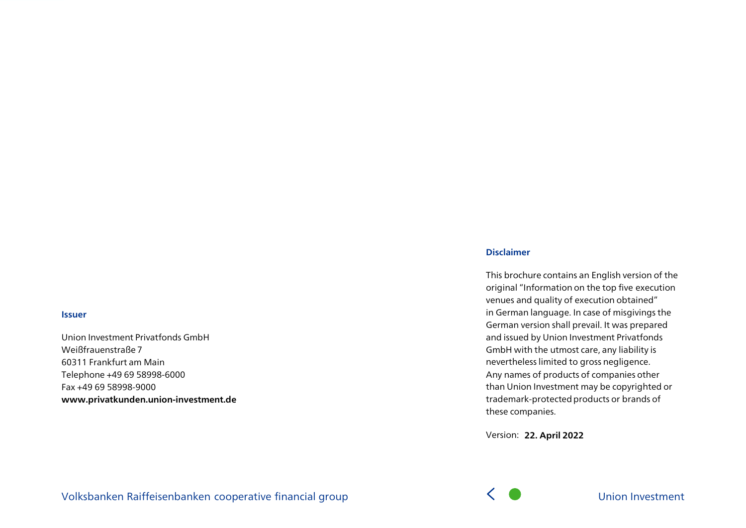**Issuer**

Union Investment Privatfonds GmbH
Weißfrauenstraße 7
60311 Frankfurt am Main
Telephone +49 69 58998-6000
Fax +49 69 58998-9000
**www.privatkunden.union-investment.de**

**Disclaimer**

This brochure contains an English version of the original "Information on the top five execution venues and quality of execution obtained" in German language. In case of misgivings the German version shall prevail. It was prepared and issued by Union Investment Privatfonds GmbH with the utmost care, any liability is nevertheless limited to gross negligence. Any names of products of companies other than Union Investment may be copyrighted or trademark-protected products or brands of these companies.

Version: **22. April 2022**

Volksbanken Raiffeisenbanken cooperative financial group

Union Investment